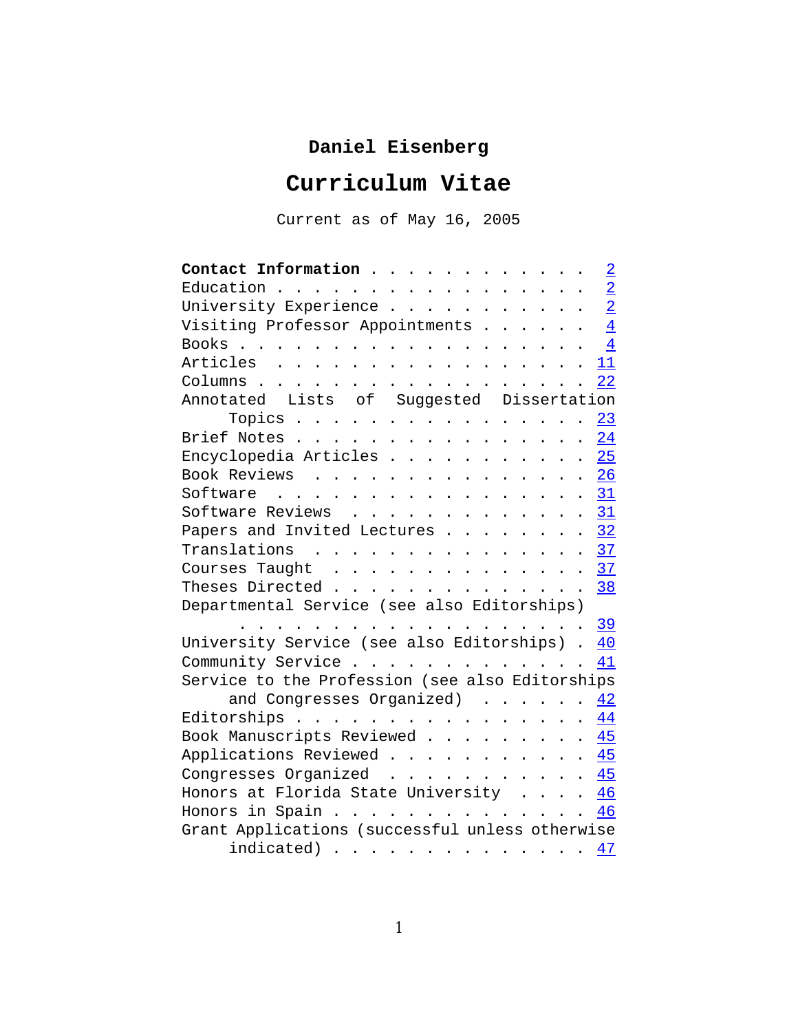# Daniel Eisenberg

## Curriculum Vitae

Current as of May 16, 2005

**Contact Information** . . . . . . . . . . . . . 2
Education . . . . . . . . . . . . . . . . . . 2
University Experience . . . . . . . . . . . 2
Visiting Professor Appointments . . . . . . 4
Books . . . . . . . . . . . . . . . . . . . . 4
Articles . . . . . . . . . . . . . . . . . . 11
Columns . . . . . . . . . . . . . . . . . . . 22
Annotated Lists of Suggested Dissertation Topics . . . . . . . . . . . . . . . . . 23
Brief Notes . . . . . . . . . . . . . . . . . 24
Encyclopedia Articles . . . . . . . . . . . 25
Book Reviews . . . . . . . . . . . . . . . . 26
Software . . . . . . . . . . . . . . . . . . 31
Software Reviews . . . . . . . . . . . . . . 31
Papers and Invited Lectures . . . . . . . . 32
Translations . . . . . . . . . . . . . . . . 37
Courses Taught . . . . . . . . . . . . . . . 37
Theses Directed . . . . . . . . . . . . . . . 38
Departmental Service (see also Editorships) . . . . . . . . . . . . . . . . . . . . . 39
University Service (see also Editorships) . 40
Community Service . . . . . . . . . . . . . 41
Service to the Profession (see also Editorships and Congresses Organized) . . . . . . 42
Editorships . . . . . . . . . . . . . . . . . 44
Book Manuscripts Reviewed . . . . . . . . . 45
Applications Reviewed . . . . . . . . . . . 45
Congresses Organized . . . . . . . . . . . . 45
Honors at Florida State University . . . . 46
Honors in Spain . . . . . . . . . . . . . . . 46
Grant Applications (successful unless otherwise indicated) . . . . . . . . . . . . . . 47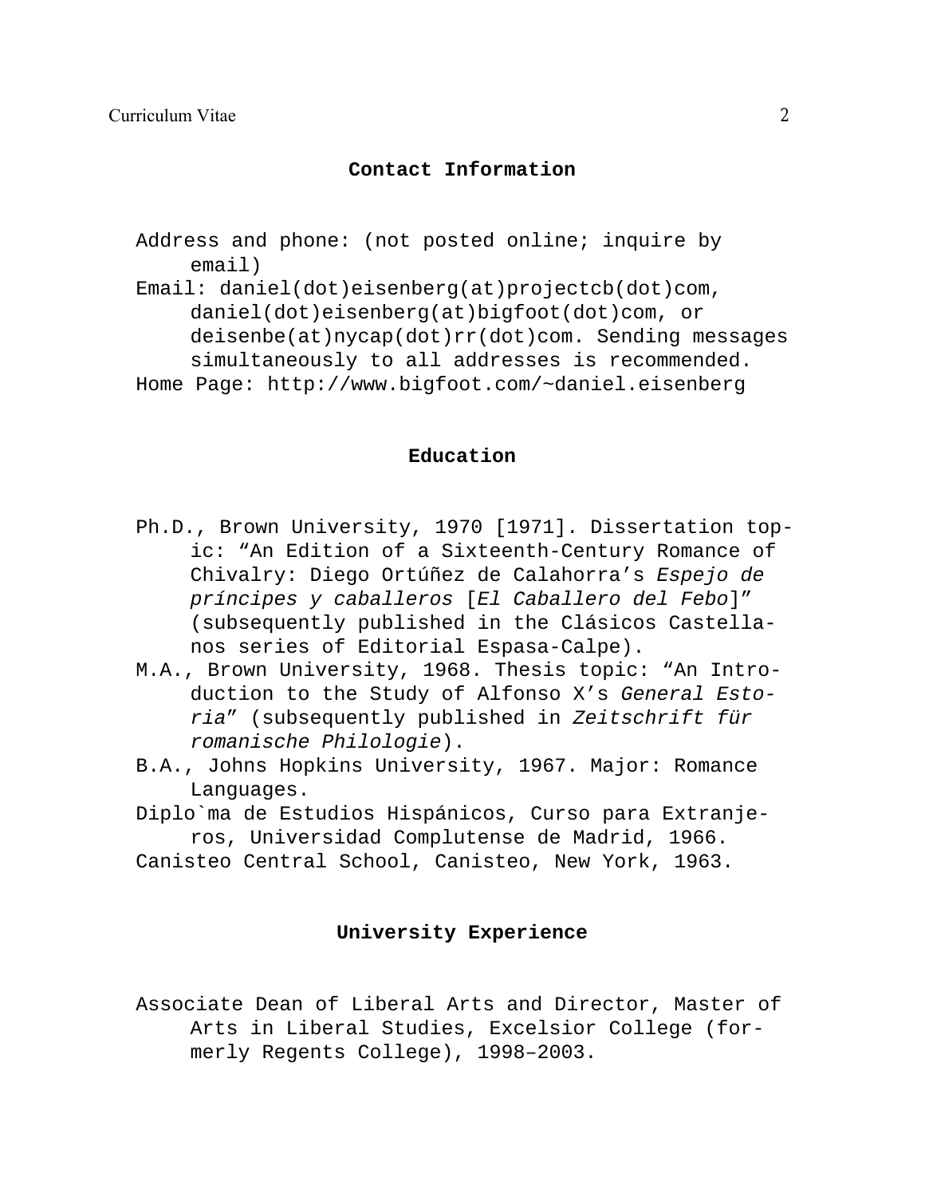## Contact Information

Address and phone: (not posted online; inquire by email)
Email: daniel(dot)eisenberg(at)projectcb(dot)com, daniel(dot)eisenberg(at)bigfoot(dot)com, or deisenbe(at)nycap(dot)rr(dot)com. Sending messages simultaneously to all addresses is recommended.
Home Page: http://www.bigfoot.com/~daniel.eisenberg

## Education

Ph.D., Brown University, 1970 [1971]. Dissertation topic: "An Edition of a Sixteenth-Century Romance of Chivalry: Diego Ortúñez de Calahorra's *Espejo de príncipes y caballeros* [*El Caballero del Febo*]" (subsequently published in the Clásicos Castellanos series of Editorial Espasa-Calpe).

M.A., Brown University, 1968. Thesis topic: "An Introduction to the Study of Alfonso X's *General Estoria*" (subsequently published in *Zeitschrift für romanische Philologie*).

B.A., Johns Hopkins University, 1967. Major: Romance Languages.

Diplo`ma de Estudios Hispánicos, Curso para Extranjeros, Universidad Complutense de Madrid, 1966.

Canisteo Central School, Canisteo, New York, 1963.

## University Experience

Associate Dean of Liberal Arts and Director, Master of Arts in Liberal Studies, Excelsior College (formerly Regents College), 1998–2003.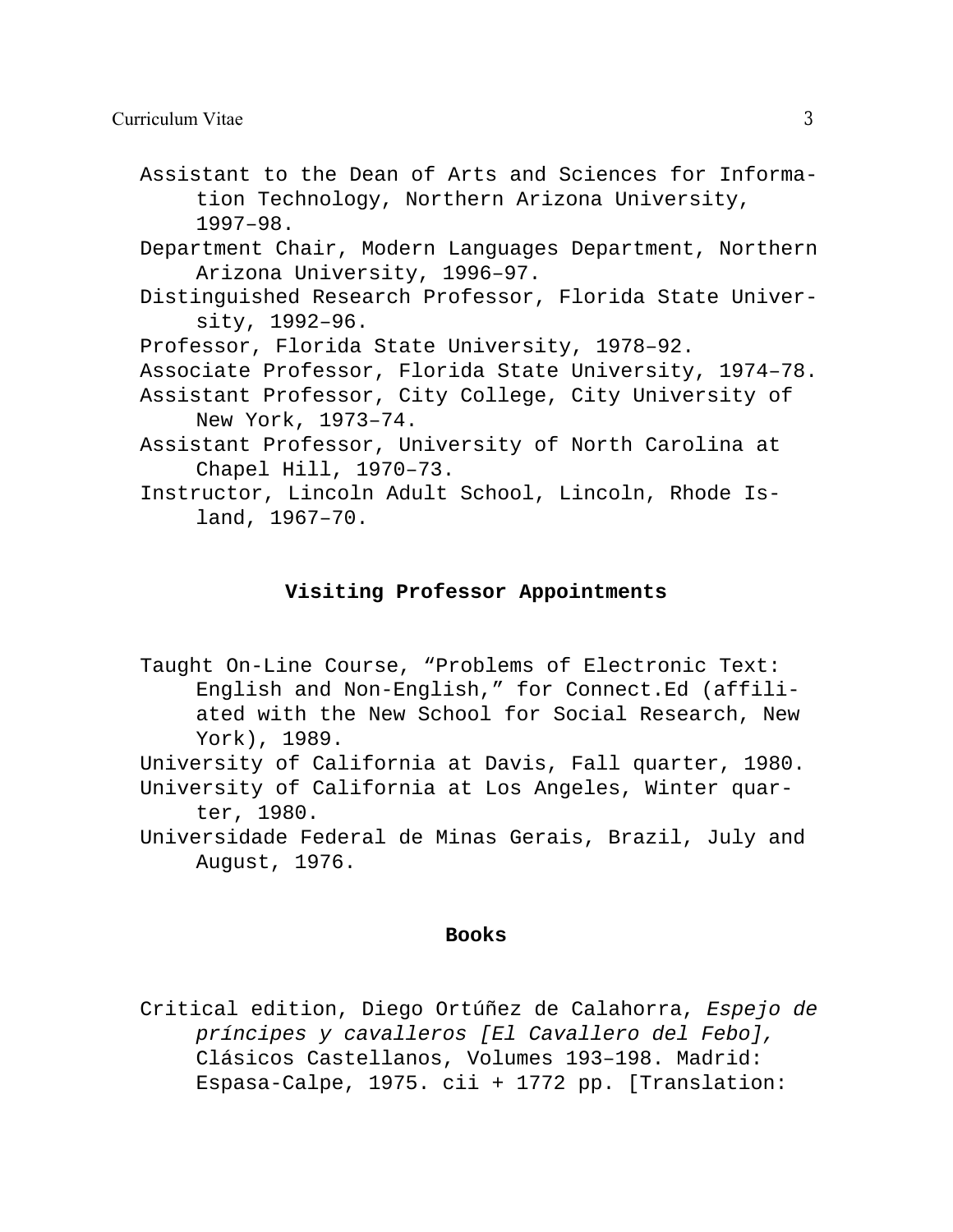Assistant to the Dean of Arts and Sciences for Information Technology, Northern Arizona University, 1997–98.

Department Chair, Modern Languages Department, Northern Arizona University, 1996–97.

Distinguished Research Professor, Florida State University, 1992–96.

Professor, Florida State University, 1978–92.

Associate Professor, Florida State University, 1974–78.

Assistant Professor, City College, City University of New York, 1973–74.

Assistant Professor, University of North Carolina at Chapel Hill, 1970–73.

Instructor, Lincoln Adult School, Lincoln, Rhode Island, 1967–70.

## Visiting Professor Appointments

Taught On-Line Course, "Problems of Electronic Text: English and Non-English," for Connect.Ed (affiliated with the New School for Social Research, New York), 1989.

University of California at Davis, Fall quarter, 1980.

University of California at Los Angeles, Winter quarter, 1980.

Universidade Federal de Minas Gerais, Brazil, July and August, 1976.

## Books

Critical edition, Diego Ortúñez de Calahorra, *Espejo de príncipes y cavalleros [El Cavallero del Febo],* Clásicos Castellanos, Volumes 193–198. Madrid: Espasa-Calpe, 1975. cii + 1772 pp. [Translation: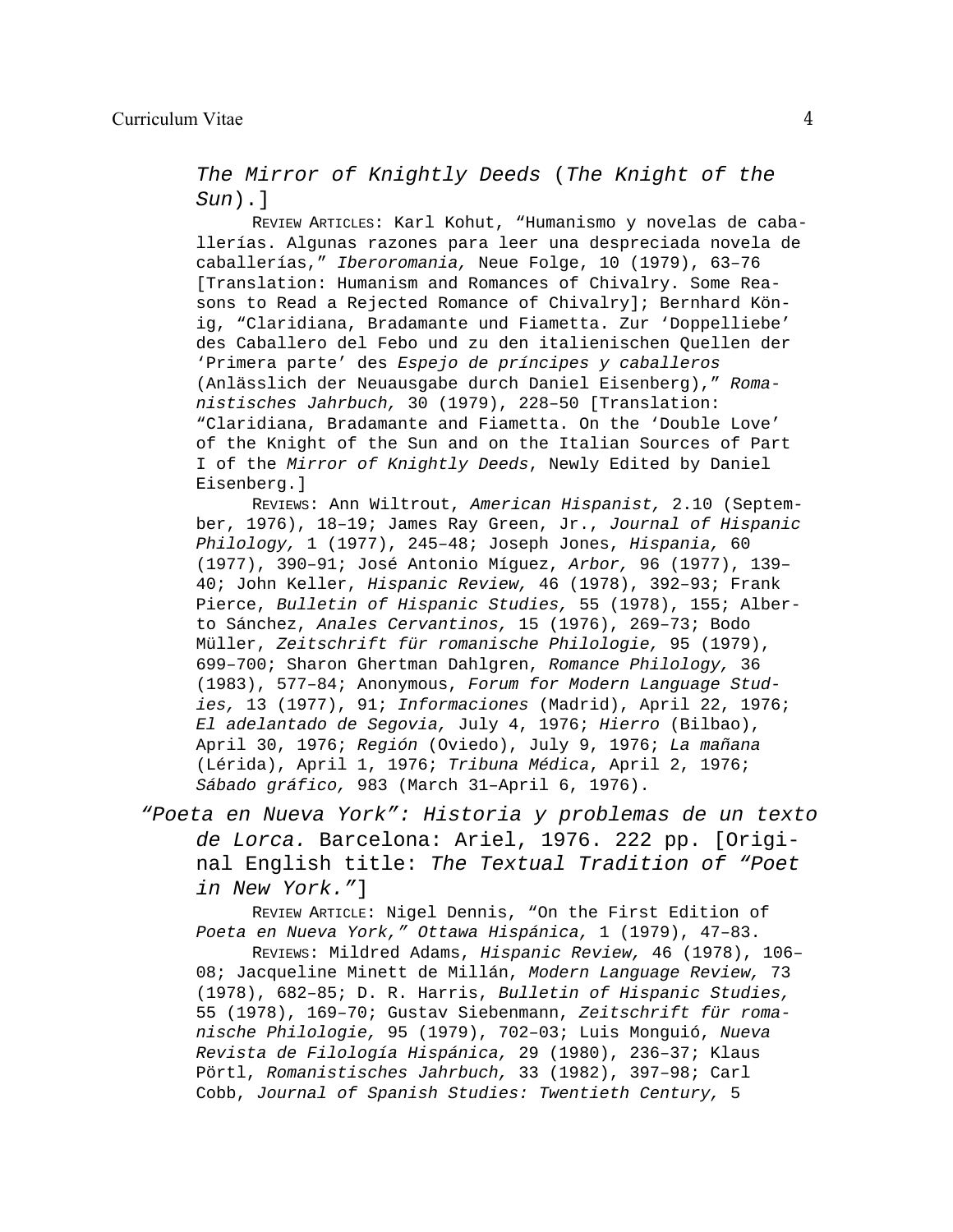*The Mirror of Knightly Deeds* (*The Knight of the Sun*).]

REVIEW ARTICLES: Karl Kohut, “Humanismo y novelas de caballerías. Algunas razones para leer una despreciada novela de caballerías,” *Iberoromania,* Neue Folge, 10 (1979), 63–76 [Translation: Humanism and Romances of Chivalry. Some Reasons to Read a Rejected Romance of Chivalry]; Bernhard König, “Claridiana, Bradamante und Fiametta. Zur ‘Doppelliebe’ des Caballero del Febo und zu den italienischen Quellen der ‘Primera parte’ des *Espejo de príncipes y caballeros* (Anlässlich der Neuausgabe durch Daniel Eisenberg),” *Romanistisches Jahrbuch,* 30 (1979), 228–50 [Translation: “Claridiana, Bradamante and Fiametta. On the ‘Double Love’ of the Knight of the Sun and on the Italian Sources of Part I of the *Mirror of Knightly Deeds*, Newly Edited by Daniel Eisenberg.]

REVIEWS: Ann Wiltrout, *American Hispanist,* 2.10 (September, 1976), 18–19; James Ray Green, Jr., *Journal of Hispanic Philology,* 1 (1977), 245–48; Joseph Jones, *Hispania,* 60 (1977), 390–91; José Antonio Míguez, *Arbor,* 96 (1977), 139–40; John Keller, *Hispanic Review,* 46 (1978), 392–93; Frank Pierce, *Bulletin of Hispanic Studies,* 55 (1978), 155; Alberto Sánchez, *Anales Cervantinos,* 15 (1976), 269–73; Bodo Müller, *Zeitschrift für romanische Philologie,* 95 (1979), 699–700; Sharon Ghertman Dahlgren, *Romance Philology,* 36 (1983), 577–84; Anonymous, *Forum for Modern Language Studies,* 13 (1977), 91; *Informaciones* (Madrid), April 22, 1976; *El adelantado de Segovia,* July 4, 1976; *Hierro* (Bilbao), April 30, 1976; *Región* (Oviedo), July 9, 1976; *La mañana* (Lérida), April 1, 1976; *Tribuna Médica*, April 2, 1976; *Sábado gráfico,* 983 (March 31–April 6, 1976).

*“Poeta en Nueva York”: Historia y problemas de un texto de Lorca.* Barcelona: Ariel, 1976. 222 pp. [Original English title: *The Textual Tradition of “Poet in New York.”*]

REVIEW ARTICLE: Nigel Dennis, “On the First Edition of *Poeta en Nueva York,” Ottawa Hispánica,* 1 (1979), 47–83.

REVIEWS: Mildred Adams, *Hispanic Review,* 46 (1978), 106–08; Jacqueline Minett de Millán, *Modern Language Review,* 73 (1978), 682–85; D. R. Harris, *Bulletin of Hispanic Studies,* 55 (1978), 169–70; Gustav Siebenmann, *Zeitschrift für romanische Philologie,* 95 (1979), 702–03; Luis Monguió, *Nueva Revista de Filología Hispánica,* 29 (1980), 236–37; Klaus Pörtl, *Romanistisches Jahrbuch,* 33 (1982), 397–98; Carl Cobb, *Journal of Spanish Studies: Twentieth Century,* 5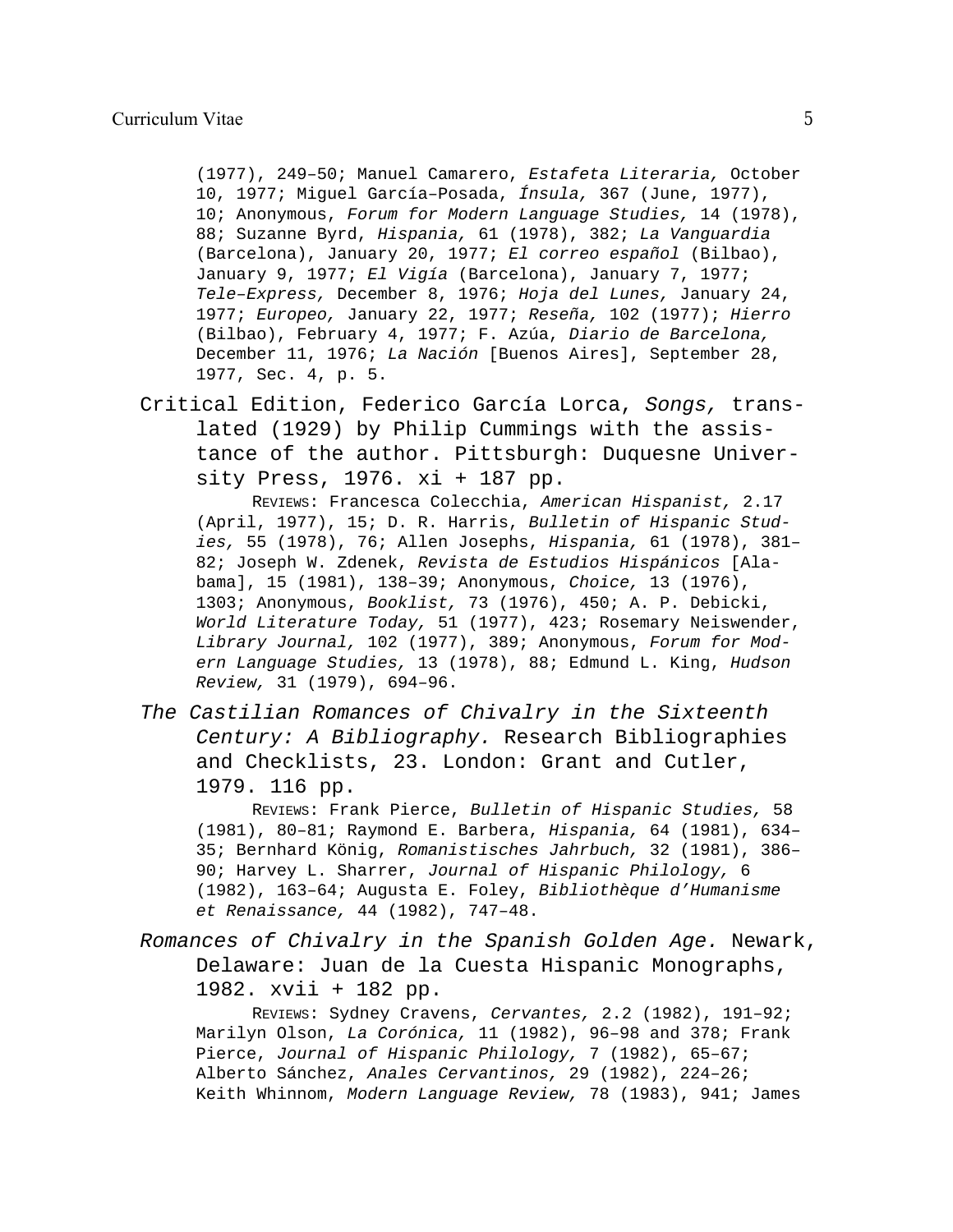(1977), 249–50; Manuel Camarero, *Estafeta Literaria,* October 10, 1977; Miguel García–Posada, *Ínsula,* 367 (June, 1977), 10; Anonymous, *Forum for Modern Language Studies,* 14 (1978), 88; Suzanne Byrd, *Hispania,* 61 (1978), 382; *La Vanguardia* (Barcelona), January 20, 1977; *El correo español* (Bilbao), January 9, 1977; *El Vigía* (Barcelona), January 7, 1977; *Tele–Express,* December 8, 1976; *Hoja del Lunes,* January 24, 1977; *Europeo,* January 22, 1977; *Reseña,* 102 (1977); *Hierro* (Bilbao), February 4, 1977; F. Azúa, *Diario de Barcelona,* December 11, 1976; *La Nación* [Buenos Aires], September 28, 1977, Sec. 4, p. 5.

Critical Edition, Federico García Lorca, *Songs,* translated (1929) by Philip Cummings with the assistance of the author. Pittsburgh: Duquesne University Press, 1976. xi + 187 pp.

REVIEWS: Francesca Colecchia, *American Hispanist,* 2.17 (April, 1977), 15; D. R. Harris, *Bulletin of Hispanic Studies,* 55 (1978), 76; Allen Josephs, *Hispania,* 61 (1978), 381–82; Joseph W. Zdenek, *Revista de Estudios Hispánicos* [Alabama], 15 (1981), 138–39; Anonymous, *Choice,* 13 (1976), 1303; Anonymous, *Booklist,* 73 (1976), 450; A. P. Debicki, *World Literature Today,* 51 (1977), 423; Rosemary Neiswender, *Library Journal,* 102 (1977), 389; Anonymous, *Forum for Modern Language Studies,* 13 (1978), 88; Edmund L. King, *Hudson Review,* 31 (1979), 694–96.

*The Castilian Romances of Chivalry in the Sixteenth Century: A Bibliography.* Research Bibliographies and Checklists, 23. London: Grant and Cutler, 1979. 116 pp.

REVIEWS: Frank Pierce, *Bulletin of Hispanic Studies,* 58 (1981), 80–81; Raymond E. Barbera, *Hispania,* 64 (1981), 634–35; Bernhard König, *Romanistisches Jahrbuch,* 32 (1981), 386–90; Harvey L. Sharrer, *Journal of Hispanic Philology,* 6 (1982), 163–64; Augusta E. Foley, *Bibliothèque d'Humanisme et Renaissance,* 44 (1982), 747–48.

*Romances of Chivalry in the Spanish Golden Age.* Newark, Delaware: Juan de la Cuesta Hispanic Monographs, 1982. xvii + 182 pp.

REVIEWS: Sydney Cravens, *Cervantes,* 2.2 (1982), 191–92; Marilyn Olson, *La Corónica,* 11 (1982), 96–98 and 378; Frank Pierce, *Journal of Hispanic Philology,* 7 (1982), 65–67; Alberto Sánchez, *Anales Cervantinos,* 29 (1982), 224–26; Keith Whinnom, *Modern Language Review,* 78 (1983), 941; James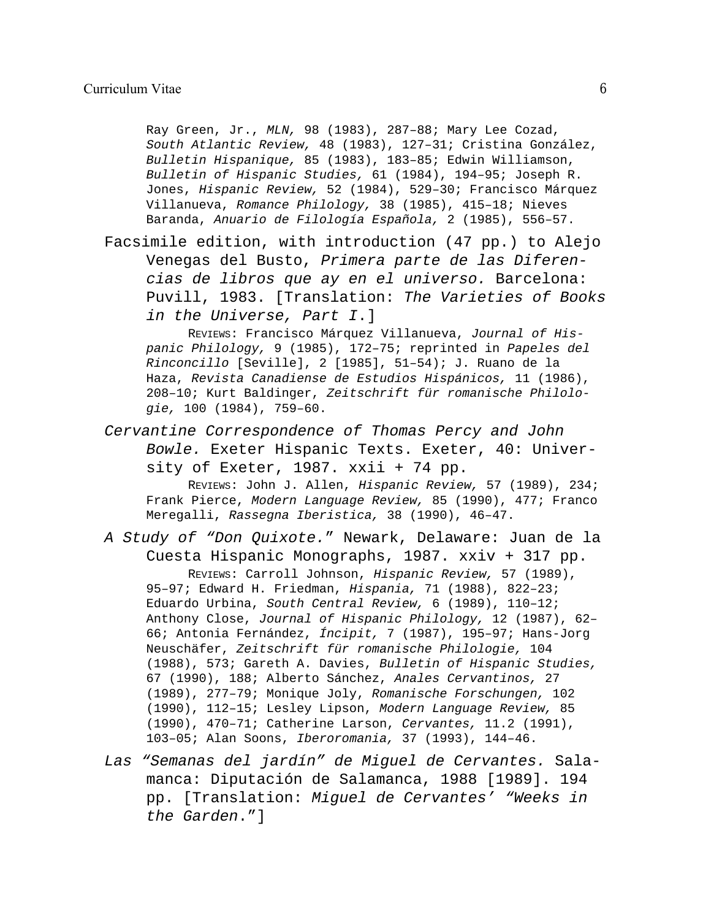Ray Green, Jr., *MLN,* 98 (1983), 287–88; Mary Lee Cozad, *South Atlantic Review,* 48 (1983), 127–31; Cristina González, *Bulletin Hispanique,* 85 (1983), 183–85; Edwin Williamson, *Bulletin of Hispanic Studies,* 61 (1984), 194–95; Joseph R. Jones, *Hispanic Review,* 52 (1984), 529–30; Francisco Márquez Villanueva, *Romance Philology,* 38 (1985), 415–18; Nieves Baranda, *Anuario de Filología Española,* 2 (1985), 556–57.

Facsimile edition, with introduction (47 pp.) to Alejo Venegas del Busto, *Primera parte de las Diferencias de libros que ay en el universo.* Barcelona: Puvill, 1983. [Translation: *The Varieties of Books in the Universe, Part I*.]

REVIEWS: Francisco Márquez Villanueva, *Journal of Hispanic Philology,* 9 (1985), 172–75; reprinted in *Papeles del Rinconcillo* [Seville], 2 [1985], 51–54); J. Ruano de la Haza, *Revista Canadiense de Estudios Hispánicos,* 11 (1986), 208–10; Kurt Baldinger, *Zeitschrift für romanische Philologie,* 100 (1984), 759–60.

*Cervantine Correspondence of Thomas Percy and John Bowle.* Exeter Hispanic Texts. Exeter, 40: University of Exeter, 1987. xxii + 74 pp.

REVIEWS: John J. Allen, *Hispanic Review,* 57 (1989), 234; Frank Pierce, *Modern Language Review,* 85 (1990), 477; Franco Meregalli, *Rassegna Iberistica,* 38 (1990), 46–47.

*A Study of "Don Quixote."* Newark, Delaware: Juan de la Cuesta Hispanic Monographs, 1987. xxiv + 317 pp.

REVIEWS: Carroll Johnson, *Hispanic Review,* 57 (1989), 95–97; Edward H. Friedman, *Hispania,* 71 (1988), 822–23; Eduardo Urbina, *South Central Review,* 6 (1989), 110–12; Anthony Close, *Journal of Hispanic Philology,* 12 (1987), 62–66; Antonia Fernández, *Íncipit,* 7 (1987), 195–97; Hans-Jorg Neuschäfer, *Zeitschrift für romanische Philologie,* 104 (1988), 573; Gareth A. Davies, *Bulletin of Hispanic Studies,* 67 (1990), 188; Alberto Sánchez, *Anales Cervantinos,* 27 (1989), 277–79; Monique Joly, *Romanische Forschungen,* 102 (1990), 112–15; Lesley Lipson, *Modern Language Review,* 85 (1990), 470–71; Catherine Larson, *Cervantes,* 11.2 (1991), 103–05; Alan Soons, *Iberoromania,* 37 (1993), 144–46.

*Las "Semanas del jardín" de Miguel de Cervantes.* Salamanca: Diputación de Salamanca, 1988 [1989]. 194 pp. [Translation: *Miguel de Cervantes' "Weeks in the Garden*."]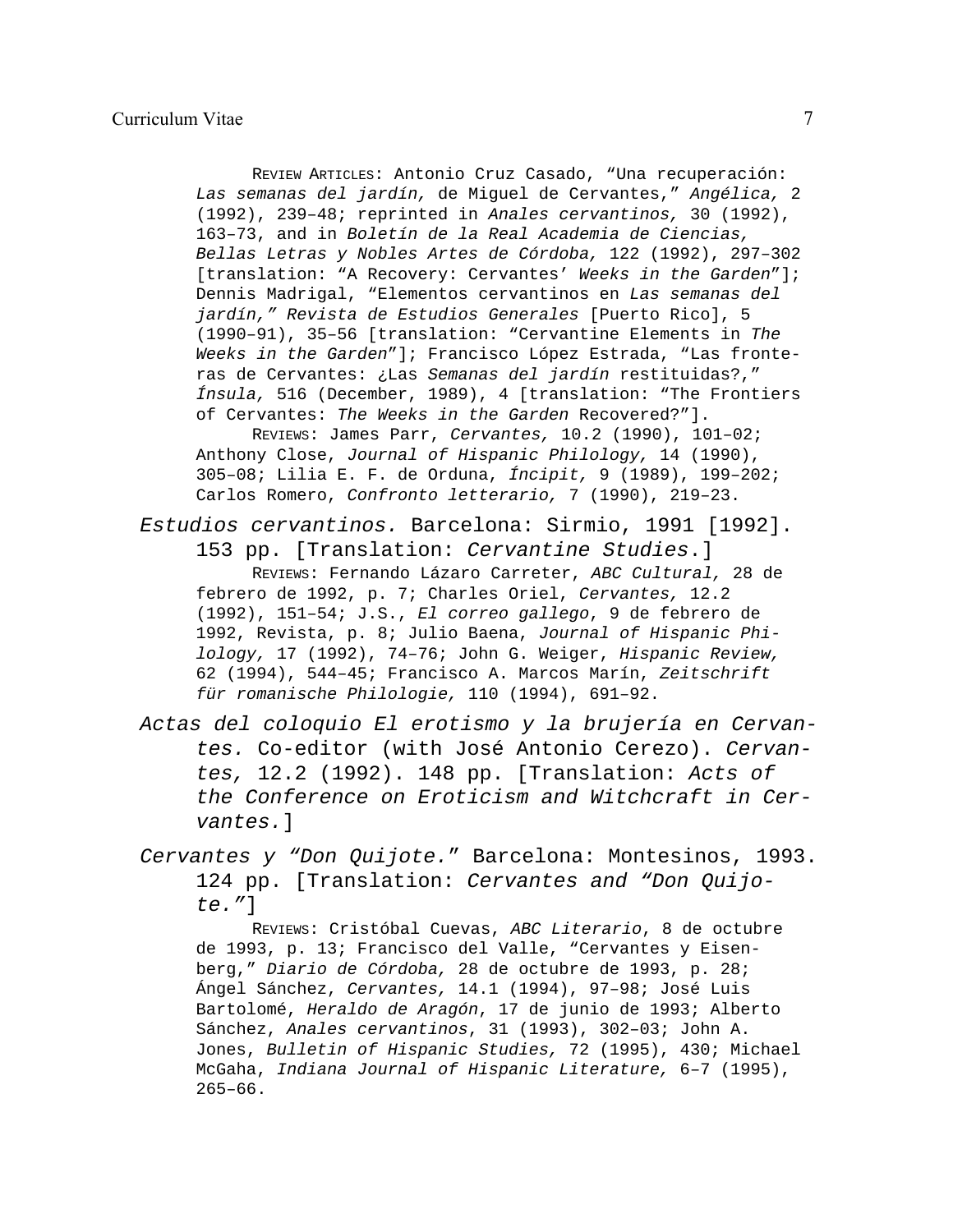REVIEW ARTICLES: Antonio Cruz Casado, “Una recuperación: *Las semanas del jardín,* de Miguel de Cervantes,” *Angélica,* 2 (1992), 239–48; reprinted in *Anales cervantinos,* 30 (1992), 163–73, and in *Boletín de la Real Academia de Ciencias, Bellas Letras y Nobles Artes de Córdoba,* 122 (1992), 297–302 [translation: “A Recovery: Cervantes’ *Weeks in the Garden*”]; Dennis Madrigal, “Elementos cervantinos en *Las semanas del jardín,” Revista de Estudios Generales* [Puerto Rico], 5 (1990–91), 35–56 [translation: “Cervantine Elements in *The Weeks in the Garden*”]; Francisco López Estrada, “Las fronteras de Cervantes: ¿Las *Semanas del jardín* restituidas?,” *Ínsula,* 516 (December, 1989), 4 [translation: “The Frontiers of Cervantes: *The Weeks in the Garden* Recovered?”].

REVIEWS: James Parr, *Cervantes,* 10.2 (1990), 101–02; Anthony Close, *Journal of Hispanic Philology,* 14 (1990), 305–08; Lilia E. F. de Orduna, *Íncipit,* 9 (1989), 199–202; Carlos Romero, *Confronto letterario,* 7 (1990), 219–23.

*Estudios cervantinos.* Barcelona: Sirmio, 1991 [1992]. 153 pp. [Translation: *Cervantine Studies*.]

REVIEWS: Fernando Lázaro Carreter, *ABC Cultural,* 28 de febrero de 1992, p. 7; Charles Oriel, *Cervantes,* 12.2 (1992), 151–54; J.S., *El correo gallego*, 9 de febrero de 1992, Revista, p. 8; Julio Baena, *Journal of Hispanic Philology,* 17 (1992), 74–76; John G. Weiger, *Hispanic Review,* 62 (1994), 544–45; Francisco A. Marcos Marín, *Zeitschrift für romanische Philologie,* 110 (1994), 691–92.

*Actas del coloquio El erotismo y la brujería en Cervantes.* Co-editor (with José Antonio Cerezo). *Cervantes,* 12.2 (1992). 148 pp. [Translation: *Acts of the Conference on Eroticism and Witchcraft in Cervantes.*]

*Cervantes y “Don Quijote.”* Barcelona: Montesinos, 1993. 124 pp. [Translation: *Cervantes and “Don Quijote.”*]

REVIEWS: Cristóbal Cuevas, *ABC Literario*, 8 de octubre de 1993, p. 13; Francisco del Valle, “Cervantes y Eisenberg,” *Diario de Córdoba,* 28 de octubre de 1993, p. 28; Ángel Sánchez, *Cervantes,* 14.1 (1994), 97–98; José Luis Bartolomé, *Heraldo de Aragón*, 17 de junio de 1993; Alberto Sánchez, *Anales cervantinos*, 31 (1993), 302–03; John A. Jones, *Bulletin of Hispanic Studies,* 72 (1995), 430; Michael McGaha, *Indiana Journal of Hispanic Literature,* 6–7 (1995), 265–66.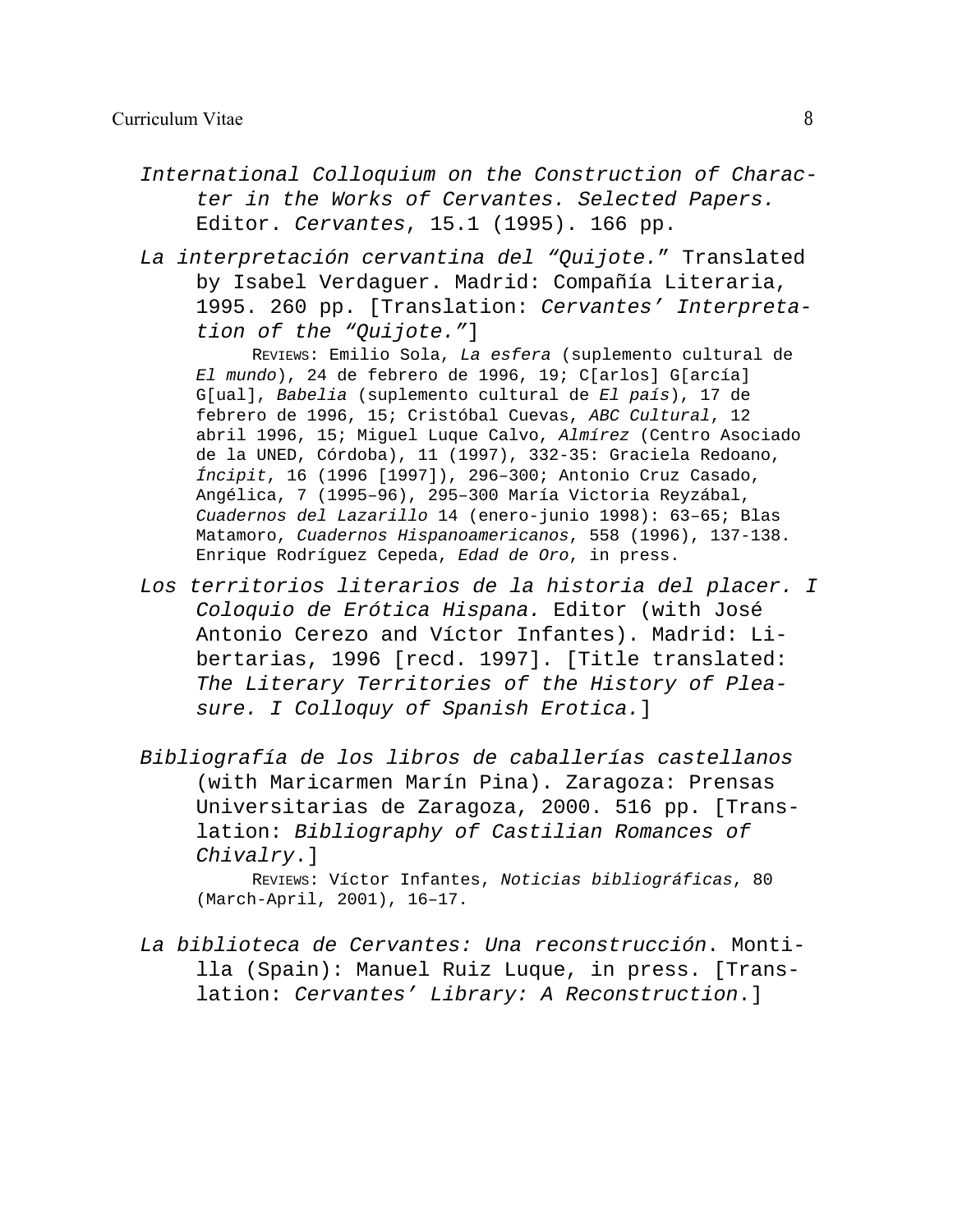*International Colloquium on the Construction of Character in the Works of Cervantes. Selected Papers.* Editor. *Cervantes*, 15.1 (1995). 166 pp.

*La interpretación cervantina del "Quijote."* Translated by Isabel Verdaguer. Madrid: Compañía Literaria, 1995. 260 pp. [Translation: *Cervantes' Interpretation of the "Quijote."*]

REVIEWS: Emilio Sola, *La esfera* (suplemento cultural de *El mundo*), 24 de febrero de 1996, 19; C[arlos] G[arcía] G[ual], *Babelia* (suplemento cultural de *El país*), 17 de febrero de 1996, 15; Cristóbal Cuevas, *ABC Cultural*, 12 abril 1996, 15; Miguel Luque Calvo, *Almírez* (Centro Asociado de la UNED, Córdoba), 11 (1997), 332-35: Graciela Redoano, *Íncipit*, 16 (1996 [1997]), 296–300; Antonio Cruz Casado, Angélica, 7 (1995–96), 295–300 María Victoria Reyzábal, *Cuadernos del Lazarillo* 14 (enero-junio 1998): 63–65; Blas Matamoro, *Cuadernos Hispanoamericanos*, 558 (1996), 137-138. Enrique Rodríguez Cepeda, *Edad de Oro*, in press.

*Los territorios literarios de la historia del placer. I Coloquio de Erótica Hispana.* Editor (with José Antonio Cerezo and Víctor Infantes). Madrid: Libertarias, 1996 [recd. 1997]. [Title translated: *The Literary Territories of the History of Pleasure. I Colloquy of Spanish Erotica.*]

*Bibliografía de los libros de caballerías castellanos* (with Maricarmen Marín Pina). Zaragoza: Prensas Universitarias de Zaragoza, 2000. 516 pp. [Translation: *Bibliography of Castilian Romances of Chivalry*.]

REVIEWS: Víctor Infantes, *Noticias bibliográficas*, 80 (March-April, 2001), 16–17.

*La biblioteca de Cervantes: Una reconstrucción*. Montilla (Spain): Manuel Ruiz Luque, in press. [Translation: *Cervantes' Library: A Reconstruction*.]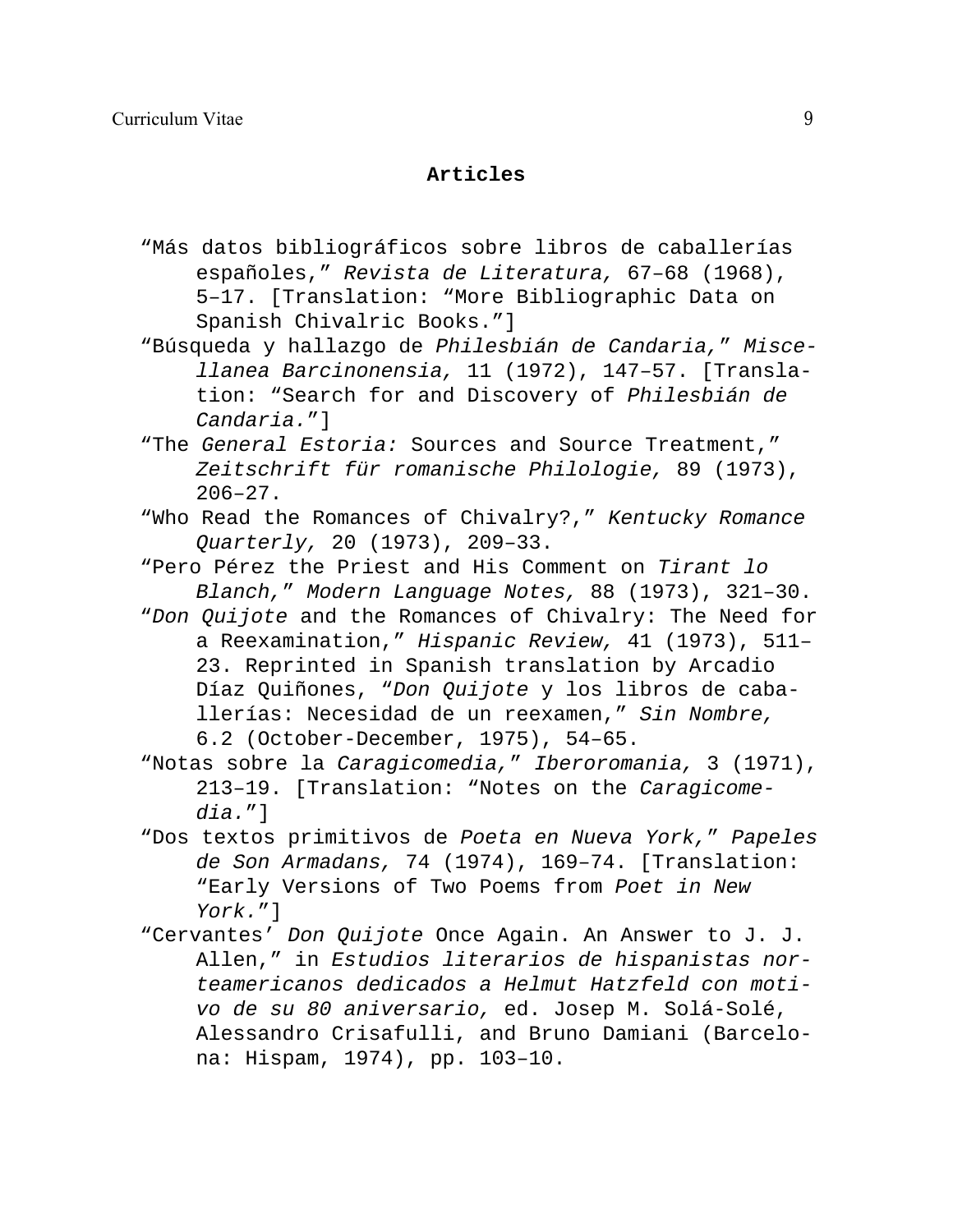## Articles

“Más datos bibliográficos sobre libros de caballerías españoles,” *Revista de Literatura,* 67–68 (1968), 5–17. [Translation: “More Bibliographic Data on Spanish Chivalric Books.”]

“Búsqueda y hallazgo de *Philesbián de Candaria,*” *Miscellanea Barcinonensia,* 11 (1972), 147–57. [Translation: “Search for and Discovery of *Philesbián de Candaria.*”]

“The *General Estoria:* Sources and Source Treatment,” *Zeitschrift für romanische Philologie,* 89 (1973), 206–27.

“Who Read the Romances of Chivalry?,” *Kentucky Romance Quarterly,* 20 (1973), 209–33.

“Pero Pérez the Priest and His Comment on *Tirant lo Blanch,*” *Modern Language Notes,* 88 (1973), 321–30.

“*Don Quijote* and the Romances of Chivalry: The Need for a Reexamination,” *Hispanic Review,* 41 (1973), 511–23. Reprinted in Spanish translation by Arcadio Díaz Quiñones, “*Don Quijote* y los libros de caballerías: Necesidad de un reexamen,” *Sin Nombre,* 6.2 (October-December, 1975), 54–65.

“Notas sobre la *Caragicomedia,*” *Iberoromania,* 3 (1971), 213–19. [Translation: “Notes on the *Caragicomedia.*”]

“Dos textos primitivos de *Poeta en Nueva York,*” *Papeles de Son Armadans,* 74 (1974), 169–74. [Translation: “Early Versions of Two Poems from *Poet in New York.*”]

“Cervantes’ *Don Quijote* Once Again. An Answer to J. J. Allen,” in *Estudios literarios de hispanistas norteamericanos dedicados a Helmut Hatzfeld con motivo de su 80 aniversario,* ed. Josep M. Solá-Solé, Alessandro Crisafulli, and Bruno Damiani (Barcelona: Hispam, 1974), pp. 103–10.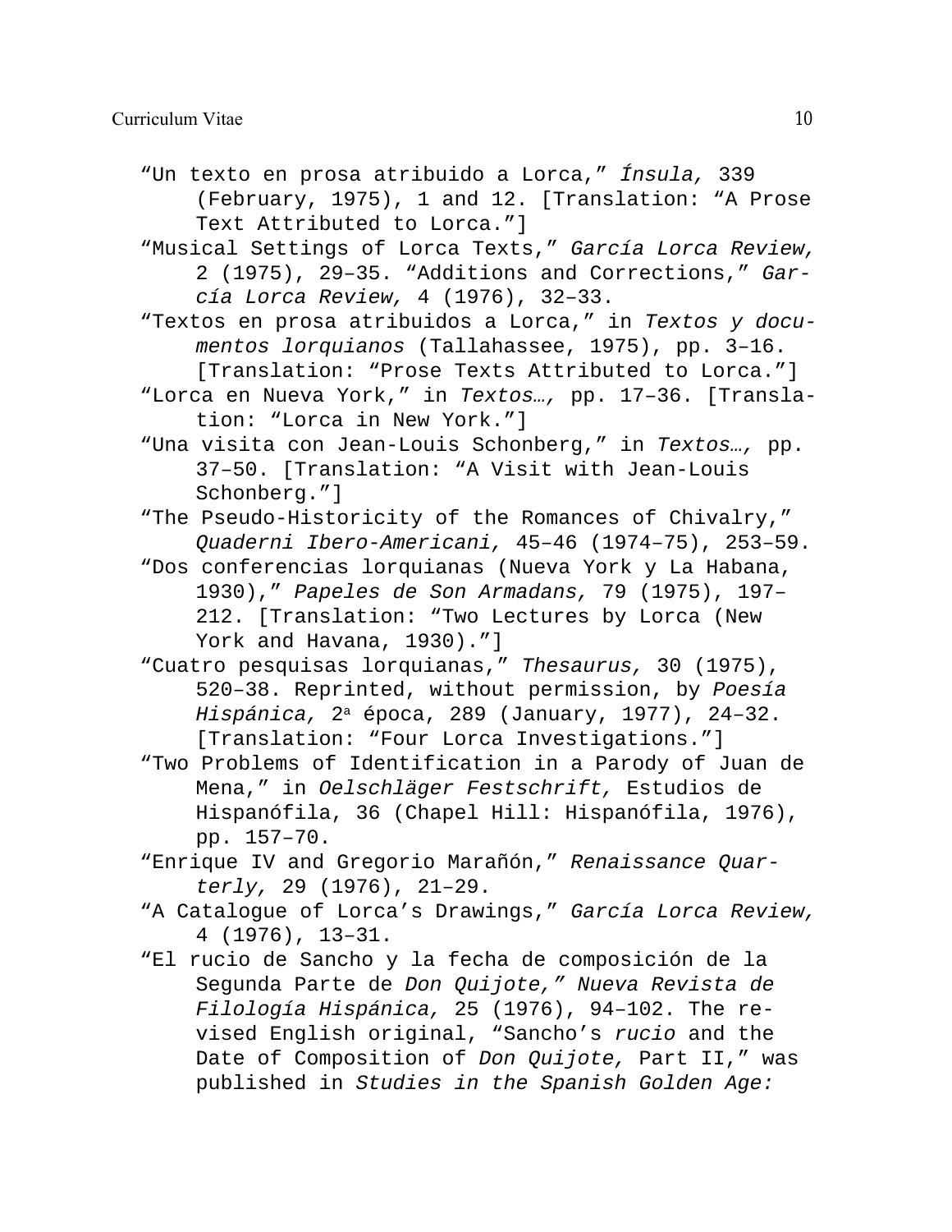“Un texto en prosa atribuido a Lorca,” *Ínsula,* 339 (February, 1975), 1 and 12. [Translation: “A Prose Text Attributed to Lorca.”]

“Musical Settings of Lorca Texts,” *García Lorca Review,* 2 (1975), 29–35. “Additions and Corrections,” *García Lorca Review,* 4 (1976), 32–33.

“Textos en prosa atribuidos a Lorca,” in *Textos y documentos lorquianos* (Tallahassee, 1975), pp. 3–16. [Translation: “Prose Texts Attributed to Lorca.”]

“Lorca en Nueva York,” in *Textos…,* pp. 17–36. [Translation: “Lorca in New York.”]

“Una visita con Jean-Louis Schonberg,” in *Textos…,* pp. 37–50. [Translation: “A Visit with Jean-Louis Schonberg.”]

“The Pseudo-Historicity of the Romances of Chivalry,” *Quaderni Ibero-Americani,* 45–46 (1974–75), 253–59.

“Dos conferencias lorquianas (Nueva York y La Habana, 1930),” *Papeles de Son Armadans,* 79 (1975), 197–212. [Translation: “Two Lectures by Lorca (New York and Havana, 1930).”]

“Cuatro pesquisas lorquianas,” *Thesaurus,* 30 (1975), 520–38. Reprinted, without permission, by *Poesía Hispánica,* 2ª época, 289 (January, 1977), 24–32. [Translation: “Four Lorca Investigations.”]

“Two Problems of Identification in a Parody of Juan de Mena,” in *Oelschläger Festschrift,* Estudios de Hispanófila, 36 (Chapel Hill: Hispanófila, 1976), pp. 157–70.

“Enrique IV and Gregorio Marañón,” *Renaissance Quarterly,* 29 (1976), 21–29.

“A Catalogue of Lorca’s Drawings,” *García Lorca Review,* 4 (1976), 13–31.

“El rucio de Sancho y la fecha de composición de la Segunda Parte de *Don Quijote,” Nueva Revista de Filología Hispánica,* 25 (1976), 94–102. The revised English original, “Sancho’s *rucio* and the Date of Composition of *Don Quijote,* Part II,” was published in *Studies in the Spanish Golden Age:*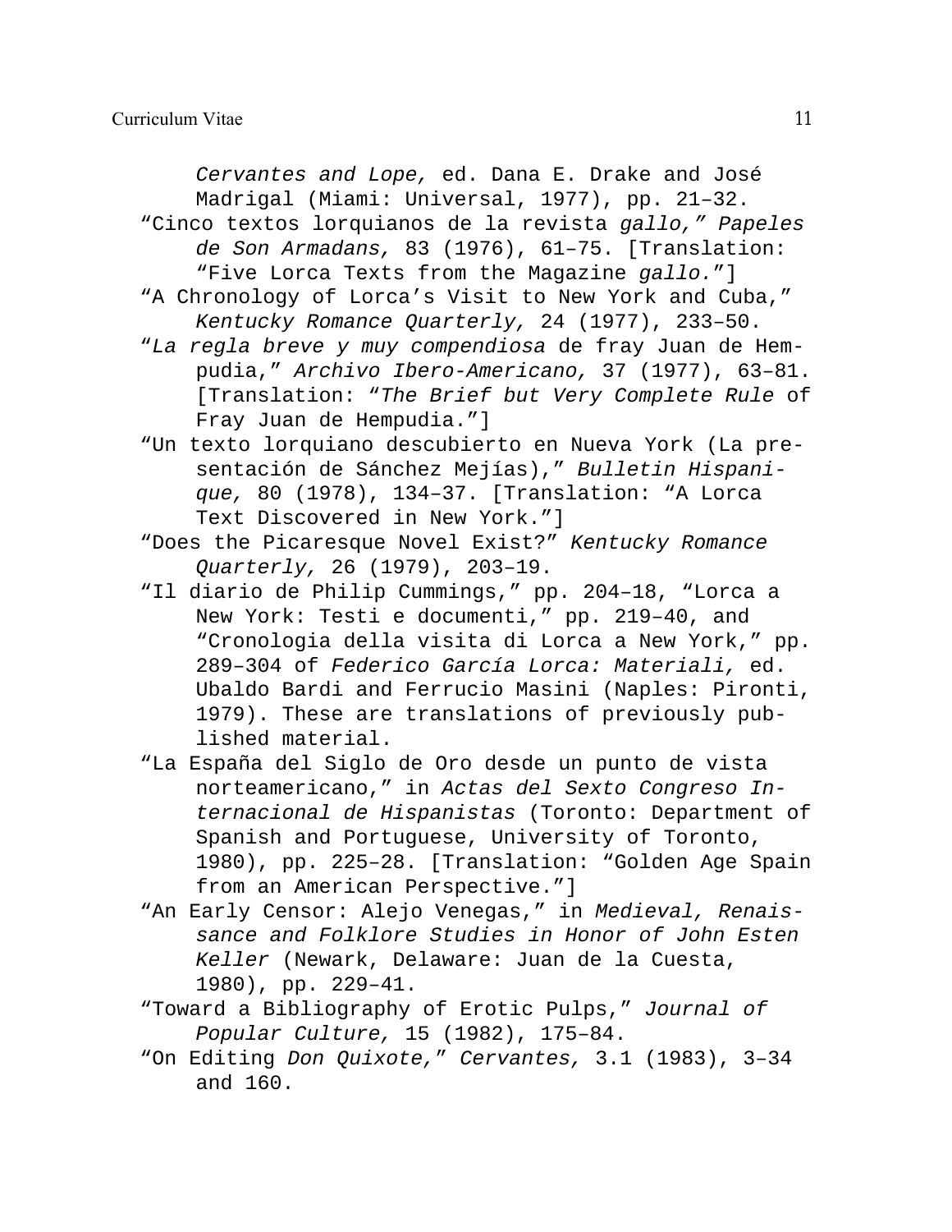*Cervantes and Lope,* ed. Dana E. Drake and José Madrigal (Miami: Universal, 1977), pp. 21–32.

"Cinco textos lorquianos de la revista *gallo,*" *Papeles de Son Armadans,* 83 (1976), 61–75. [Translation: "Five Lorca Texts from the Magazine *gallo.*"]

"A Chronology of Lorca's Visit to New York and Cuba," *Kentucky Romance Quarterly,* 24 (1977), 233–50.

"*La regla breve y muy compendiosa* de fray Juan de Hempudia," *Archivo Ibero-Americano,* 37 (1977), 63–81. [Translation: "*The Brief but Very Complete Rule* of Fray Juan de Hempudia."]

"Un texto lorquiano descubierto en Nueva York (La presentación de Sánchez Mejías)," *Bulletin Hispanique,* 80 (1978), 134–37. [Translation: "A Lorca Text Discovered in New York."]

"Does the Picaresque Novel Exist?" *Kentucky Romance Quarterly,* 26 (1979), 203–19.

"Il diario de Philip Cummings," pp. 204–18, "Lorca a New York: Testi e documenti," pp. 219–40, and "Cronologia della visita di Lorca a New York," pp. 289–304 of *Federico García Lorca: Materiali,* ed. Ubaldo Bardi and Ferrucio Masini (Naples: Pironti, 1979). These are translations of previously published material.

"La España del Siglo de Oro desde un punto de vista norteamericano," in *Actas del Sexto Congreso Internacional de Hispanistas* (Toronto: Department of Spanish and Portuguese, University of Toronto, 1980), pp. 225–28. [Translation: "Golden Age Spain from an American Perspective."]

"An Early Censor: Alejo Venegas," in *Medieval, Renaissance and Folklore Studies in Honor of John Esten Keller* (Newark, Delaware: Juan de la Cuesta, 1980), pp. 229–41.

"Toward a Bibliography of Erotic Pulps," *Journal of Popular Culture,* 15 (1982), 175–84.

"On Editing *Don Quixote,*" *Cervantes,* 3.1 (1983), 3–34 and 160.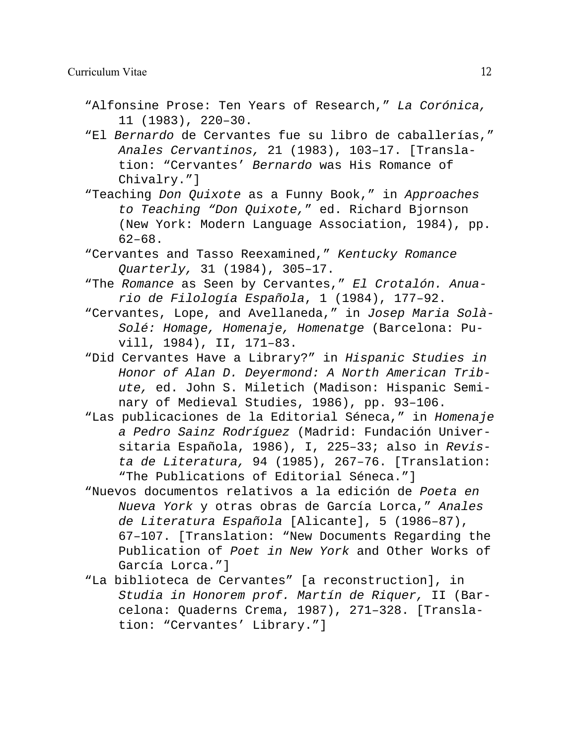"Alfonsine Prose: Ten Years of Research," *La Corónica,* 11 (1983), 220–30.

"El *Bernardo* de Cervantes fue su libro de caballerías," *Anales Cervantinos,* 21 (1983), 103–17. [Translation: "Cervantes' *Bernardo* was His Romance of Chivalry."]

"Teaching *Don Quixote* as a Funny Book," in *Approaches to Teaching "Don Quixote,"* ed. Richard Bjornson (New York: Modern Language Association, 1984), pp. 62–68.

"Cervantes and Tasso Reexamined," *Kentucky Romance Quarterly,* 31 (1984), 305–17.

"The *Romance* as Seen by Cervantes," *El Crotalón. Anuario de Filología Española*, 1 (1984), 177–92.

"Cervantes, Lope, and Avellaneda," in *Josep Maria Solà-Solé: Homage, Homenaje, Homenatge* (Barcelona: Puvill, 1984), II, 171–83.

"Did Cervantes Have a Library?" in *Hispanic Studies in Honor of Alan D. Deyermond: A North American Tribute,* ed. John S. Miletich (Madison: Hispanic Seminary of Medieval Studies, 1986), pp. 93–106.

"Las publicaciones de la Editorial Séneca," in *Homenaje a Pedro Sainz Rodríguez* (Madrid: Fundación Universitaria Española, 1986), I, 225–33; also in *Revista de Literatura,* 94 (1985), 267–76. [Translation: "The Publications of Editorial Séneca."]

"Nuevos documentos relativos a la edición de *Poeta en Nueva York* y otras obras de García Lorca," *Anales de Literatura Española* [Alicante], 5 (1986–87), 67–107. [Translation: "New Documents Regarding the Publication of *Poet in New York* and Other Works of García Lorca."]

"La biblioteca de Cervantes" [a reconstruction], in *Studia in Honorem prof. Martín de Riquer,* II (Barcelona: Quaderns Crema, 1987), 271–328. [Translation: "Cervantes' Library."]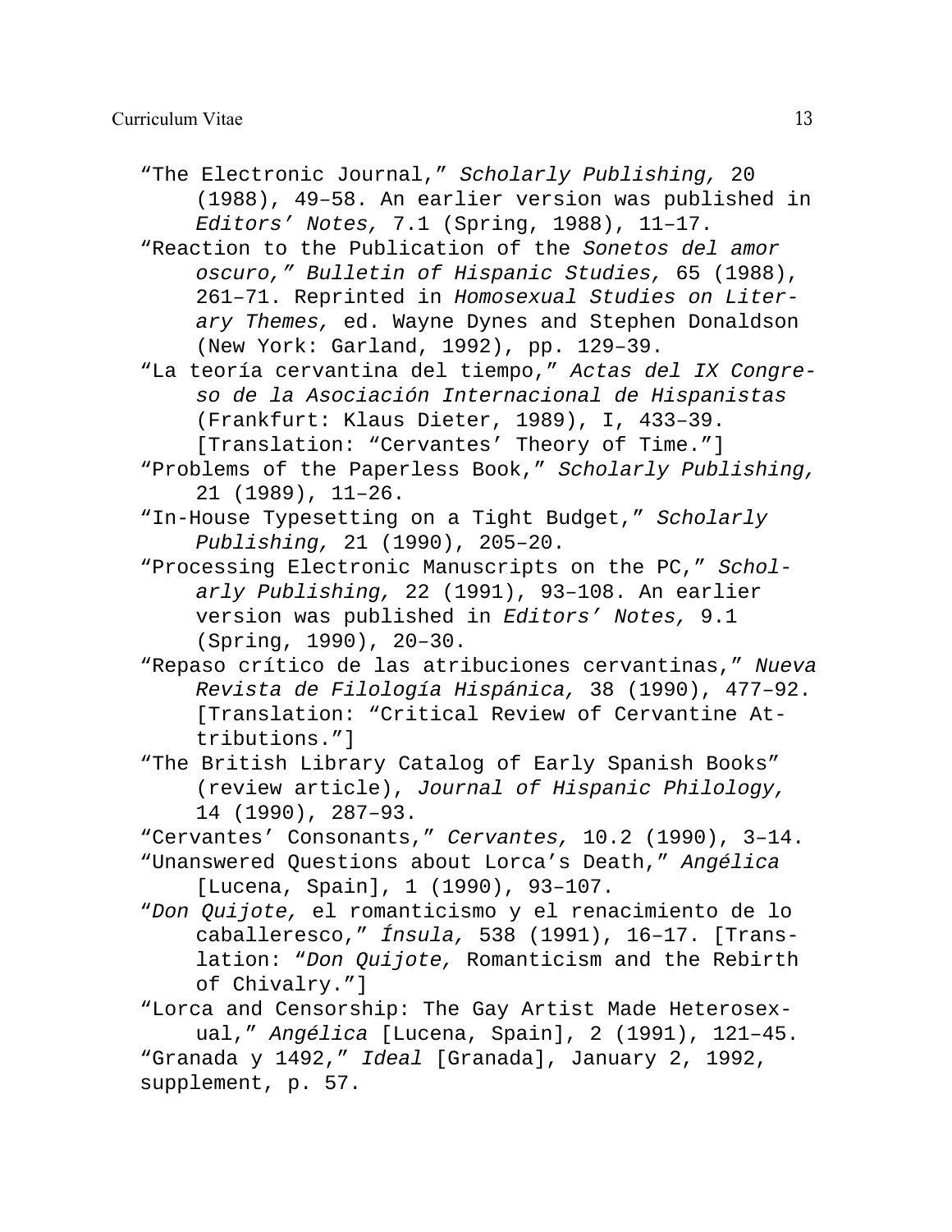"The Electronic Journal," *Scholarly Publishing,* 20 (1988), 49–58. An earlier version was published in *Editors' Notes,* 7.1 (Spring, 1988), 11–17.

"Reaction to the Publication of the *Sonetos del amor oscuro," Bulletin of Hispanic Studies,* 65 (1988), 261–71. Reprinted in *Homosexual Studies on Literary Themes,* ed. Wayne Dynes and Stephen Donaldson (New York: Garland, 1992), pp. 129–39.

"La teoría cervantina del tiempo," *Actas del IX Congreso de la Asociación Internacional de Hispanistas* (Frankfurt: Klaus Dieter, 1989), I, 433–39. [Translation: "Cervantes' Theory of Time."]

"Problems of the Paperless Book," *Scholarly Publishing,* 21 (1989), 11–26.

"In-House Typesetting on a Tight Budget," *Scholarly Publishing,* 21 (1990), 205–20.

"Processing Electronic Manuscripts on the PC," *Scholarly Publishing,* 22 (1991), 93–108. An earlier version was published in *Editors' Notes,* 9.1 (Spring, 1990), 20–30.

"Repaso crítico de las atribuciones cervantinas," *Nueva Revista de Filología Hispánica,* 38 (1990), 477–92. [Translation: "Critical Review of Cervantine Attributions."]

"The British Library Catalog of Early Spanish Books" (review article), *Journal of Hispanic Philology,* 14 (1990), 287–93.

"Cervantes' Consonants," *Cervantes,* 10.2 (1990), 3–14.

"Unanswered Questions about Lorca's Death," *Angélica* [Lucena, Spain], 1 (1990), 93–107.

"*Don Quijote,* el romanticismo y el renacimiento de lo caballeresco," *Ínsula,* 538 (1991), 16–17. [Translation: "*Don Quijote,* Romanticism and the Rebirth of Chivalry."]

"Lorca and Censorship: The Gay Artist Made Heterosexual," *Angélica* [Lucena, Spain], 2 (1991), 121–45.

"Granada y 1492," *Ideal* [Granada], January 2, 1992, supplement, p. 57.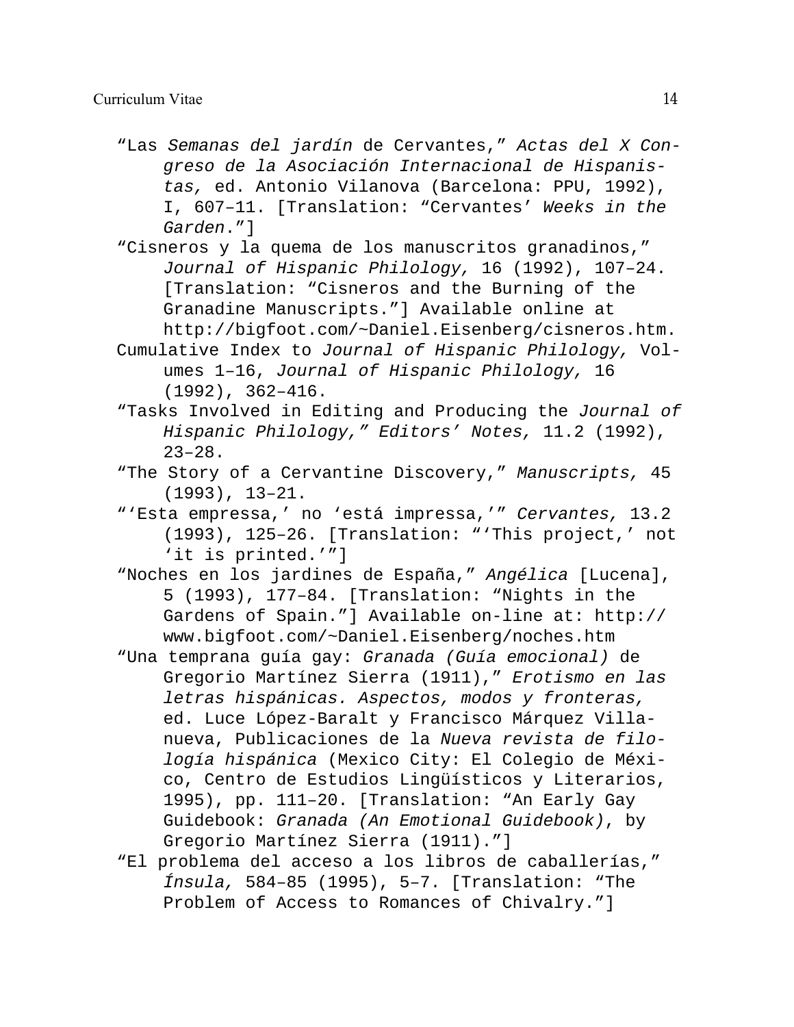“Las *Semanas del jardín* de Cervantes,” *Actas del X Congreso de la Asociación Internacional de Hispanistas,* ed. Antonio Vilanova (Barcelona: PPU, 1992), I, 607–11. [Translation: “Cervantes’ *Weeks in the Garden*.”]

“Cisneros y la quema de los manuscritos granadinos,” *Journal of Hispanic Philology,* 16 (1992), 107–24. [Translation: “Cisneros and the Burning of the Granadine Manuscripts.”] Available online at http://bigfoot.com/~Daniel.Eisenberg/cisneros.htm.

Cumulative Index to *Journal of Hispanic Philology,* Volumes 1–16, *Journal of Hispanic Philology,* 16 (1992), 362–416.

“Tasks Involved in Editing and Producing the *Journal of Hispanic Philology,” Editors’ Notes,* 11.2 (1992), 23–28.

“The Story of a Cervantine Discovery,” *Manuscripts,* 45 (1993), 13–21.

“‘Esta empressa,’ no ‘está impressa,’” *Cervantes,* 13.2 (1993), 125–26. [Translation: “‘This project,’ not ‘it is printed.’”]

“Noches en los jardines de España,” *Angélica* [Lucena], 5 (1993), 177–84. [Translation: “Nights in the Gardens of Spain.”] Available on-line at: http://www.bigfoot.com/~Daniel.Eisenberg/noches.htm

“Una temprana guía gay: *Granada (Guía emocional)* de Gregorio Martínez Sierra (1911),” *Erotismo en las letras hispánicas. Aspectos, modos y fronteras,* ed. Luce López-Baralt y Francisco Márquez Villanueva, Publicaciones de la *Nueva revista de filología hispánica* (Mexico City: El Colegio de México, Centro de Estudios Lingüísticos y Literarios, 1995), pp. 111–20. [Translation: “An Early Gay Guidebook: *Granada (An Emotional Guidebook)*, by Gregorio Martínez Sierra (1911).”]

“El problema del acceso a los libros de caballerías,” *Ínsula,* 584–85 (1995), 5–7. [Translation: “The Problem of Access to Romances of Chivalry.”]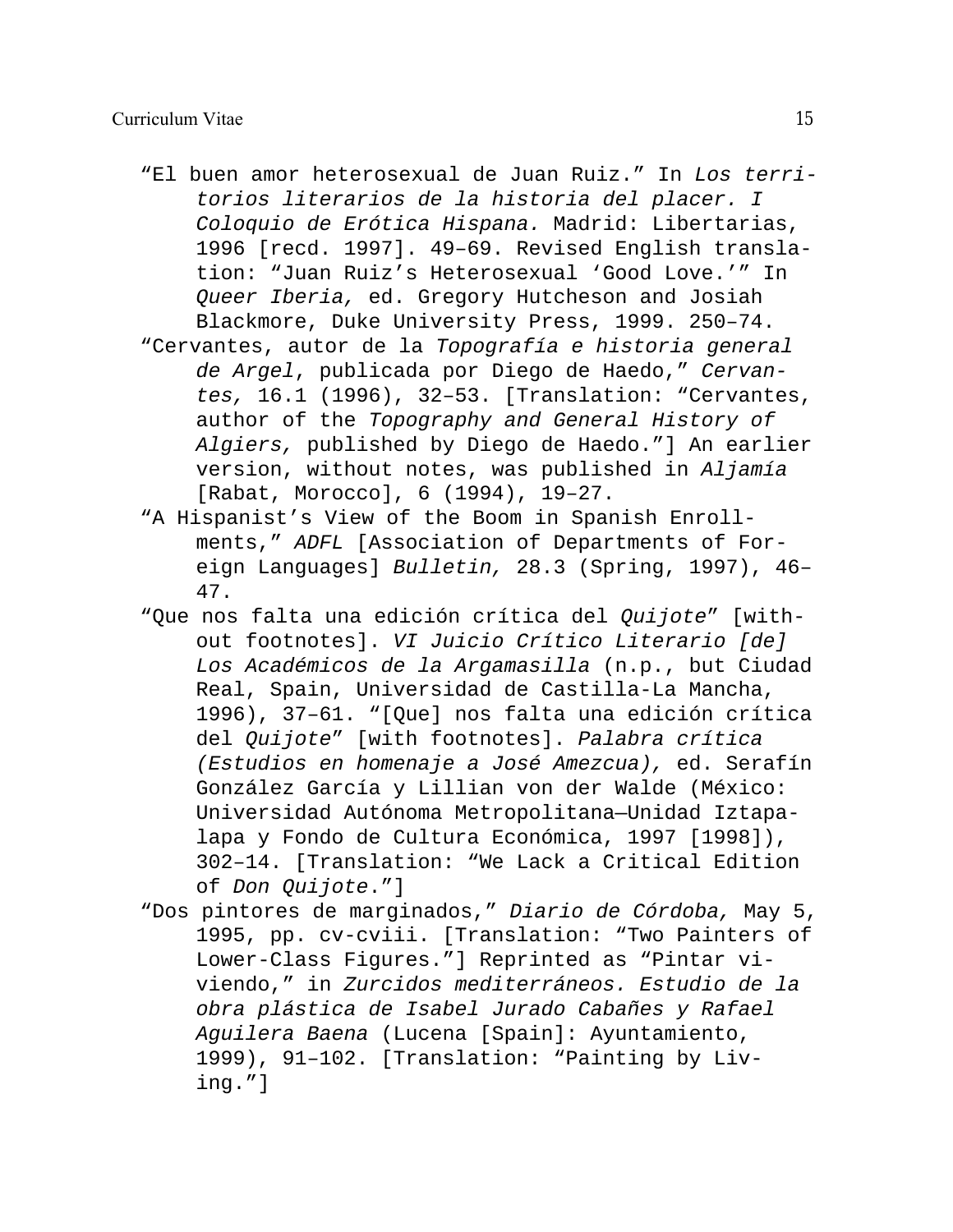"El buen amor heterosexual de Juan Ruiz." In *Los territorios literarios de la historia del placer. I Coloquio de Erótica Hispana.* Madrid: Libertarias, 1996 [recd. 1997]. 49–69. Revised English translation: "Juan Ruiz's Heterosexual 'Good Love.'" In *Queer Iberia,* ed. Gregory Hutcheson and Josiah Blackmore, Duke University Press, 1999. 250–74.

"Cervantes, autor de la *Topografía e historia general de Argel*, publicada por Diego de Haedo," *Cervantes,* 16.1 (1996), 32–53. [Translation: "Cervantes, author of the *Topography and General History of Algiers,* published by Diego de Haedo."] An earlier version, without notes, was published in *Aljamía* [Rabat, Morocco], 6 (1994), 19–27.

"A Hispanist's View of the Boom in Spanish Enrollments," *ADFL* [Association of Departments of Foreign Languages] *Bulletin,* 28.3 (Spring, 1997), 46–47.

"Que nos falta una edición crítica del *Quijote*" [without footnotes]. *VI Juicio Crítico Literario [de] Los Académicos de la Argamasilla* (n.p., but Ciudad Real, Spain, Universidad de Castilla-La Mancha, 1996), 37–61. "[Que] nos falta una edición crítica del *Quijote*" [with footnotes]. *Palabra crítica (Estudios en homenaje a José Amezcua),* ed. Serafín González García y Lillian von der Walde (México: Universidad Autónoma Metropolitana—Unidad Iztapalapa y Fondo de Cultura Económica, 1997 [1998]), 302–14. [Translation: "We Lack a Critical Edition of *Don Quijote*."]

"Dos pintores de marginados," *Diario de Córdoba,* May 5, 1995, pp. cv-cviii. [Translation: "Two Painters of Lower-Class Figures."] Reprinted as "Pintar viviendo," in *Zurcidos mediterráneos. Estudio de la obra plástica de Isabel Jurado Cabañes y Rafael Aguilera Baena* (Lucena [Spain]: Ayuntamiento, 1999), 91–102. [Translation: "Painting by Living."]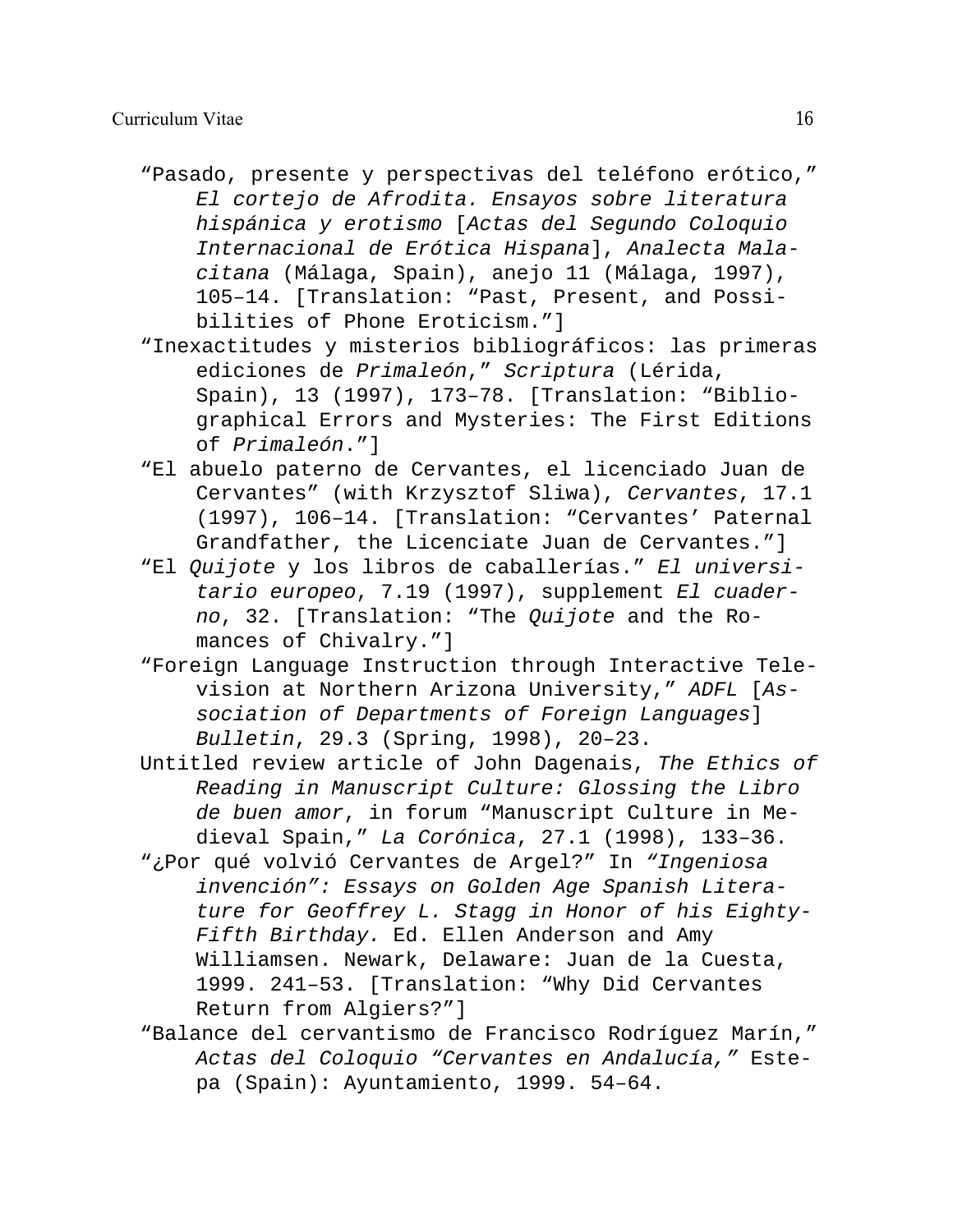“Pasado, presente y perspectivas del teléfono erótico,” *El cortejo de Afrodita. Ensayos sobre literatura hispánica y erotismo* [*Actas del Segundo Coloquio Internacional de Erótica Hispana*], *Analecta Malacitana* (Málaga, Spain), anejo 11 (Málaga, 1997), 105–14. [Translation: “Past, Present, and Possibilities of Phone Eroticism.”]

“Inexactitudes y misterios bibliográficos: las primeras ediciones de *Primaleón*,” *Scriptura* (Lérida, Spain), 13 (1997), 173–78. [Translation: “Bibliographical Errors and Mysteries: The First Editions of *Primaleón*.”]

“El abuelo paterno de Cervantes, el licenciado Juan de Cervantes” (with Krzysztof Sliwa), *Cervantes*, 17.1 (1997), 106–14. [Translation: “Cervantes’ Paternal Grandfather, the Licenciate Juan de Cervantes.”]

“El *Quijote* y los libros de caballerías.” *El universitario europeo*, 7.19 (1997), supplement *El cuaderno*, 32. [Translation: “The *Quijote* and the Romances of Chivalry.”]

“Foreign Language Instruction through Interactive Television at Northern Arizona University,” *ADFL* [*Association of Departments of Foreign Languages*] *Bulletin*, 29.3 (Spring, 1998), 20–23.

Untitled review article of John Dagenais, *The Ethics of Reading in Manuscript Culture: Glossing the Libro de buen amor*, in forum “Manuscript Culture in Medieval Spain,” *La Corónica*, 27.1 (1998), 133–36.

“¿Por qué volvió Cervantes de Argel?” In *“Ingeniosa invención”: Essays on Golden Age Spanish Literature for Geoffrey L. Stagg in Honor of his Eighty-Fifth Birthday.* Ed. Ellen Anderson and Amy Williamsen. Newark, Delaware: Juan de la Cuesta, 1999. 241–53. [Translation: “Why Did Cervantes Return from Algiers?”]

“Balance del cervantismo de Francisco Rodríguez Marín,” *Actas del Coloquio “Cervantes en Andalucía,”* Estepa (Spain): Ayuntamiento, 1999. 54–64.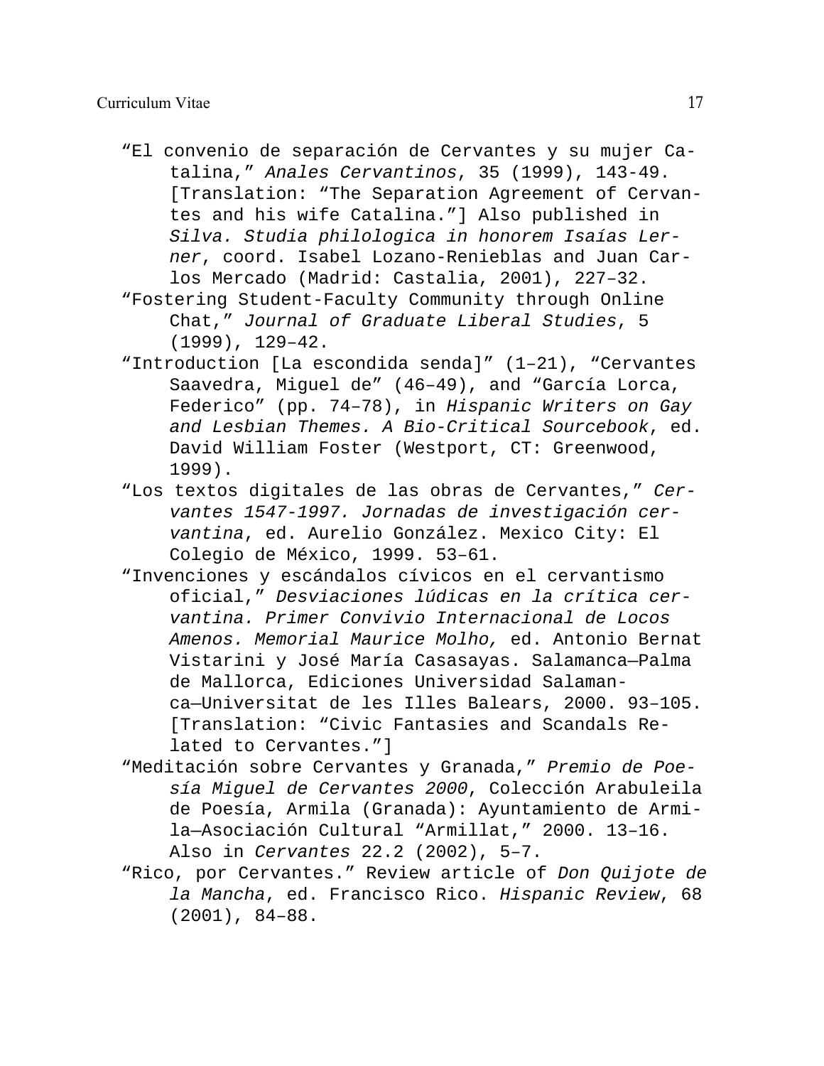“El convenio de separación de Cervantes y su mujer Catalina,” *Anales Cervantinos*, 35 (1999), 143-49. [Translation: “The Separation Agreement of Cervantes and his wife Catalina.”] Also published in *Silva. Studia philologica in honorem Isaías Lerner*, coord. Isabel Lozano-Renieblas and Juan Carlos Mercado (Madrid: Castalia, 2001), 227–32.

“Fostering Student-Faculty Community through Online Chat,” *Journal of Graduate Liberal Studies*, 5 (1999), 129–42.

“Introduction [La escondida senda]” (1–21), “Cervantes Saavedra, Miguel de” (46–49), and “García Lorca, Federico” (pp. 74–78), in *Hispanic Writers on Gay and Lesbian Themes. A Bio-Critical Sourcebook*, ed. David William Foster (Westport, CT: Greenwood, 1999).

“Los textos digitales de las obras de Cervantes,” *Cervantes 1547-1997. Jornadas de investigación cervantina*, ed. Aurelio González. Mexico City: El Colegio de México, 1999. 53–61.

“Invenciones y escándalos cívicos en el cervantismo oficial,” *Desviaciones lúdicas en la crítica cervantina. Primer Convivio Internacional de Locos Amenos. Memorial Maurice Molho,* ed. Antonio Bernat Vistarini y José María Casasayas. Salamanca—Palma de Mallorca, Ediciones Universidad Salamanca—Universitat de les Illes Balears, 2000. 93–105. [Translation: “Civic Fantasies and Scandals Related to Cervantes.”]

“Meditación sobre Cervantes y Granada,” *Premio de Poesía Miguel de Cervantes 2000*, Colección Arabuleila de Poesía, Armila (Granada): Ayuntamiento de Armila—Asociación Cultural “Armillat,” 2000. 13–16. Also in *Cervantes* 22.2 (2002), 5–7.

“Rico, por Cervantes.” Review article of *Don Quijote de la Mancha*, ed. Francisco Rico. *Hispanic Review*, 68 (2001), 84–88.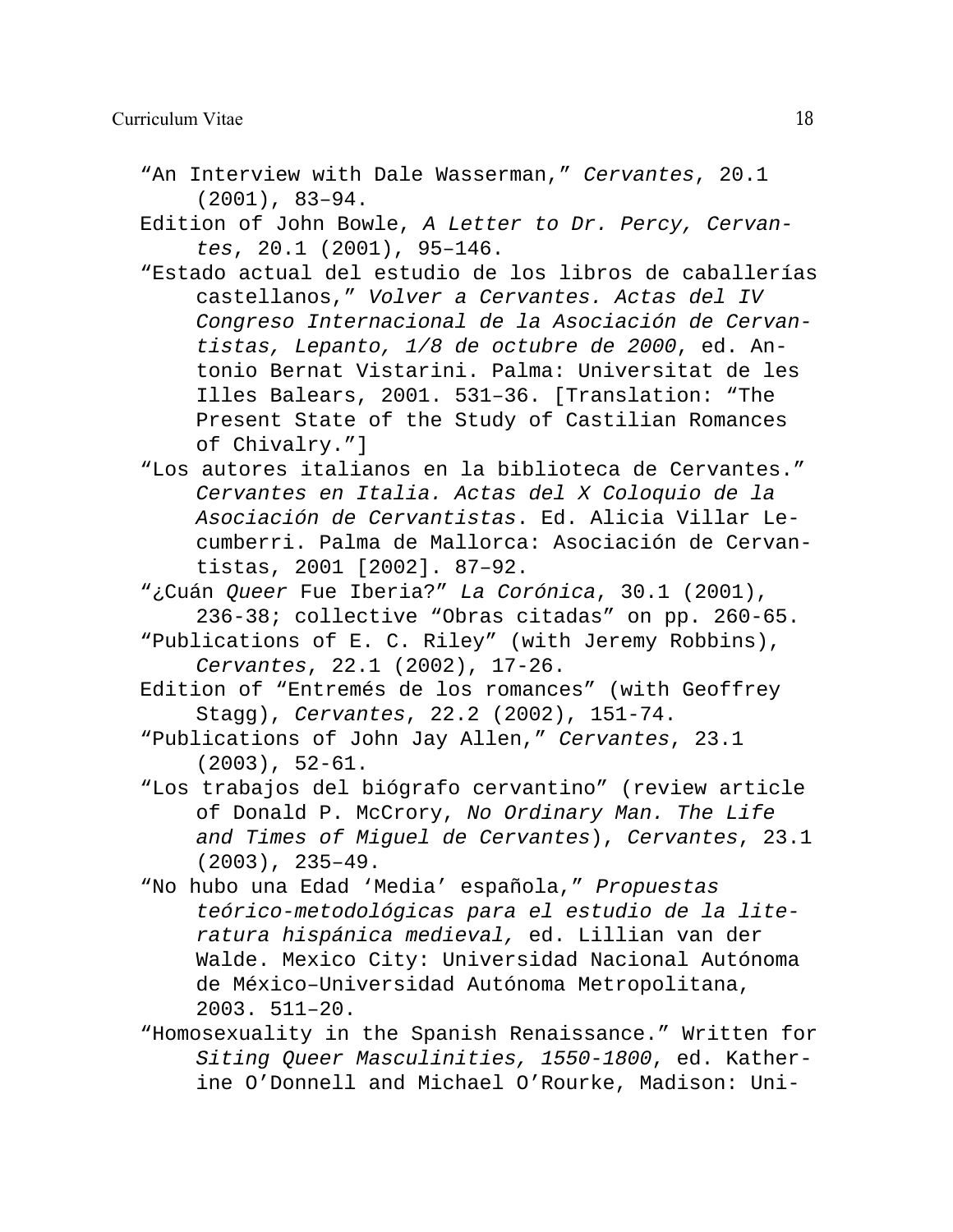"An Interview with Dale Wasserman," *Cervantes*, 20.1 (2001), 83–94.

Edition of John Bowle, *A Letter to Dr. Percy, Cervantes*, 20.1 (2001), 95–146.

"Estado actual del estudio de los libros de caballerías castellanos," *Volver a Cervantes. Actas del IV Congreso Internacional de la Asociación de Cervantistas, Lepanto, 1/8 de octubre de 2000*, ed. Antonio Bernat Vistarini. Palma: Universitat de les Illes Balears, 2001. 531–36. [Translation: "The Present State of the Study of Castilian Romances of Chivalry."]

"Los autores italianos en la biblioteca de Cervantes." *Cervantes en Italia. Actas del X Coloquio de la Asociación de Cervantistas*. Ed. Alicia Villar Lecumberri. Palma de Mallorca: Asociación de Cervantistas, 2001 [2002]. 87–92.

"¿Cuán *Queer* Fue Iberia?" *La Corónica*, 30.1 (2001), 236-38; collective "Obras citadas" on pp. 260-65.

"Publications of E. C. Riley" (with Jeremy Robbins), *Cervantes*, 22.1 (2002), 17-26.

Edition of "Entremés de los romances" (with Geoffrey Stagg), *Cervantes*, 22.2 (2002), 151-74.

"Publications of John Jay Allen," *Cervantes*, 23.1 (2003), 52-61.

"Los trabajos del biógrafo cervantino" (review article of Donald P. McCrory, *No Ordinary Man. The Life and Times of Miguel de Cervantes*), *Cervantes*, 23.1 (2003), 235–49.

"No hubo una Edad 'Media' española," *Propuestas teórico-metodológicas para el estudio de la literatura hispánica medieval,* ed. Lillian van der Walde. Mexico City: Universidad Nacional Autónoma de México–Universidad Autónoma Metropolitana, 2003. 511–20.

"Homosexuality in the Spanish Renaissance." Written for *Siting Queer Masculinities, 1550-1800*, ed. Katherine O'Donnell and Michael O'Rourke, Madison: Uni-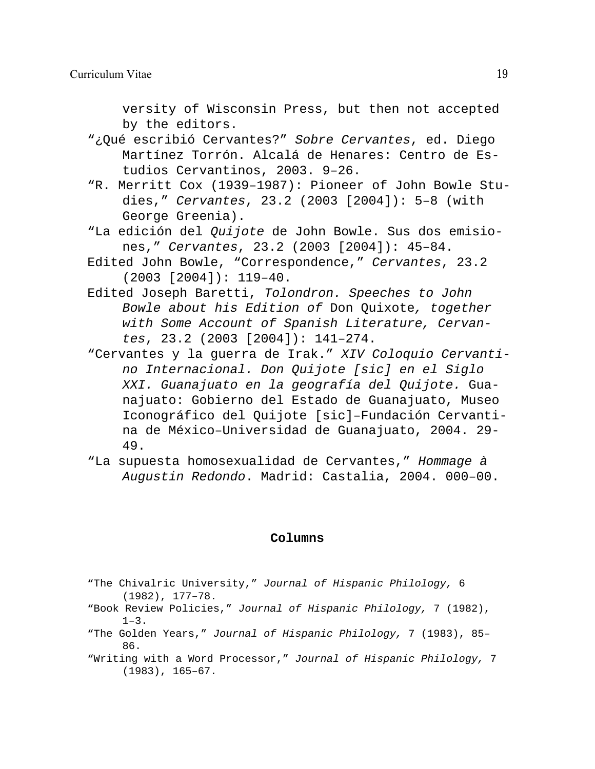versity of Wisconsin Press, but then not accepted by the editors.

"¿Qué escribió Cervantes?" *Sobre Cervantes*, ed. Diego Martínez Torrón. Alcalá de Henares: Centro de Estudios Cervantinos, 2003. 9–26.

"R. Merritt Cox (1939–1987): Pioneer of John Bowle Studies," *Cervantes*, 23.2 (2003 [2004]): 5–8 (with George Greenia).

"La edición del *Quijote* de John Bowle. Sus dos emisiones," *Cervantes*, 23.2 (2003 [2004]): 45–84.

Edited John Bowle, "Correspondence," *Cervantes*, 23.2 (2003 [2004]): 119–40.

Edited Joseph Baretti, *Tolondron. Speeches to John Bowle about his Edition of* Don Quixote*, together with Some Account of Spanish Literature, Cervantes*, 23.2 (2003 [2004]): 141–274.

"Cervantes y la guerra de Irak." *XIV Coloquio Cervantino Internacional. Don Quijote [sic] en el Siglo XXI. Guanajuato en la geografía del Quijote.* Guanajuato: Gobierno del Estado de Guanajuato, Museo Iconográfico del Quijote [sic]–Fundación Cervantina de México–Universidad de Guanajuato, 2004. 29-49.

"La supuesta homosexualidad de Cervantes," *Hommage à Augustin Redondo*. Madrid: Castalia, 2004. 000–00.

**Columns**

"The Chivalric University," *Journal of Hispanic Philology,* 6 (1982), 177–78.

"Book Review Policies," *Journal of Hispanic Philology,* 7 (1982), 1–3.

"The Golden Years," *Journal of Hispanic Philology,* 7 (1983), 85–86.

"Writing with a Word Processor," *Journal of Hispanic Philology,* 7 (1983), 165–67.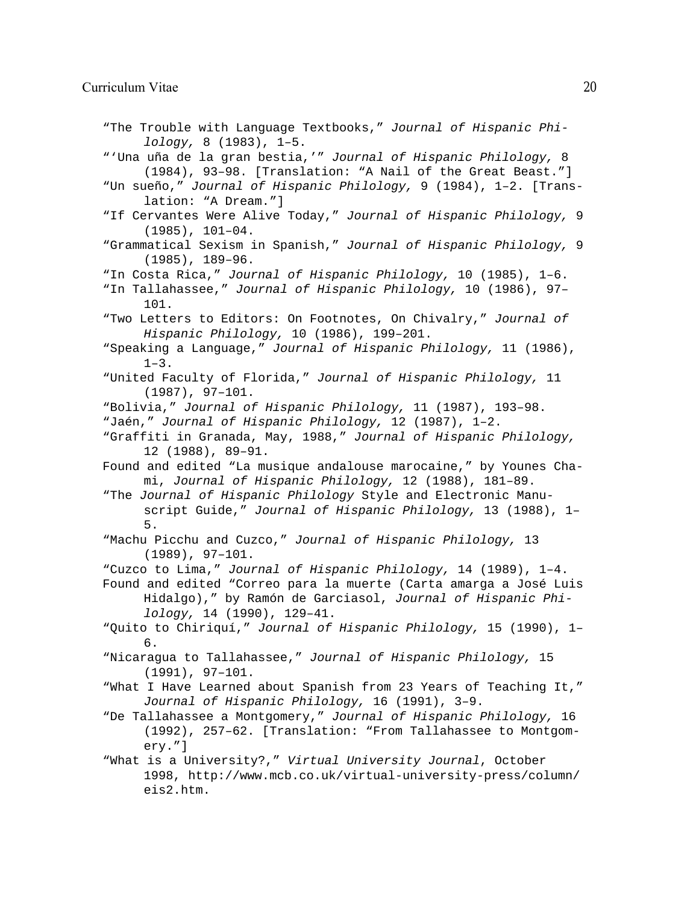"The Trouble with Language Textbooks," *Journal of Hispanic Philology,* 8 (1983), 1–5.

"'Una uña de la gran bestia,'" *Journal of Hispanic Philology,* 8 (1984), 93–98. [Translation: "A Nail of the Great Beast."]

"Un sueño," *Journal of Hispanic Philology,* 9 (1984), 1–2. [Translation: "A Dream."]

"If Cervantes Were Alive Today," *Journal of Hispanic Philology,* 9 (1985), 101–04.

"Grammatical Sexism in Spanish," *Journal of Hispanic Philology,* 9 (1985), 189–96.

"In Costa Rica," *Journal of Hispanic Philology,* 10 (1985), 1–6.

"In Tallahassee," *Journal of Hispanic Philology,* 10 (1986), 97–101.

"Two Letters to Editors: On Footnotes, On Chivalry," *Journal of Hispanic Philology,* 10 (1986), 199–201.

"Speaking a Language," *Journal of Hispanic Philology,* 11 (1986), 1–3.

"United Faculty of Florida," *Journal of Hispanic Philology,* 11 (1987), 97–101.

"Bolivia," *Journal of Hispanic Philology,* 11 (1987), 193–98.

"Jaén," *Journal of Hispanic Philology,* 12 (1987), 1–2.

"Graffiti in Granada, May, 1988," *Journal of Hispanic Philology,* 12 (1988), 89–91.

Found and edited "La musique andalouse marocaine," by Younes Chami, *Journal of Hispanic Philology,* 12 (1988), 181–89.

"The *Journal of Hispanic Philology* Style and Electronic Manuscript Guide," *Journal of Hispanic Philology,* 13 (1988), 1–5.

"Machu Picchu and Cuzco," *Journal of Hispanic Philology,* 13 (1989), 97–101.

"Cuzco to Lima," *Journal of Hispanic Philology,* 14 (1989), 1–4.

Found and edited "Correo para la muerte (Carta amarga a José Luis Hidalgo)," by Ramón de Garciasol, *Journal of Hispanic Philology,* 14 (1990), 129–41.

"Quito to Chiriquí," *Journal of Hispanic Philology,* 15 (1990), 1–6.

"Nicaragua to Tallahassee," *Journal of Hispanic Philology,* 15 (1991), 97–101.

"What I Have Learned about Spanish from 23 Years of Teaching It," *Journal of Hispanic Philology,* 16 (1991), 3–9.

"De Tallahassee a Montgomery," *Journal of Hispanic Philology,* 16 (1992), 257–62. [Translation: "From Tallahassee to Montgomery."]

"What is a University?," *Virtual University Journal*, October 1998, http://www.mcb.co.uk/virtual-university-press/column/eis2.htm.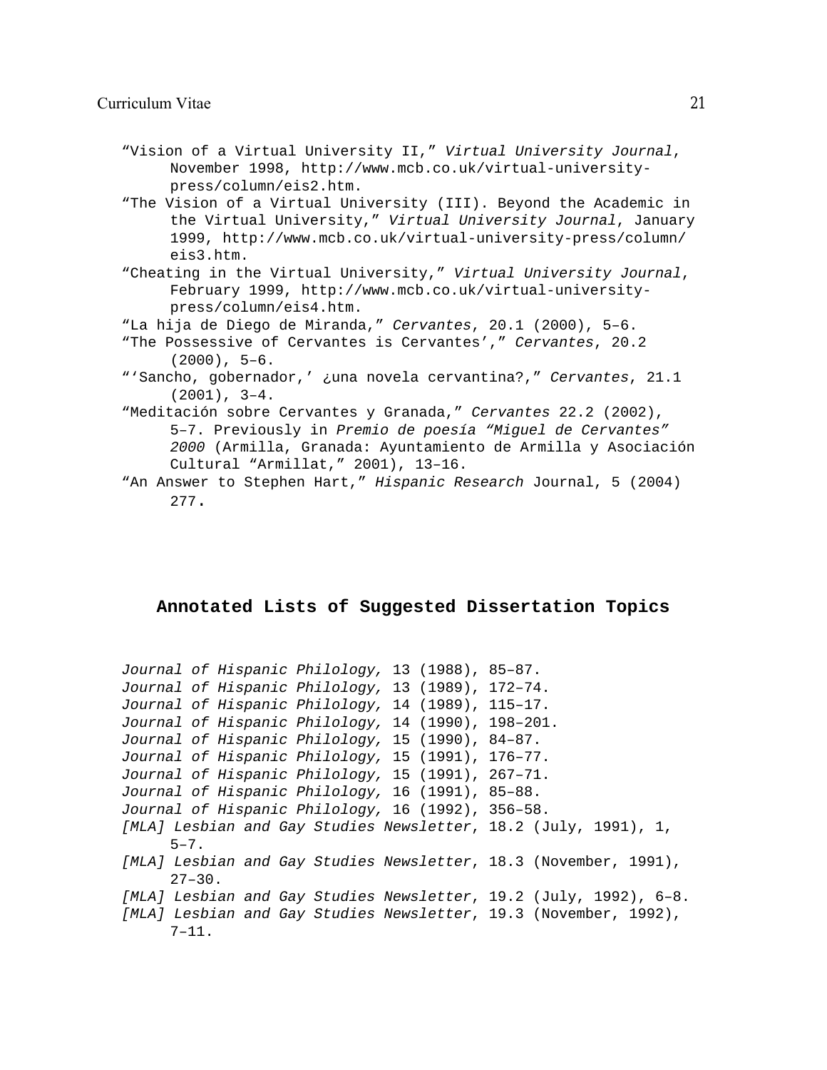"Vision of a Virtual University II," *Virtual University Journal*, November 1998, http://www.mcb.co.uk/virtual-university-press/column/eis2.htm.

"The Vision of a Virtual University (III). Beyond the Academic in the Virtual University," *Virtual University Journal*, January 1999, http://www.mcb.co.uk/virtual-university-press/column/eis3.htm.

"Cheating in the Virtual University," *Virtual University Journal*, February 1999, http://www.mcb.co.uk/virtual-university-press/column/eis4.htm.

"La hija de Diego de Miranda," *Cervantes*, 20.1 (2000), 5–6.

"The Possessive of Cervantes is Cervantes'," *Cervantes*, 20.2 (2000), 5–6.

"'Sancho, gobernador,' ¿una novela cervantina?," *Cervantes*, 21.1 (2001), 3–4.

"Meditación sobre Cervantes y Granada," *Cervantes* 22.2 (2002), 5–7. Previously in *Premio de poesía "Miguel de Cervantes" 2000* (Armilla, Granada: Ayuntamiento de Armilla y Asociación Cultural "Armillat," 2001), 13–16.

"An Answer to Stephen Hart," *Hispanic Research* Journal, 5 (2004) 277.

## Annotated Lists of Suggested Dissertation Topics

*Journal of Hispanic Philology,* 13 (1988), 85–87.

*Journal of Hispanic Philology,* 13 (1989), 172–74.

*Journal of Hispanic Philology,* 14 (1989), 115–17.

*Journal of Hispanic Philology,* 14 (1990), 198–201.

*Journal of Hispanic Philology,* 15 (1990), 84–87.

*Journal of Hispanic Philology,* 15 (1991), 176–77.

*Journal of Hispanic Philology,* 15 (1991), 267–71.

*Journal of Hispanic Philology,* 16 (1991), 85–88.

*Journal of Hispanic Philology,* 16 (1992), 356–58.

*[MLA] Lesbian and Gay Studies Newsletter*, 18.2 (July, 1991), 1, 5–7.

*[MLA] Lesbian and Gay Studies Newsletter*, 18.3 (November, 1991), 27–30.

*[MLA] Lesbian and Gay Studies Newsletter*, 19.2 (July, 1992), 6–8.

*[MLA] Lesbian and Gay Studies Newsletter*, 19.3 (November, 1992), 7–11.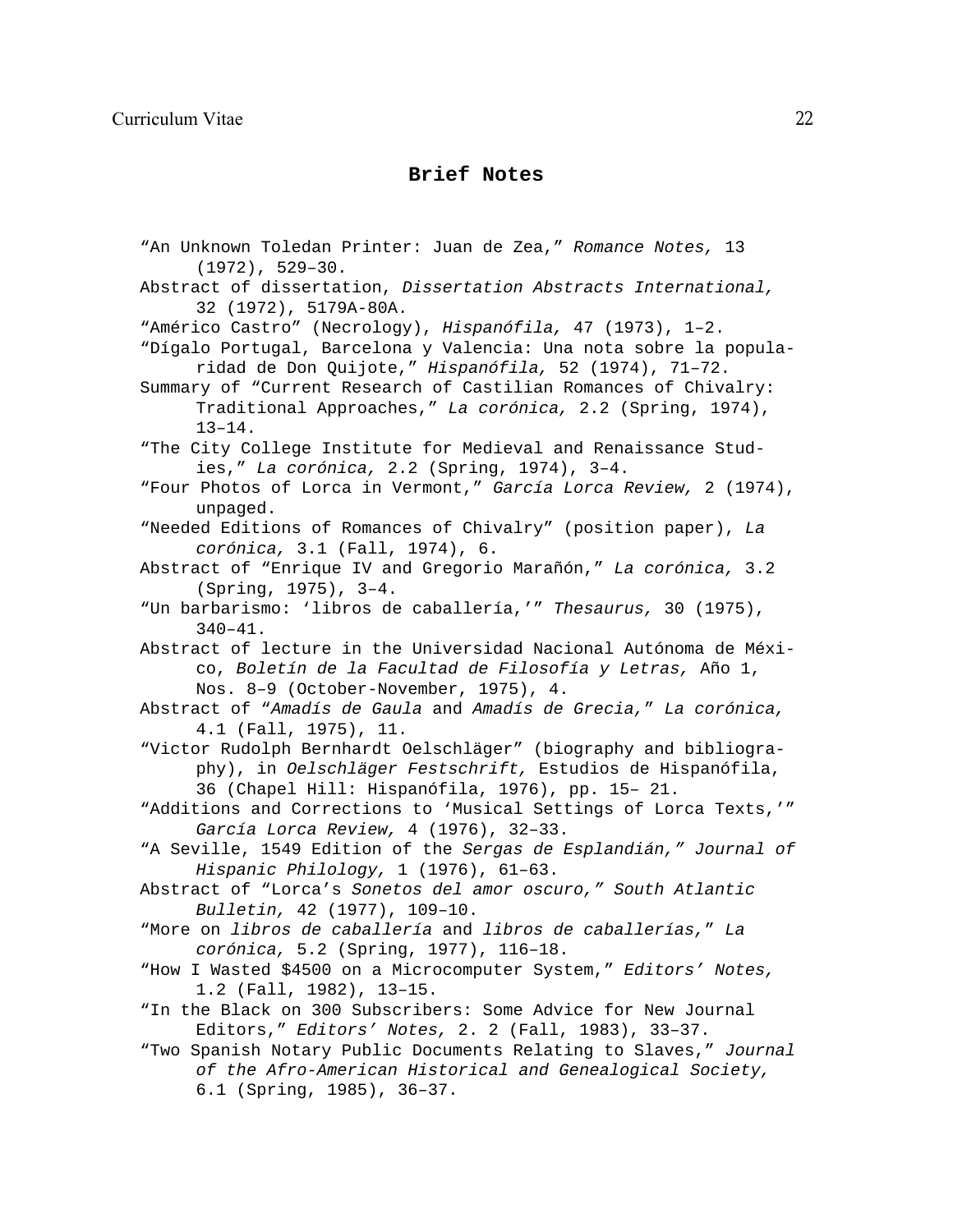## Brief Notes

“An Unknown Toledan Printer: Juan de Zea,” *Romance Notes,* 13 (1972), 529–30.

Abstract of dissertation, *Dissertation Abstracts International,* 32 (1972), 5179A-80A.

“Américo Castro” (Necrology), *Hispanófila,* 47 (1973), 1–2.

“Dígalo Portugal, Barcelona y Valencia: Una nota sobre la popularidad de Don Quijote,” *Hispanófila,* 52 (1974), 71–72.

Summary of “Current Research of Castilian Romances of Chivalry: Traditional Approaches,” *La corónica,* 2.2 (Spring, 1974), 13–14.

“The City College Institute for Medieval and Renaissance Studies,” *La corónica,* 2.2 (Spring, 1974), 3–4.

“Four Photos of Lorca in Vermont,” *García Lorca Review,* 2 (1974), unpaged.

“Needed Editions of Romances of Chivalry” (position paper), *La corónica,* 3.1 (Fall, 1974), 6.

Abstract of “Enrique IV and Gregorio Marañón,” *La corónica,* 3.2 (Spring, 1975), 3–4.

“Un barbarismo: ‘libros de caballería,’” *Thesaurus,* 30 (1975), 340–41.

Abstract of lecture in the Universidad Nacional Autónoma de México, *Boletín de la Facultad de Filosofía y Letras,* Año 1, Nos. 8–9 (October-November, 1975), 4.

Abstract of “*Amadís de Gaula* and *Amadís de Grecia,*” *La corónica,* 4.1 (Fall, 1975), 11.

“Victor Rudolph Bernhardt Oelschläger” (biography and bibliography), in *Oelschläger Festschrift,* Estudios de Hispanófila, 36 (Chapel Hill: Hispanófila, 1976), pp. 15– 21.

“Additions and Corrections to ‘Musical Settings of Lorca Texts,’” *García Lorca Review,* 4 (1976), 32–33.

“A Seville, 1549 Edition of the *Sergas de Esplandián,” Journal of Hispanic Philology,* 1 (1976), 61–63.

Abstract of “Lorca’s *Sonetos del amor oscuro,” South Atlantic Bulletin,* 42 (1977), 109–10.

“More on *libros de caballería* and *libros de caballerías,*” *La corónica,* 5.2 (Spring, 1977), 116–18.

“How I Wasted $4500 on a Microcomputer System,” *Editors’ Notes,* 1.2 (Fall, 1982), 13–15.

“In the Black on 300 Subscribers: Some Advice for New Journal Editors,” *Editors’ Notes,* 2. 2 (Fall, 1983), 33–37.

“Two Spanish Notary Public Documents Relating to Slaves,” *Journal of the Afro-American Historical and Genealogical Society,* 6.1 (Spring, 1985), 36–37.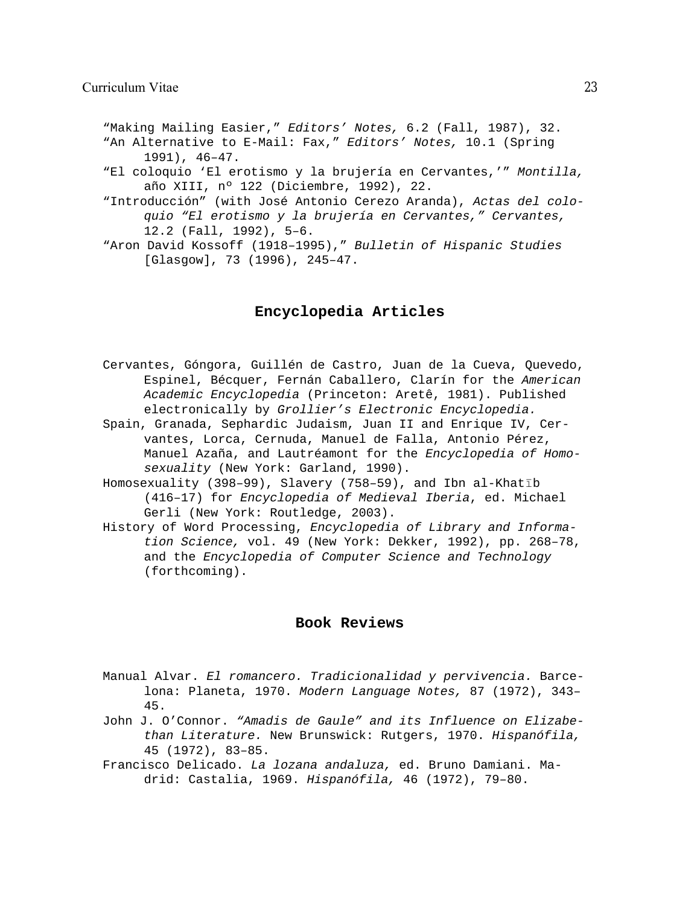“Making Mailing Easier,” *Editors’ Notes,* 6.2 (Fall, 1987), 32.

“An Alternative to E-Mail: Fax,” *Editors’ Notes,* 10.1 (Spring 1991), 46–47.

“El coloquio ‘El erotismo y la brujería en Cervantes,’” *Montilla,* año XIII, nº 122 (Diciembre, 1992), 22.

“Introducción” (with José Antonio Cerezo Aranda), *Actas del coloquio “El erotismo y la brujería en Cervantes,” Cervantes,* 12.2 (Fall, 1992), 5–6.

“Aron David Kossoff (1918–1995),” *Bulletin of Hispanic Studies* [Glasgow], 73 (1996), 245–47.

## Encyclopedia Articles

Cervantes, Góngora, Guillén de Castro, Juan de la Cueva, Quevedo, Espinel, Bécquer, Fernán Caballero, Clarín for the *American Academic Encyclopedia* (Princeton: Aretê, 1981). Published electronically by *Grollier’s Electronic Encyclopedia.*

Spain, Granada, Sephardic Judaism, Juan II and Enrique IV, Cervantes, Lorca, Cernuda, Manuel de Falla, Antonio Pérez, Manuel Azaña, and Lautréamont for the *Encyclopedia of Homosexuality* (New York: Garland, 1990).

Homosexuality (398–99), Slavery (758–59), and Ibn al-Khatīb (416–17) for *Encyclopedia of Medieval Iberia*, ed. Michael Gerli (New York: Routledge, 2003).

History of Word Processing, *Encyclopedia of Library and Information Science,* vol. 49 (New York: Dekker, 1992), pp. 268–78, and the *Encyclopedia of Computer Science and Technology* (forthcoming).

## Book Reviews

Manual Alvar. *El romancero. Tradicionalidad y pervivencia.* Barcelona: Planeta, 1970. *Modern Language Notes,* 87 (1972), 343–45.

John J. O’Connor. *“Amadis de Gaule” and its Influence on Elizabethan Literature.* New Brunswick: Rutgers, 1970. *Hispanófila,* 45 (1972), 83–85.

Francisco Delicado. *La lozana andaluza,* ed. Bruno Damiani. Madrid: Castalia, 1969. *Hispanófila,* 46 (1972), 79–80.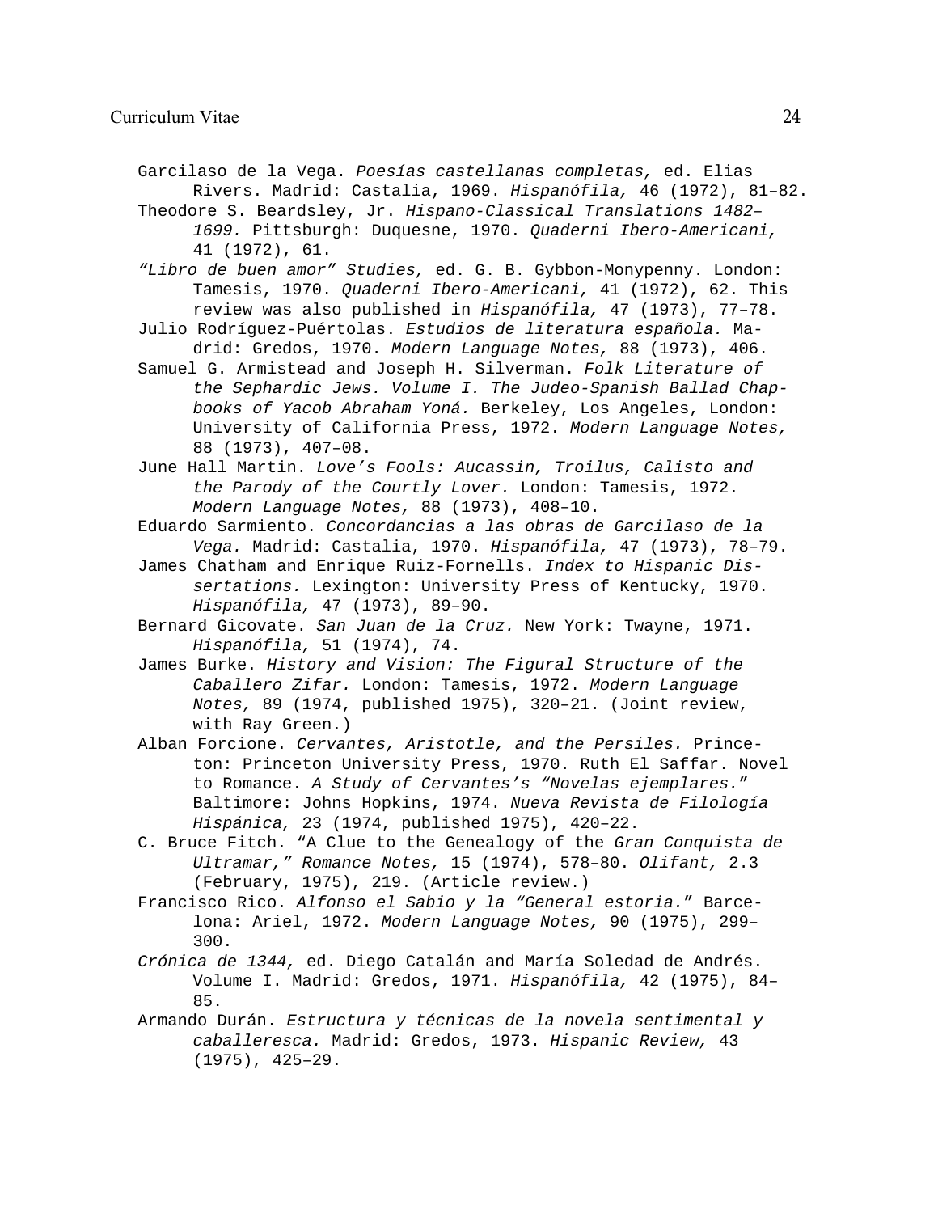Garcilaso de la Vega. *Poesías castellanas completas,* ed. Elias Rivers. Madrid: Castalia, 1969. *Hispanófila,* 46 (1972), 81–82.

Theodore S. Beardsley, Jr. *Hispano-Classical Translations 1482–1699.* Pittsburgh: Duquesne, 1970. *Quaderni Ibero-Americani,* 41 (1972), 61.

*"Libro de buen amor" Studies,* ed. G. B. Gybbon-Monypenny. London: Tamesis, 1970. *Quaderni Ibero-Americani,* 41 (1972), 62. This review was also published in *Hispanófila,* 47 (1973), 77–78.

Julio Rodríguez-Puértolas. *Estudios de literatura española.* Madrid: Gredos, 1970. *Modern Language Notes,* 88 (1973), 406.

Samuel G. Armistead and Joseph H. Silverman. *Folk Literature of the Sephardic Jews. Volume I. The Judeo-Spanish Ballad Chapbooks of Yacob Abraham Yoná.* Berkeley, Los Angeles, London: University of California Press, 1972. *Modern Language Notes,* 88 (1973), 407–08.

June Hall Martin. *Love's Fools: Aucassin, Troilus, Calisto and the Parody of the Courtly Lover.* London: Tamesis, 1972. *Modern Language Notes,* 88 (1973), 408–10.

Eduardo Sarmiento. *Concordancias a las obras de Garcilaso de la Vega.* Madrid: Castalia, 1970. *Hispanófila,* 47 (1973), 78–79.

James Chatham and Enrique Ruiz-Fornells. *Index to Hispanic Dissertations.* Lexington: University Press of Kentucky, 1970. *Hispanófila,* 47 (1973), 89–90.

Bernard Gicovate. *San Juan de la Cruz.* New York: Twayne, 1971. *Hispanófila,* 51 (1974), 74.

James Burke. *History and Vision: The Figural Structure of the Caballero Zifar.* London: Tamesis, 1972. *Modern Language Notes,* 89 (1974, published 1975), 320–21. (Joint review, with Ray Green.)

Alban Forcione. *Cervantes, Aristotle, and the Persiles.* Princeton: Princeton University Press, 1970. Ruth El Saffar. Novel to Romance. *A Study of Cervantes's "Novelas ejemplares."* Baltimore: Johns Hopkins, 1974. *Nueva Revista de Filología Hispánica,* 23 (1974, published 1975), 420–22.

C. Bruce Fitch. "A Clue to the Genealogy of the *Gran Conquista de Ultramar," Romance Notes,* 15 (1974), 578–80. *Olifant,* 2.3 (February, 1975), 219. (Article review.)

Francisco Rico. *Alfonso el Sabio y la "General estoria."* Barcelona: Ariel, 1972. *Modern Language Notes,* 90 (1975), 299–300.

*Crónica de 1344,* ed. Diego Catalán and María Soledad de Andrés. Volume I. Madrid: Gredos, 1971. *Hispanófila,* 42 (1975), 84–85.

Armando Durán. *Estructura y técnicas de la novela sentimental y caballeresca.* Madrid: Gredos, 1973. *Hispanic Review,* 43 (1975), 425–29.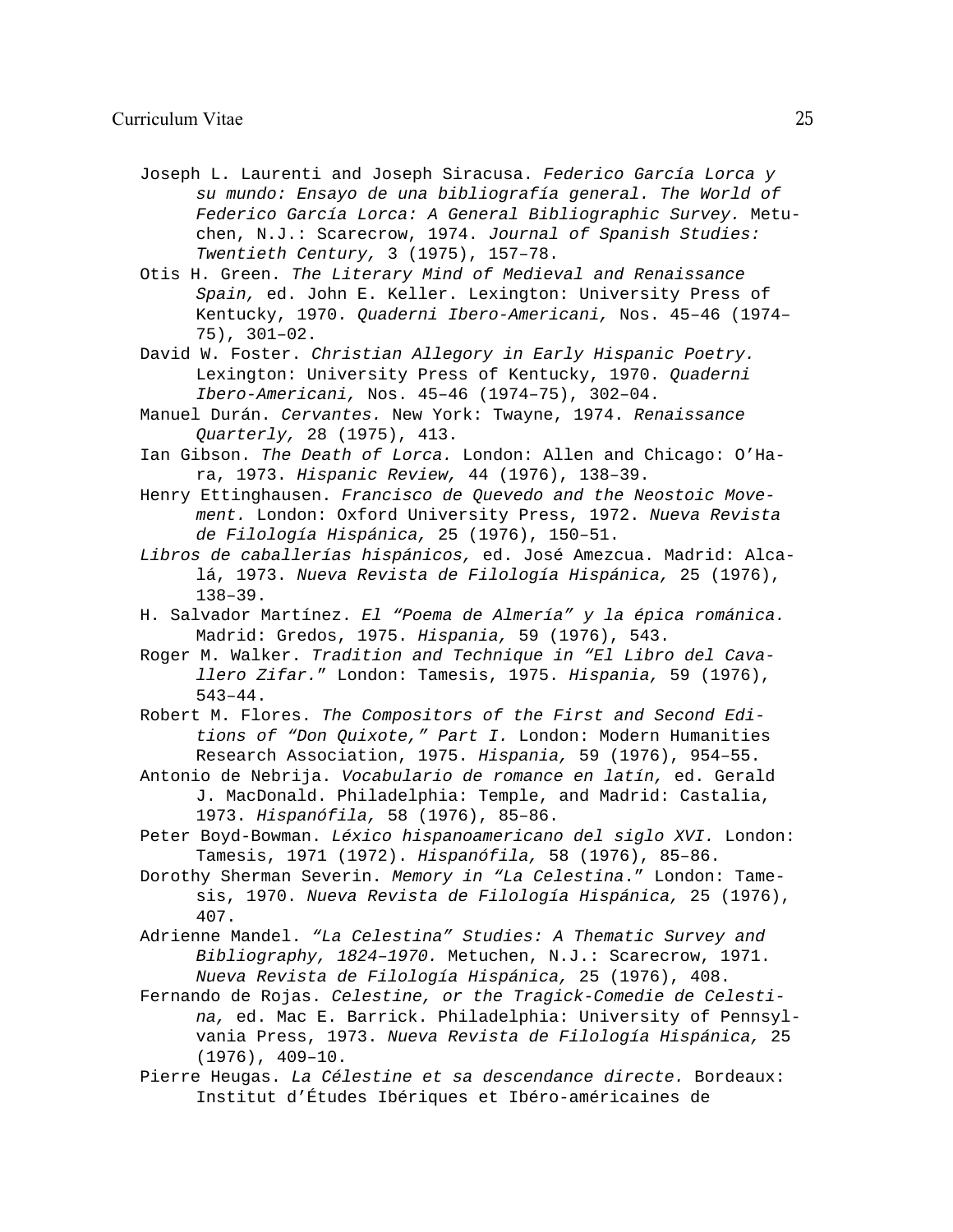Joseph L. Laurenti and Joseph Siracusa. *Federico García Lorca y su mundo: Ensayo de una bibliografía general. The World of Federico García Lorca: A General Bibliographic Survey.* Metuchen, N.J.: Scarecrow, 1974. *Journal of Spanish Studies: Twentieth Century,* 3 (1975), 157–78.

Otis H. Green. *The Literary Mind of Medieval and Renaissance Spain,* ed. John E. Keller. Lexington: University Press of Kentucky, 1970. *Quaderni Ibero-Americani,* Nos. 45–46 (1974–75), 301–02.

David W. Foster. *Christian Allegory in Early Hispanic Poetry.* Lexington: University Press of Kentucky, 1970. *Quaderni Ibero-Americani,* Nos. 45–46 (1974–75), 302–04.

Manuel Durán. *Cervantes.* New York: Twayne, 1974. *Renaissance Quarterly,* 28 (1975), 413.

Ian Gibson. *The Death of Lorca.* London: Allen and Chicago: O'Hara, 1973. *Hispanic Review,* 44 (1976), 138–39.

Henry Ettinghausen. *Francisco de Quevedo and the Neostoic Movement.* London: Oxford University Press, 1972. *Nueva Revista de Filología Hispánica,* 25 (1976), 150–51.

*Libros de caballerías hispánicos,* ed. José Amezcua. Madrid: Alcalá, 1973. *Nueva Revista de Filología Hispánica,* 25 (1976), 138–39.

H. Salvador Martínez. *El "Poema de Almería" y la épica románica.* Madrid: Gredos, 1975. *Hispania,* 59 (1976), 543.

Roger M. Walker. *Tradition and Technique in "El Libro del Cavallero Zifar."* London: Tamesis, 1975. *Hispania,* 59 (1976), 543–44.

Robert M. Flores. *The Compositors of the First and Second Editions of "Don Quixote," Part I.* London: Modern Humanities Research Association, 1975. *Hispania,* 59 (1976), 954–55.

Antonio de Nebrija. *Vocabulario de romance en latín,* ed. Gerald J. MacDonald. Philadelphia: Temple, and Madrid: Castalia, 1973. *Hispanófila,* 58 (1976), 85–86.

Peter Boyd-Bowman. *Léxico hispanoamericano del siglo XVI.* London: Tamesis, 1971 (1972). *Hispanófila,* 58 (1976), 85–86.

Dorothy Sherman Severin. *Memory in "La Celestina."* London: Tamesis, 1970. *Nueva Revista de Filología Hispánica,* 25 (1976), 407.

Adrienne Mandel. *"La Celestina" Studies: A Thematic Survey and Bibliography, 1824–1970.* Metuchen, N.J.: Scarecrow, 1971. *Nueva Revista de Filología Hispánica,* 25 (1976), 408.

Fernando de Rojas. *Celestine, or the Tragick-Comedie de Celestina,* ed. Mac E. Barrick. Philadelphia: University of Pennsylvania Press, 1973. *Nueva Revista de Filología Hispánica,* 25 (1976), 409–10.

Pierre Heugas. *La Célestine et sa descendance directe.* Bordeaux: Institut d'Études Ibériques et Ibéro-américaines de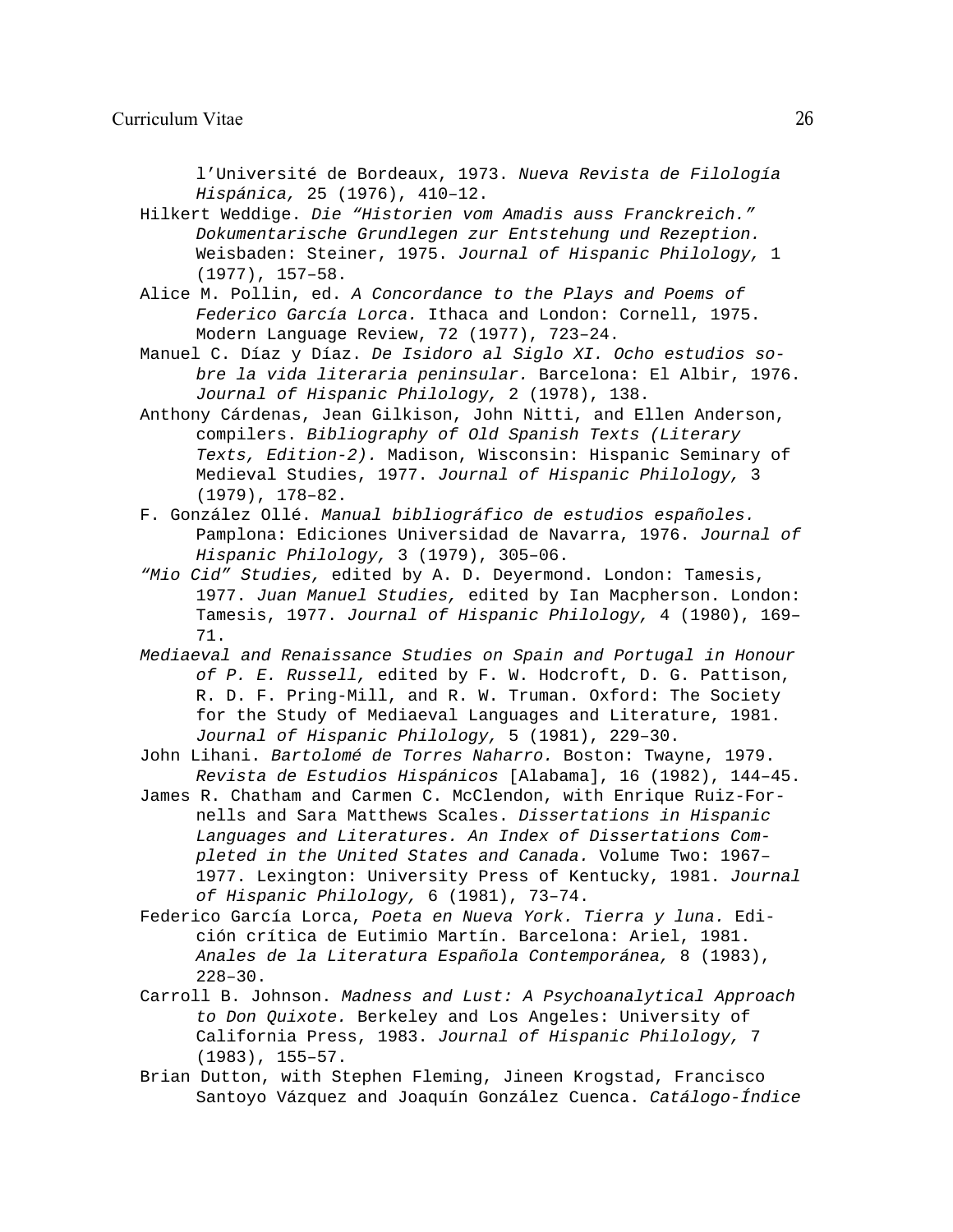l’Université de Bordeaux, 1973. *Nueva Revista de Filología Hispánica,* 25 (1976), 410–12.

Hilkert Weddige. *Die “Historien vom Amadis auss Franckreich.” Dokumentarische Grundlegen zur Entstehung und Rezeption.* Weisbaden: Steiner, 1975. *Journal of Hispanic Philology,* 1 (1977), 157–58.

Alice M. Pollin, ed. *A Concordance to the Plays and Poems of Federico García Lorca.* Ithaca and London: Cornell, 1975. Modern Language Review, 72 (1977), 723–24.

Manuel C. Díaz y Díaz. *De Isidoro al Siglo XI. Ocho estudios sobre la vida literaria peninsular.* Barcelona: El Albir, 1976. *Journal of Hispanic Philology,* 2 (1978), 138.

Anthony Cárdenas, Jean Gilkison, John Nitti, and Ellen Anderson, compilers. *Bibliography of Old Spanish Texts (Literary Texts, Edition-2).* Madison, Wisconsin: Hispanic Seminary of Medieval Studies, 1977. *Journal of Hispanic Philology,* 3 (1979), 178–82.

F. González Ollé. *Manual bibliográfico de estudios españoles.* Pamplona: Ediciones Universidad de Navarra, 1976. *Journal of Hispanic Philology,* 3 (1979), 305–06.

*“Mio Cid” Studies,* edited by A. D. Deyermond. London: Tamesis, 1977. *Juan Manuel Studies,* edited by Ian Macpherson. London: Tamesis, 1977. *Journal of Hispanic Philology,* 4 (1980), 169–71.

*Mediaeval and Renaissance Studies on Spain and Portugal in Honour of P. E. Russell,* edited by F. W. Hodcroft, D. G. Pattison, R. D. F. Pring-Mill, and R. W. Truman. Oxford: The Society for the Study of Mediaeval Languages and Literature, 1981. *Journal of Hispanic Philology,* 5 (1981), 229–30.

John Lihani. *Bartolomé de Torres Naharro.* Boston: Twayne, 1979. *Revista de Estudios Hispánicos* [Alabama], 16 (1982), 144–45.

James R. Chatham and Carmen C. McClendon, with Enrique Ruiz-Fornells and Sara Matthews Scales. *Dissertations in Hispanic Languages and Literatures. An Index of Dissertations Completed in the United States and Canada.* Volume Two: 1967–1977. Lexington: University Press of Kentucky, 1981. *Journal of Hispanic Philology,* 6 (1981), 73–74.

Federico García Lorca, *Poeta en Nueva York. Tierra y luna.* Edición crítica de Eutimio Martín. Barcelona: Ariel, 1981. *Anales de la Literatura Española Contemporánea,* 8 (1983), 228–30.

Carroll B. Johnson. *Madness and Lust: A Psychoanalytical Approach to Don Quixote.* Berkeley and Los Angeles: University of California Press, 1983. *Journal of Hispanic Philology,* 7 (1983), 155–57.

Brian Dutton, with Stephen Fleming, Jineen Krogstad, Francisco Santoyo Vázquez and Joaquín González Cuenca. *Catálogo-Índice*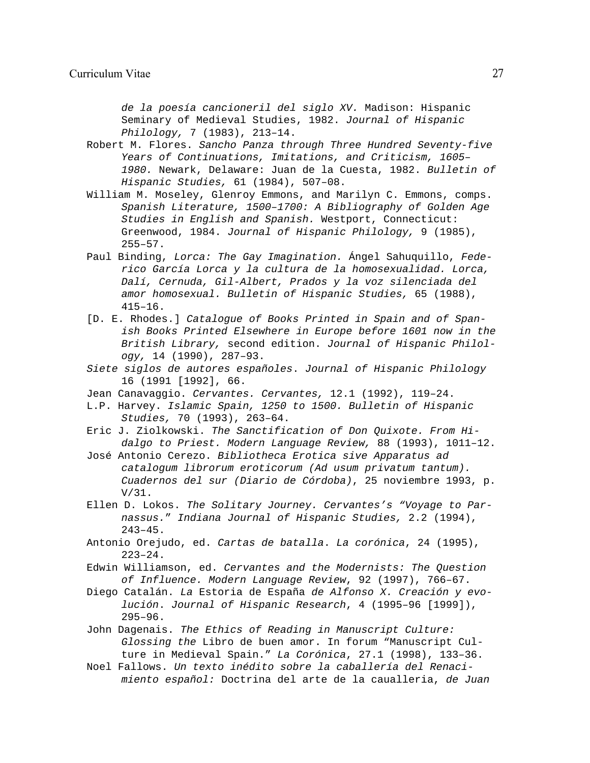*de la poesía cancioneril del siglo XV.* Madison: Hispanic Seminary of Medieval Studies, 1982. *Journal of Hispanic Philology,* 7 (1983), 213–14.

Robert M. Flores. *Sancho Panza through Three Hundred Seventy-five Years of Continuations, Imitations, and Criticism, 1605–1980.* Newark, Delaware: Juan de la Cuesta, 1982. *Bulletin of Hispanic Studies,* 61 (1984), 507–08.

William M. Moseley, Glenroy Emmons, and Marilyn C. Emmons, comps. *Spanish Literature, 1500–1700: A Bibliography of Golden Age Studies in English and Spanish.* Westport, Connecticut: Greenwood, 1984. *Journal of Hispanic Philology,* 9 (1985), 255–57.

Paul Binding, *Lorca: The Gay Imagination.* Ángel Sahuquillo, *Federico García Lorca y la cultura de la homosexualidad. Lorca, Dalí, Cernuda, Gil-Albert, Prados y la voz silenciada del amor homosexual. Bulletin of Hispanic Studies,* 65 (1988), 415–16.

[D. E. Rhodes.] *Catalogue of Books Printed in Spain and of Spanish Books Printed Elsewhere in Europe before 1601 now in the British Library,* second edition. *Journal of Hispanic Philology,* 14 (1990), 287–93.

*Siete siglos de autores españoles*. *Journal of Hispanic Philology* 16 (1991 [1992], 66.

Jean Canavaggio. *Cervantes. Cervantes,* 12.1 (1992), 119–24.

L.P. Harvey. *Islamic Spain, 1250 to 1500. Bulletin of Hispanic Studies,* 70 (1993), 263–64.

Eric J. Ziolkowski. *The Sanctification of Don Quixote. From Hidalgo to Priest. Modern Language Review,* 88 (1993), 1011–12.

José Antonio Cerezo. *Bibliotheca Erotica sive Apparatus ad catalogum librorum eroticorum (Ad usum privatum tantum). Cuadernos del sur (Diario de Córdoba)*, 25 noviembre 1993, p. V/31.

Ellen D. Lokos. *The Solitary Journey. Cervantes's "Voyage to Parnassus." Indiana Journal of Hispanic Studies,* 2.2 (1994), 243–45.

Antonio Orejudo, ed. *Cartas de batalla*. *La corónica*, 24 (1995), 223–24.

Edwin Williamson, ed. *Cervantes and the Modernists: The Question of Influence. Modern Language Review*, 92 (1997), 766–67.

Diego Catalán. *La* Estoria de España *de Alfonso X. Creación y evolución*. *Journal of Hispanic Research*, 4 (1995–96 [1999]), 295–96.

John Dagenais. *The Ethics of Reading in Manuscript Culture: Glossing the* Libro de buen amor. In forum "Manuscript Culture in Medieval Spain." *La Corónica*, 27.1 (1998), 133–36.

Noel Fallows. *Un texto inédito sobre la caballería del Renacimiento español:* Doctrina del arte de la caualleria, *de Juan*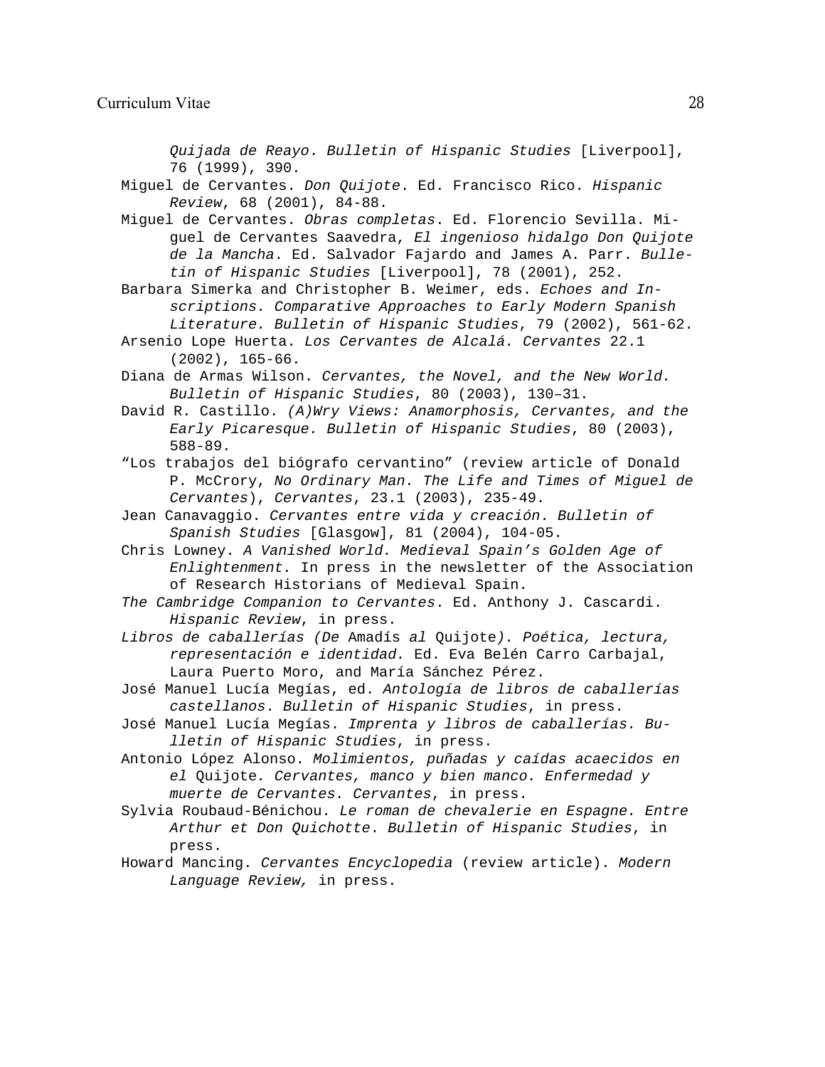*Quijada de Reayo*. *Bulletin of Hispanic Studies* [Liverpool], 76 (1999), 390.

Miguel de Cervantes. *Don Quijote*. Ed. Francisco Rico. *Hispanic Review*, 68 (2001), 84-88.

Miguel de Cervantes. *Obras completas*. Ed. Florencio Sevilla. Miguel de Cervantes Saavedra, *El ingenioso hidalgo Don Quijote de la Mancha*. Ed. Salvador Fajardo and James A. Parr. *Bulletin of Hispanic Studies* [Liverpool], 78 (2001), 252.

Barbara Simerka and Christopher B. Weimer, eds. *Echoes and Inscriptions. Comparative Approaches to Early Modern Spanish Literature. Bulletin of Hispanic Studies*, 79 (2002), 561-62.

Arsenio Lope Huerta. *Los Cervantes de Alcalá. Cervantes* 22.1 (2002), 165-66.

Diana de Armas Wilson. *Cervantes, the Novel, and the New World. Bulletin of Hispanic Studies*, 80 (2003), 130–31.

David R. Castillo. *(A)Wry Views: Anamorphosis, Cervantes, and the Early Picaresque. Bulletin of Hispanic Studies*, 80 (2003), 588-89.

"Los trabajos del biógrafo cervantino" (review article of Donald P. McCrory, *No Ordinary Man. The Life and Times of Miguel de Cervantes*), *Cervantes*, 23.1 (2003), 235-49.

Jean Canavaggio. *Cervantes entre vida y creación*. *Bulletin of Spanish Studies* [Glasgow], 81 (2004), 104-05.

Chris Lowney. *A Vanished World. Medieval Spain's Golden Age of Enlightenment.* In press in the newsletter of the Association of Research Historians of Medieval Spain.

*The Cambridge Companion to Cervantes*. Ed. Anthony J. Cascardi. *Hispanic Review*, in press.

*Libros de caballerías (De* Amadís *al* Quijote*). Poética, lectura, representación e identidad.* Ed. Eva Belén Carro Carbajal, Laura Puerto Moro, and María Sánchez Pérez.

José Manuel Lucía Megías, ed. *Antología de libros de caballerías castellanos*. *Bulletin of Hispanic Studies*, in press.

José Manuel Lucía Megías. *Imprenta y libros de caballerías. Bulletin of Hispanic Studies*, in press.

Antonio López Alonso. *Molimientos, puñadas y caídas acaecidos en el* Quijote*. Cervantes, manco y bien manco. Enfermedad y muerte de Cervantes. Cervantes*, in press.

Sylvia Roubaud-Bénichou. *Le roman de chevalerie en Espagne. Entre Arthur et Don Quichotte*. *Bulletin of Hispanic Studies*, in press.

Howard Mancing. *Cervantes Encyclopedia* (review article). *Modern Language Review,* in press.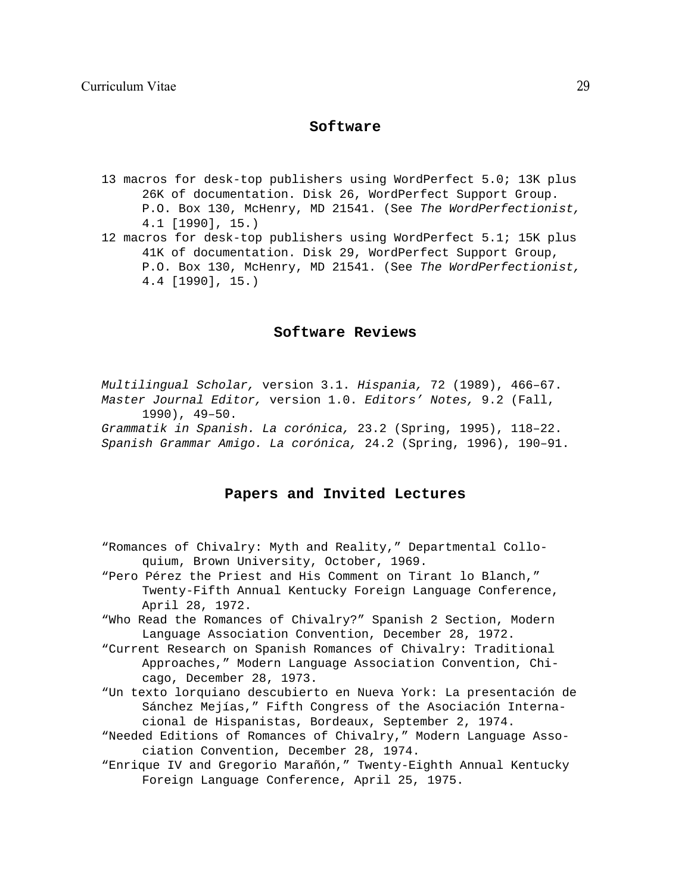## Software

13 macros for desk-top publishers using WordPerfect 5.0; 13K plus 26K of documentation. Disk 26, WordPerfect Support Group. P.O. Box 130, McHenry, MD 21541. (See *The WordPerfectionist,* 4.1 [1990], 15.)

12 macros for desk-top publishers using WordPerfect 5.1; 15K plus 41K of documentation. Disk 29, WordPerfect Support Group, P.O. Box 130, McHenry, MD 21541. (See *The WordPerfectionist,* 4.4 [1990], 15.)

## Software Reviews

*Multilingual Scholar,* version 3.1. *Hispania,* 72 (1989), 466–67.

*Master Journal Editor,* version 1.0. *Editors' Notes,* 9.2 (Fall, 1990), 49–50.

*Grammatik in Spanish. La corónica,* 23.2 (Spring, 1995), 118–22.

*Spanish Grammar Amigo. La corónica,* 24.2 (Spring, 1996), 190–91.

## Papers and Invited Lectures

"Romances of Chivalry: Myth and Reality," Departmental Colloquium, Brown University, October, 1969.

"Pero Pérez the Priest and His Comment on Tirant lo Blanch," Twenty-Fifth Annual Kentucky Foreign Language Conference, April 28, 1972.

"Who Read the Romances of Chivalry?" Spanish 2 Section, Modern Language Association Convention, December 28, 1972.

"Current Research on Spanish Romances of Chivalry: Traditional Approaches," Modern Language Association Convention, Chicago, December 28, 1973.

"Un texto lorquiano descubierto en Nueva York: La presentación de Sánchez Mejías," Fifth Congress of the Asociación Internacional de Hispanistas, Bordeaux, September 2, 1974.

"Needed Editions of Romances of Chivalry," Modern Language Association Convention, December 28, 1974.

"Enrique IV and Gregorio Marañón," Twenty-Eighth Annual Kentucky Foreign Language Conference, April 25, 1975.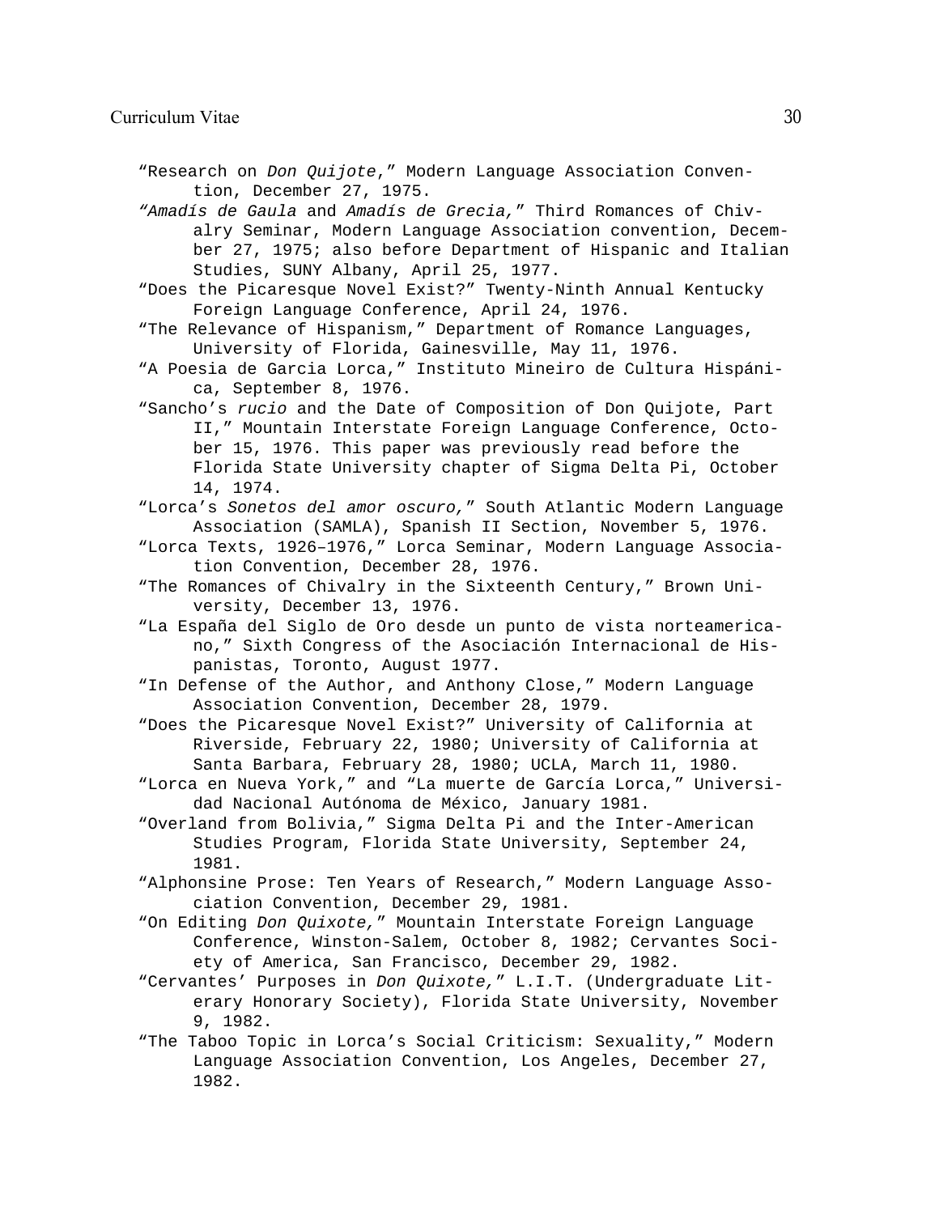"Research on *Don Quijote*," Modern Language Association Convention, December 27, 1975.

*"Amadís de Gaula* and *Amadís de Grecia,"* Third Romances of Chivalry Seminar, Modern Language Association convention, December 27, 1975; also before Department of Hispanic and Italian Studies, SUNY Albany, April 25, 1977.

"Does the Picaresque Novel Exist?" Twenty-Ninth Annual Kentucky Foreign Language Conference, April 24, 1976.

"The Relevance of Hispanism," Department of Romance Languages, University of Florida, Gainesville, May 11, 1976.

"A Poesia de Garcia Lorca," Instituto Mineiro de Cultura Hispánica, September 8, 1976.

"Sancho's *rucio* and the Date of Composition of Don Quijote, Part II," Mountain Interstate Foreign Language Conference, October 15, 1976. This paper was previously read before the Florida State University chapter of Sigma Delta Pi, October 14, 1974.

"Lorca's *Sonetos del amor oscuro,"* South Atlantic Modern Language Association (SAMLA), Spanish II Section, November 5, 1976.

"Lorca Texts, 1926–1976," Lorca Seminar, Modern Language Association Convention, December 28, 1976.

"The Romances of Chivalry in the Sixteenth Century," Brown University, December 13, 1976.

"La España del Siglo de Oro desde un punto de vista norteamericano," Sixth Congress of the Asociación Internacional de Hispanistas, Toronto, August 1977.

"In Defense of the Author, and Anthony Close," Modern Language Association Convention, December 28, 1979.

"Does the Picaresque Novel Exist?" University of California at Riverside, February 22, 1980; University of California at Santa Barbara, February 28, 1980; UCLA, March 11, 1980.

"Lorca en Nueva York," and "La muerte de García Lorca," Universidad Nacional Autónoma de México, January 1981.

"Overland from Bolivia," Sigma Delta Pi and the Inter-American Studies Program, Florida State University, September 24, 1981.

"Alphonsine Prose: Ten Years of Research," Modern Language Association Convention, December 29, 1981.

"On Editing *Don Quixote,"* Mountain Interstate Foreign Language Conference, Winston-Salem, October 8, 1982; Cervantes Society of America, San Francisco, December 29, 1982.

"Cervantes' Purposes in *Don Quixote,"* L.I.T. (Undergraduate Literary Honorary Society), Florida State University, November 9, 1982.

"The Taboo Topic in Lorca's Social Criticism: Sexuality," Modern Language Association Convention, Los Angeles, December 27, 1982.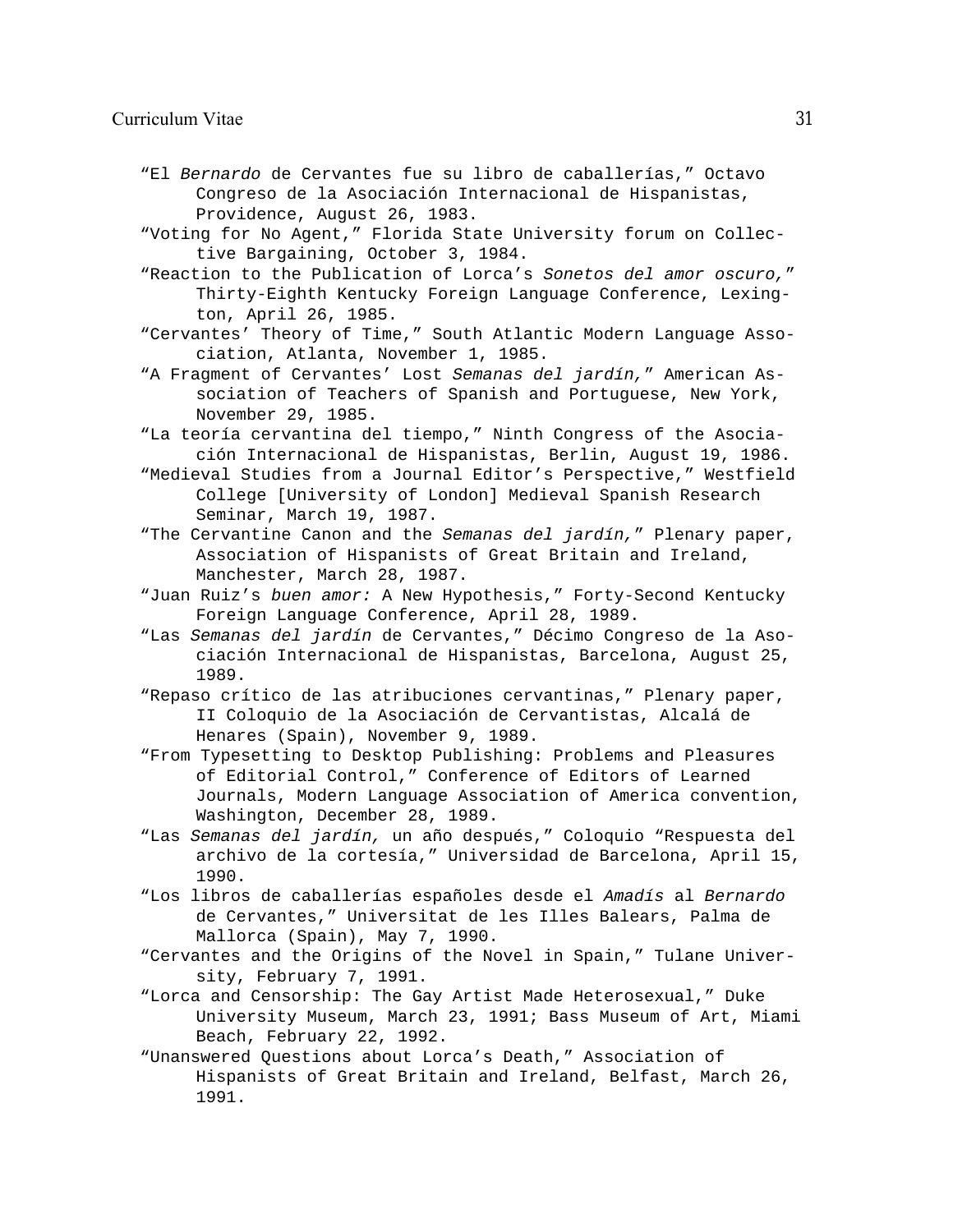“El *Bernardo* de Cervantes fue su libro de caballerías,” Octavo Congreso de la Asociación Internacional de Hispanistas, Providence, August 26, 1983.

“Voting for No Agent,” Florida State University forum on Collective Bargaining, October 3, 1984.

“Reaction to the Publication of Lorca’s *Sonetos del amor oscuro,*” Thirty-Eighth Kentucky Foreign Language Conference, Lexington, April 26, 1985.

“Cervantes’ Theory of Time,” South Atlantic Modern Language Association, Atlanta, November 1, 1985.

“A Fragment of Cervantes’ Lost *Semanas del jardín,*” American Association of Teachers of Spanish and Portuguese, New York, November 29, 1985.

“La teoría cervantina del tiempo,” Ninth Congress of the Asociación Internacional de Hispanistas, Berlin, August 19, 1986.

“Medieval Studies from a Journal Editor’s Perspective,” Westfield College [University of London] Medieval Spanish Research Seminar, March 19, 1987.

“The Cervantine Canon and the *Semanas del jardín,*” Plenary paper, Association of Hispanists of Great Britain and Ireland, Manchester, March 28, 1987.

“Juan Ruiz’s *buen amor:* A New Hypothesis,” Forty-Second Kentucky Foreign Language Conference, April 28, 1989.

“Las *Semanas del jardín* de Cervantes,” Décimo Congreso de la Asociación Internacional de Hispanistas, Barcelona, August 25, 1989.

“Repaso crítico de las atribuciones cervantinas,” Plenary paper, II Coloquio de la Asociación de Cervantistas, Alcalá de Henares (Spain), November 9, 1989.

“From Typesetting to Desktop Publishing: Problems and Pleasures of Editorial Control,” Conference of Editors of Learned Journals, Modern Language Association of America convention, Washington, December 28, 1989.

“Las *Semanas del jardín,* un año después,” Coloquio “Respuesta del archivo de la cortesía,” Universidad de Barcelona, April 15, 1990.

“Los libros de caballerías españoles desde el *Amadís* al *Bernardo* de Cervantes,” Universitat de les Illes Balears, Palma de Mallorca (Spain), May 7, 1990.

“Cervantes and the Origins of the Novel in Spain,” Tulane University, February 7, 1991.

“Lorca and Censorship: The Gay Artist Made Heterosexual,” Duke University Museum, March 23, 1991; Bass Museum of Art, Miami Beach, February 22, 1992.

“Unanswered Questions about Lorca’s Death,” Association of Hispanists of Great Britain and Ireland, Belfast, March 26, 1991.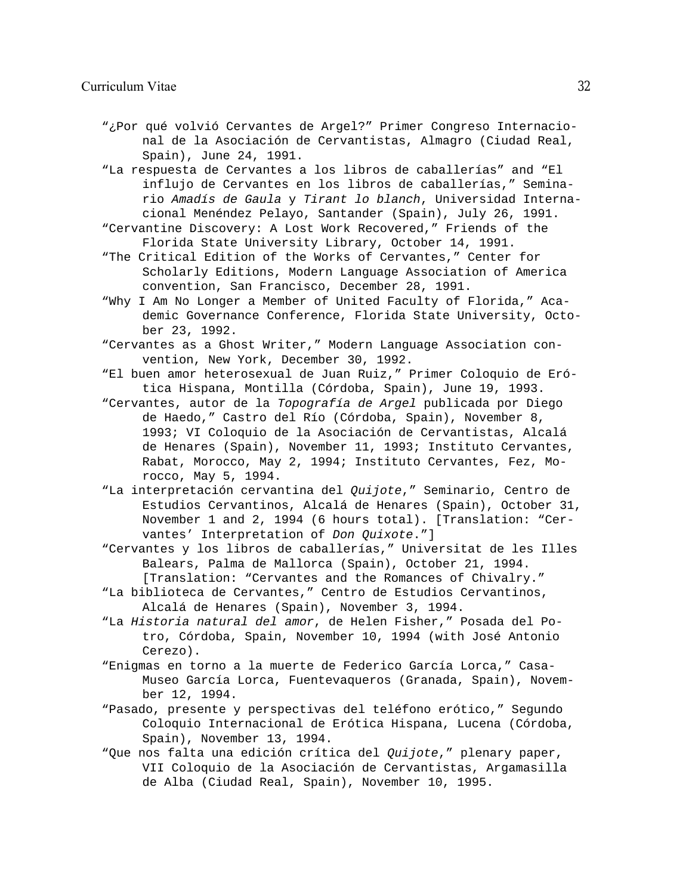"¿Por qué volvió Cervantes de Argel?" Primer Congreso Internacional de la Asociación de Cervantistas, Almagro (Ciudad Real, Spain), June 24, 1991.

"La respuesta de Cervantes a los libros de caballerías" and "El influjo de Cervantes en los libros de caballerías," Seminario *Amadís de Gaula* y *Tirant lo blanch*, Universidad Internacional Menéndez Pelayo, Santander (Spain), July 26, 1991.

"Cervantine Discovery: A Lost Work Recovered," Friends of the Florida State University Library, October 14, 1991.

"The Critical Edition of the Works of Cervantes," Center for Scholarly Editions, Modern Language Association of America convention, San Francisco, December 28, 1991.

"Why I Am No Longer a Member of United Faculty of Florida," Academic Governance Conference, Florida State University, October 23, 1992.

"Cervantes as a Ghost Writer," Modern Language Association convention, New York, December 30, 1992.

"El buen amor heterosexual de Juan Ruiz," Primer Coloquio de Erótica Hispana, Montilla (Córdoba, Spain), June 19, 1993.

"Cervantes, autor de la *Topografía de Argel* publicada por Diego de Haedo," Castro del Río (Córdoba, Spain), November 8, 1993; VI Coloquio de la Asociación de Cervantistas, Alcalá de Henares (Spain), November 11, 1993; Instituto Cervantes, Rabat, Morocco, May 2, 1994; Instituto Cervantes, Fez, Morocco, May 5, 1994.

"La interpretación cervantina del *Quijote*," Seminario, Centro de Estudios Cervantinos, Alcalá de Henares (Spain), October 31, November 1 and 2, 1994 (6 hours total). [Translation: "Cervantes' Interpretation of *Don Quixote*."]

"Cervantes y los libros de caballerías," Universitat de les Illes Balears, Palma de Mallorca (Spain), October 21, 1994. [Translation: "Cervantes and the Romances of Chivalry."

"La biblioteca de Cervantes," Centro de Estudios Cervantinos, Alcalá de Henares (Spain), November 3, 1994.

"La *Historia natural del amor*, de Helen Fisher," Posada del Potro, Córdoba, Spain, November 10, 1994 (with José Antonio Cerezo).

"Enigmas en torno a la muerte de Federico García Lorca," Casa-Museo García Lorca, Fuentevaqueros (Granada, Spain), November 12, 1994.

"Pasado, presente y perspectivas del teléfono erótico," Segundo Coloquio Internacional de Erótica Hispana, Lucena (Córdoba, Spain), November 13, 1994.

"Que nos falta una edición crítica del *Quijote*," plenary paper, VII Coloquio de la Asociación de Cervantistas, Argamasilla de Alba (Ciudad Real, Spain), November 10, 1995.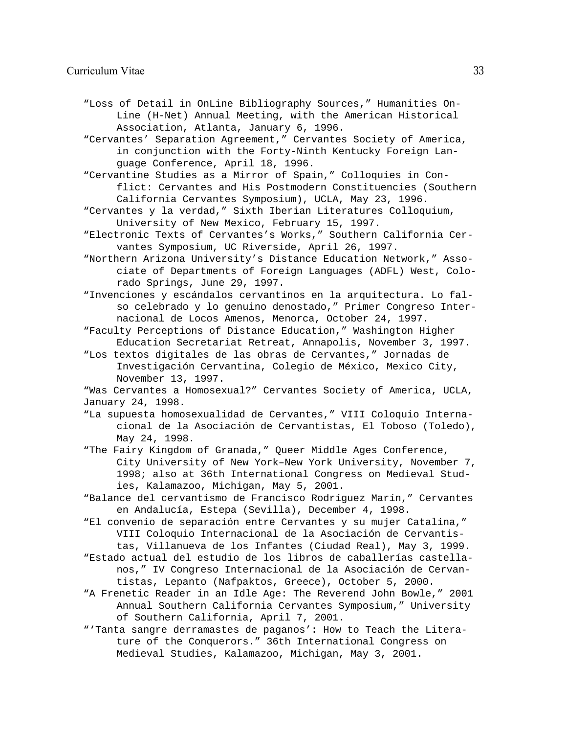"Loss of Detail in OnLine Bibliography Sources," Humanities On-Line (H-Net) Annual Meeting, with the American Historical Association, Atlanta, January 6, 1996.

"Cervantes' Separation Agreement," Cervantes Society of America, in conjunction with the Forty-Ninth Kentucky Foreign Language Conference, April 18, 1996.

"Cervantine Studies as a Mirror of Spain," Colloquies in Conflict: Cervantes and His Postmodern Constituencies (Southern California Cervantes Symposium), UCLA, May 23, 1996.

"Cervantes y la verdad," Sixth Iberian Literatures Colloquium, University of New Mexico, February 15, 1997.

"Electronic Texts of Cervantes's Works," Southern California Cervantes Symposium, UC Riverside, April 26, 1997.

"Northern Arizona University's Distance Education Network," Associate of Departments of Foreign Languages (ADFL) West, Colorado Springs, June 29, 1997.

"Invenciones y escándalos cervantinos en la arquitectura. Lo falso celebrado y lo genuino denostado," Primer Congreso Internacional de Locos Amenos, Menorca, October 24, 1997.

"Faculty Perceptions of Distance Education," Washington Higher Education Secretariat Retreat, Annapolis, November 3, 1997.

"Los textos digitales de las obras de Cervantes," Jornadas de Investigación Cervantina, Colegio de México, Mexico City, November 13, 1997.

"Was Cervantes a Homosexual?" Cervantes Society of America, UCLA, January 24, 1998.

"La supuesta homosexualidad de Cervantes," VIII Coloquio Internacional de la Asociación de Cervantistas, El Toboso (Toledo), May 24, 1998.

"The Fairy Kingdom of Granada," Queer Middle Ages Conference, City University of New York–New York University, November 7, 1998; also at 36th International Congress on Medieval Studies, Kalamazoo, Michigan, May 5, 2001.

"Balance del cervantismo de Francisco Rodríguez Marín," Cervantes en Andalucía, Estepa (Sevilla), December 4, 1998.

"El convenio de separación entre Cervantes y su mujer Catalina," VIII Coloquio Internacional de la Asociación de Cervantistas, Villanueva de los Infantes (Ciudad Real), May 3, 1999.

"Estado actual del estudio de los libros de caballerías castellanos," IV Congreso Internacional de la Asociación de Cervantistas, Lepanto (Nafpaktos, Greece), October 5, 2000.

"A Frenetic Reader in an Idle Age: The Reverend John Bowle," 2001 Annual Southern California Cervantes Symposium," University of Southern California, April 7, 2001.

"'Tanta sangre derramastes de paganos': How to Teach the Literature of the Conquerors." 36th International Congress on Medieval Studies, Kalamazoo, Michigan, May 3, 2001.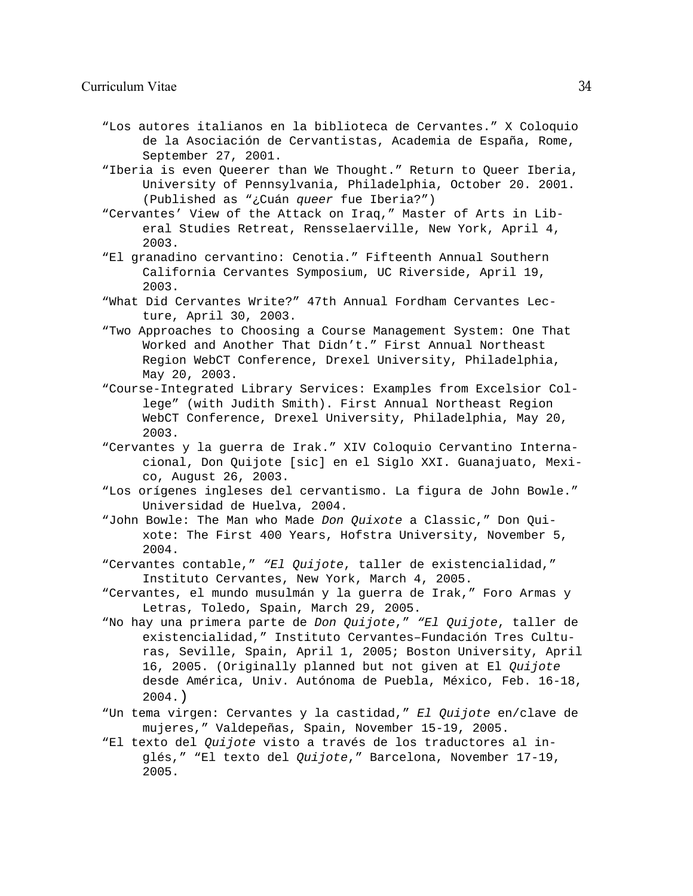“Los autores italianos en la biblioteca de Cervantes.” X Coloquio de la Asociación de Cervantistas, Academia de España, Rome, September 27, 2001.

“Iberia is even Queerer than We Thought.” Return to Queer Iberia, University of Pennsylvania, Philadelphia, October 20. 2001. (Published as “¿Cuán *queer* fue Iberia?”)

“Cervantes’ View of the Attack on Iraq,” Master of Arts in Liberal Studies Retreat, Rensselaerville, New York, April 4, 2003.

“El granadino cervantino: Cenotia.” Fifteenth Annual Southern California Cervantes Symposium, UC Riverside, April 19, 2003.

“What Did Cervantes Write?” 47th Annual Fordham Cervantes Lecture, April 30, 2003.

“Two Approaches to Choosing a Course Management System: One That Worked and Another That Didn’t.” First Annual Northeast Region WebCT Conference, Drexel University, Philadelphia, May 20, 2003.

“Course-Integrated Library Services: Examples from Excelsior College” (with Judith Smith). First Annual Northeast Region WebCT Conference, Drexel University, Philadelphia, May 20, 2003.

“Cervantes y la guerra de Irak.” XIV Coloquio Cervantino Internacional, Don Quijote [sic] en el Siglo XXI. Guanajuato, Mexico, August 26, 2003.

“Los orígenes ingleses del cervantismo. La figura de John Bowle.” Universidad de Huelva, 2004.

“John Bowle: The Man who Made *Don Quixote* a Classic,” Don Quixote: The First 400 Years, Hofstra University, November 5, 2004.

“Cervantes contable,” *“El Quijote*, taller de existencialidad,” Instituto Cervantes, New York, March 4, 2005.

“Cervantes, el mundo musulmán y la guerra de Irak,” Foro Armas y Letras, Toledo, Spain, March 29, 2005.

“No hay una primera parte de *Don Quijote*,” *“El Quijote*, taller de existencialidad,” Instituto Cervantes–Fundación Tres Culturas, Seville, Spain, April 1, 2005; Boston University, April 16, 2005. (Originally planned but not given at El *Quijote* desde América, Univ. Autónoma de Puebla, México, Feb. 16-18, 2004.)

“Un tema virgen: Cervantes y la castidad,” *El Quijote* en/clave de mujeres,” Valdepeñas, Spain, November 15-19, 2005.

“El texto del *Quijote* visto a través de los traductores al inglés,” “El texto del *Quijote*,” Barcelona, November 17-19, 2005.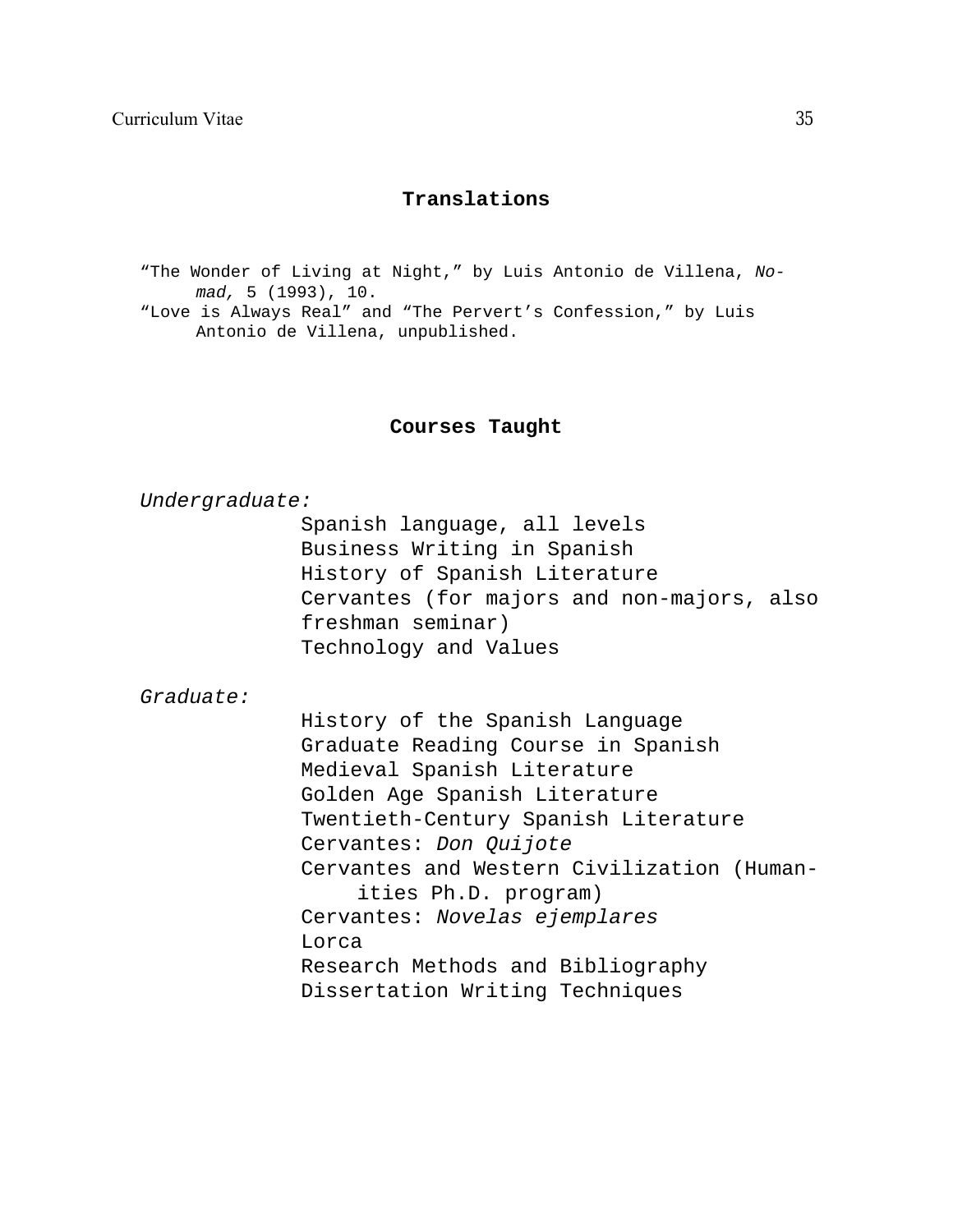## Translations

"The Wonder of Living at Night," by Luis Antonio de Villena, *Nomad,* 5 (1993), 10.

"Love is Always Real" and "The Pervert's Confession," by Luis Antonio de Villena, unpublished.

## Courses Taught

*Undergraduate:*

- Spanish language, all levels
- Business Writing in Spanish
- History of Spanish Literature
- Cervantes (for majors and non-majors, also freshman seminar)
- Technology and Values

*Graduate:*

- History of the Spanish Language
- Graduate Reading Course in Spanish
- Medieval Spanish Literature
- Golden Age Spanish Literature
- Twentieth-Century Spanish Literature
- Cervantes: *Don Quijote*
- Cervantes and Western Civilization (Humanities Ph.D. program)
- Cervantes: *Novelas ejemplares*
- Lorca
- Research Methods and Bibliography
- Dissertation Writing Techniques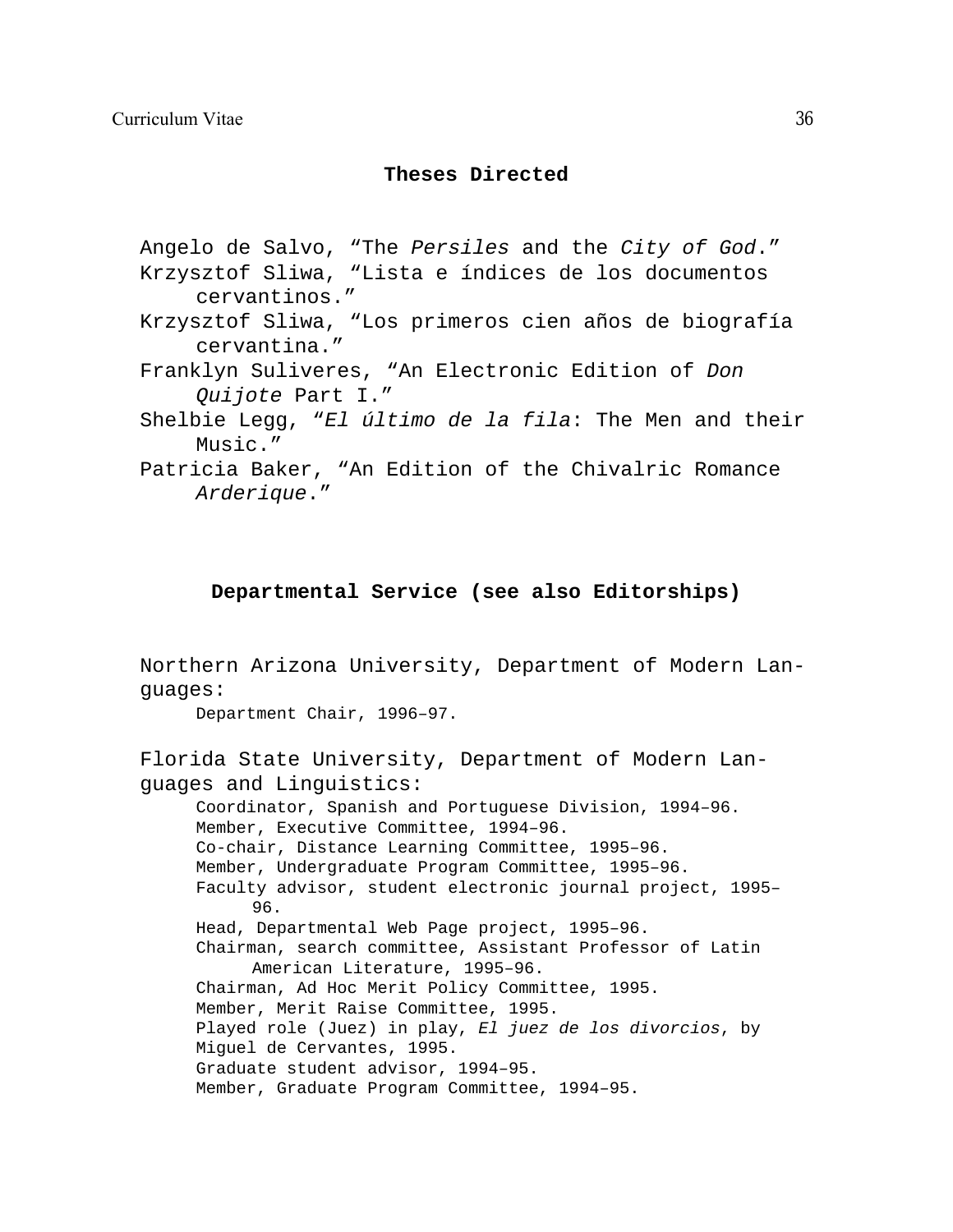## Theses Directed

Angelo de Salvo, "The *Persiles* and the *City of God*."
Krzysztof Sliwa, "Lista e índices de los documentos cervantinos."
Krzysztof Sliwa, "Los primeros cien años de biografía cervantina."
Franklyn Suliveres, "An Electronic Edition of *Don Quijote* Part I."
Shelbie Legg, "*El último de la fila*: The Men and their Music."
Patricia Baker, "An Edition of the Chivalric Romance *Arderique*."

## Departmental Service (see also Editorships)

Northern Arizona University, Department of Modern Languages:

- Department Chair, 1996–97.

Florida State University, Department of Modern Languages and Linguistics:

- Coordinator, Spanish and Portuguese Division, 1994–96.
- Member, Executive Committee, 1994–96.
- Co-chair, Distance Learning Committee, 1995–96.
- Member, Undergraduate Program Committee, 1995–96.
- Faculty advisor, student electronic journal project, 1995–96.
- Head, Departmental Web Page project, 1995–96.
- Chairman, search committee, Assistant Professor of Latin American Literature, 1995–96.
- Chairman, Ad Hoc Merit Policy Committee, 1995.
- Member, Merit Raise Committee, 1995.
- Played role (Juez) in play, *El juez de los divorcios*, by Miguel de Cervantes, 1995.
- Graduate student advisor, 1994–95.
- Member, Graduate Program Committee, 1994–95.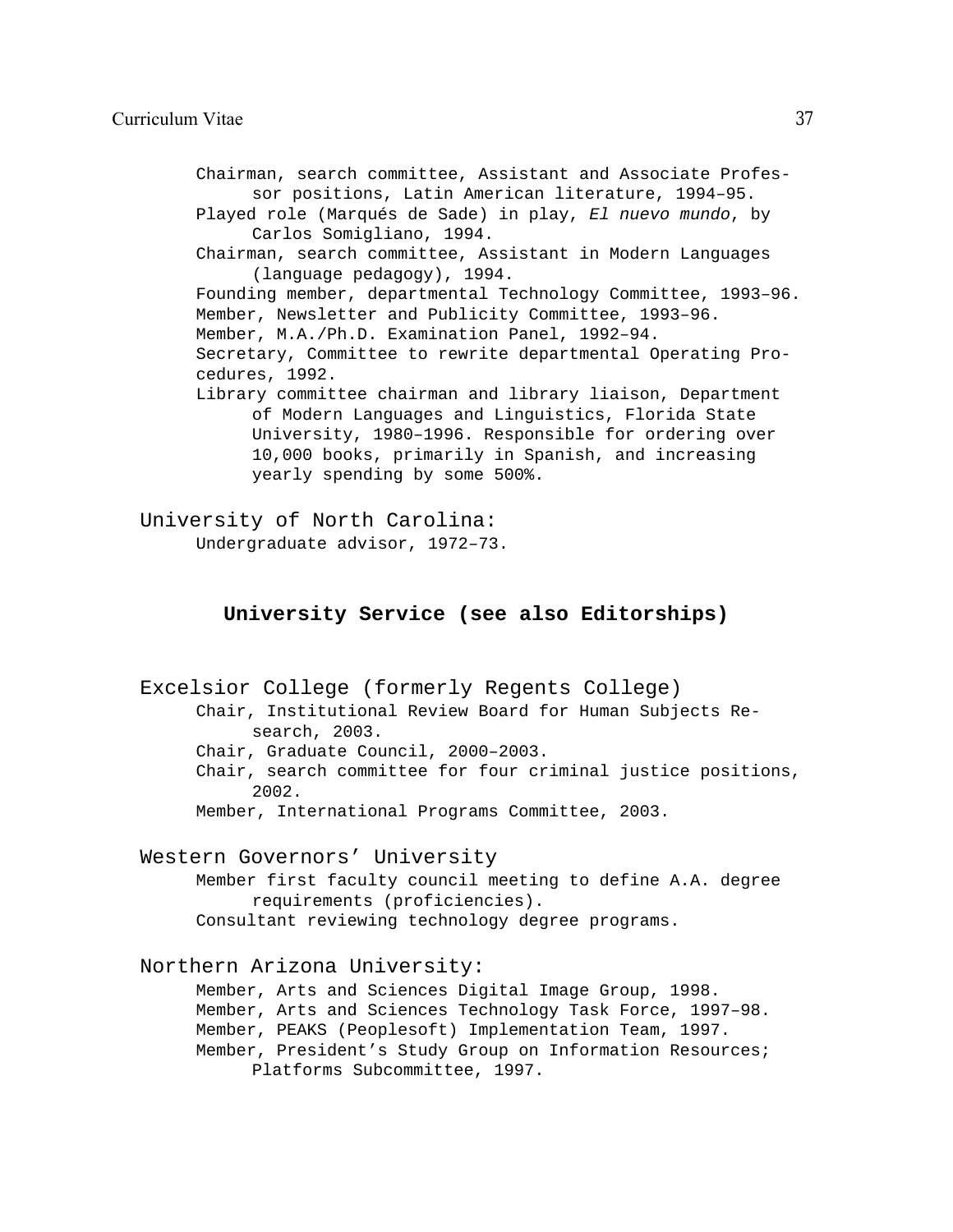- Chairman, search committee, Assistant and Associate Professor positions, Latin American literature, 1994–95.
- Played role (Marqués de Sade) in play, *El nuevo mundo*, by Carlos Somigliano, 1994.
- Chairman, search committee, Assistant in Modern Languages (language pedagogy), 1994.
- Founding member, departmental Technology Committee, 1993–96.
- Member, Newsletter and Publicity Committee, 1993–96.
- Member, M.A./Ph.D. Examination Panel, 1992–94.
- Secretary, Committee to rewrite departmental Operating Procedures, 1992.
- Library committee chairman and library liaison, Department of Modern Languages and Linguistics, Florida State University, 1980–1996. Responsible for ordering over 10,000 books, primarily in Spanish, and increasing yearly spending by some 500%.

University of North Carolina:

- Undergraduate advisor, 1972–73.

## University Service (see also Editorships)

Excelsior College (formerly Regents College)

- Chair, Institutional Review Board for Human Subjects Research, 2003.
- Chair, Graduate Council, 2000–2003.
- Chair, search committee for four criminal justice positions, 2002.
- Member, International Programs Committee, 2003.

Western Governors' University

- Member first faculty council meeting to define A.A. degree requirements (proficiencies).
- Consultant reviewing technology degree programs.

Northern Arizona University:

- Member, Arts and Sciences Digital Image Group, 1998.
- Member, Arts and Sciences Technology Task Force, 1997–98.
- Member, PEAKS (Peoplesoft) Implementation Team, 1997.
- Member, President's Study Group on Information Resources; Platforms Subcommittee, 1997.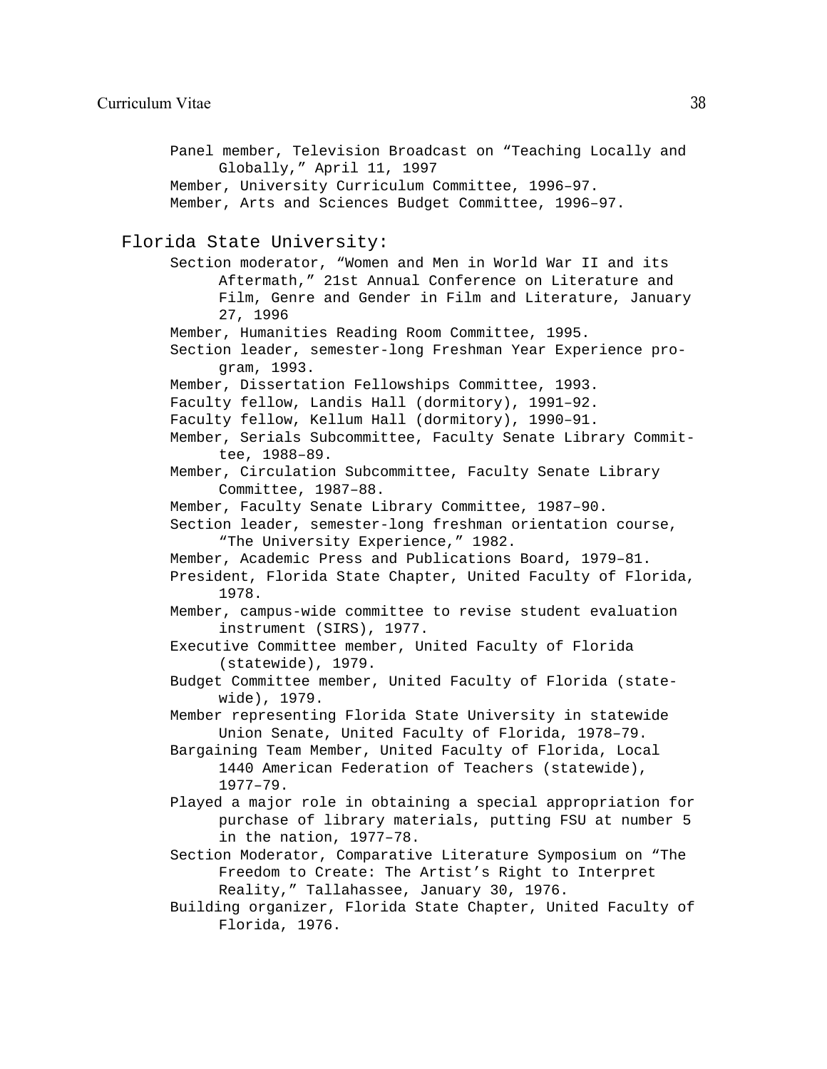Panel member, Television Broadcast on "Teaching Locally and Globally," April 11, 1997

Member, University Curriculum Committee, 1996–97.

Member, Arts and Sciences Budget Committee, 1996–97.

## Florida State University:

Section moderator, "Women and Men in World War II and its Aftermath," 21st Annual Conference on Literature and Film, Genre and Gender in Film and Literature, January 27, 1996

Member, Humanities Reading Room Committee, 1995.

Section leader, semester-long Freshman Year Experience program, 1993.

Member, Dissertation Fellowships Committee, 1993.

Faculty fellow, Landis Hall (dormitory), 1991–92.

Faculty fellow, Kellum Hall (dormitory), 1990–91.

Member, Serials Subcommittee, Faculty Senate Library Committee, 1988–89.

Member, Circulation Subcommittee, Faculty Senate Library Committee, 1987–88.

Member, Faculty Senate Library Committee, 1987–90.

Section leader, semester-long freshman orientation course, "The University Experience," 1982.

Member, Academic Press and Publications Board, 1979–81.

President, Florida State Chapter, United Faculty of Florida, 1978.

Member, campus-wide committee to revise student evaluation instrument (SIRS), 1977.

Executive Committee member, United Faculty of Florida (statewide), 1979.

Budget Committee member, United Faculty of Florida (statewide), 1979.

Member representing Florida State University in statewide Union Senate, United Faculty of Florida, 1978–79.

Bargaining Team Member, United Faculty of Florida, Local 1440 American Federation of Teachers (statewide), 1977–79.

Played a major role in obtaining a special appropriation for purchase of library materials, putting FSU at number 5 in the nation, 1977–78.

Section Moderator, Comparative Literature Symposium on "The Freedom to Create: The Artist's Right to Interpret Reality," Tallahassee, January 30, 1976.

Building organizer, Florida State Chapter, United Faculty of Florida, 1976.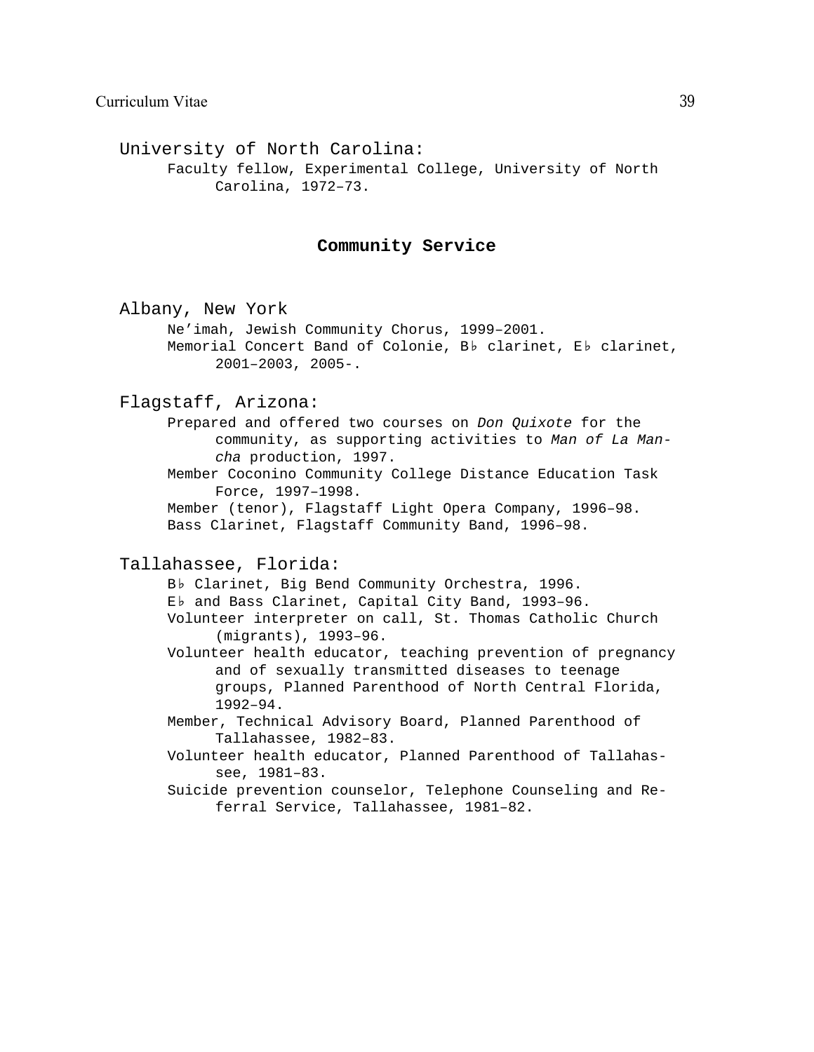University of North Carolina:

Faculty fellow, Experimental College, University of North Carolina, 1972–73.

## Community Service

Albany, New York

Ne'imah, Jewish Community Chorus, 1999–2001.
Memorial Concert Band of Colonie, B♭ clarinet, E♭ clarinet, 2001–2003, 2005-.

Flagstaff, Arizona:

Prepared and offered two courses on *Don Quixote* for the community, as supporting activities to *Man of La Mancha* production, 1997.
Member Coconino Community College Distance Education Task Force, 1997–1998.
Member (tenor), Flagstaff Light Opera Company, 1996–98.
Bass Clarinet, Flagstaff Community Band, 1996–98.

Tallahassee, Florida:

B♭ Clarinet, Big Bend Community Orchestra, 1996.
E♭ and Bass Clarinet, Capital City Band, 1993–96.
Volunteer interpreter on call, St. Thomas Catholic Church (migrants), 1993–96.
Volunteer health educator, teaching prevention of pregnancy and of sexually transmitted diseases to teenage groups, Planned Parenthood of North Central Florida, 1992–94.
Member, Technical Advisory Board, Planned Parenthood of Tallahassee, 1982–83.
Volunteer health educator, Planned Parenthood of Tallahassee, 1981–83.
Suicide prevention counselor, Telephone Counseling and Referral Service, Tallahassee, 1981–82.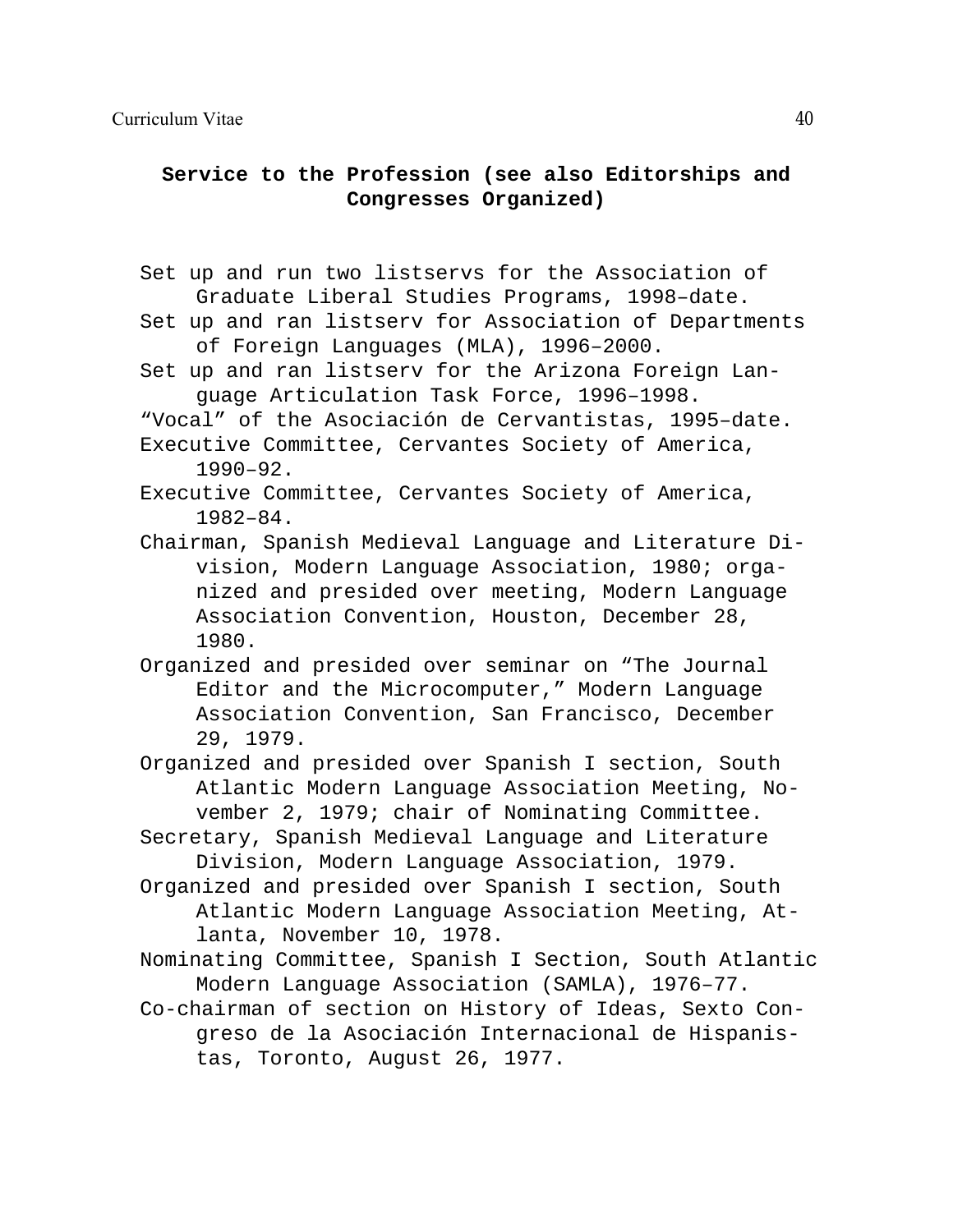## Service to the Profession (see also Editorships and Congresses Organized)

Set up and run two listservs for the Association of Graduate Liberal Studies Programs, 1998–date.

Set up and ran listserv for Association of Departments of Foreign Languages (MLA), 1996–2000.

Set up and ran listserv for the Arizona Foreign Language Articulation Task Force, 1996–1998.

"Vocal" of the Asociación de Cervantistas, 1995–date.

Executive Committee, Cervantes Society of America, 1990–92.

Executive Committee, Cervantes Society of America, 1982–84.

Chairman, Spanish Medieval Language and Literature Division, Modern Language Association, 1980; organized and presided over meeting, Modern Language Association Convention, Houston, December 28, 1980.

Organized and presided over seminar on "The Journal Editor and the Microcomputer," Modern Language Association Convention, San Francisco, December 29, 1979.

Organized and presided over Spanish I section, South Atlantic Modern Language Association Meeting, November 2, 1979; chair of Nominating Committee.

Secretary, Spanish Medieval Language and Literature Division, Modern Language Association, 1979.

Organized and presided over Spanish I section, South Atlantic Modern Language Association Meeting, Atlanta, November 10, 1978.

Nominating Committee, Spanish I Section, South Atlantic Modern Language Association (SAMLA), 1976–77.

Co-chairman of section on History of Ideas, Sexto Congreso de la Asociación Internacional de Hispanistas, Toronto, August 26, 1977.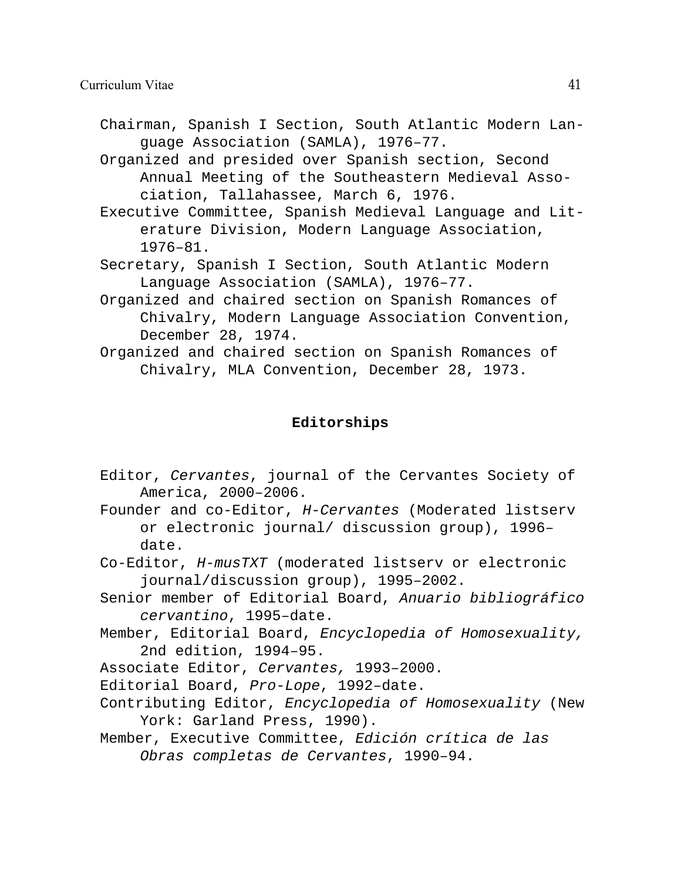Chairman, Spanish I Section, South Atlantic Modern Language Association (SAMLA), 1976–77.

Organized and presided over Spanish section, Second Annual Meeting of the Southeastern Medieval Association, Tallahassee, March 6, 1976.

Executive Committee, Spanish Medieval Language and Literature Division, Modern Language Association, 1976–81.

Secretary, Spanish I Section, South Atlantic Modern Language Association (SAMLA), 1976–77.

Organized and chaired section on Spanish Romances of Chivalry, Modern Language Association Convention, December 28, 1974.

Organized and chaired section on Spanish Romances of Chivalry, MLA Convention, December 28, 1973.

## Editorships

Editor, *Cervantes*, journal of the Cervantes Society of America, 2000–2006.

Founder and co-Editor, *H-Cervantes* (Moderated listserv or electronic journal/ discussion group), 1996–date.

Co-Editor, *H-musTXT* (moderated listserv or electronic journal/discussion group), 1995–2002.

Senior member of Editorial Board, *Anuario bibliográfico cervantino*, 1995–date.

Member, Editorial Board, *Encyclopedia of Homosexuality,* 2nd edition, 1994–95.

Associate Editor, *Cervantes,* 1993–2000.

Editorial Board, *Pro-Lope*, 1992–date.

Contributing Editor, *Encyclopedia of Homosexuality* (New York: Garland Press, 1990).

Member, Executive Committee, *Edición crítica de las Obras completas de Cervantes*, 1990–94.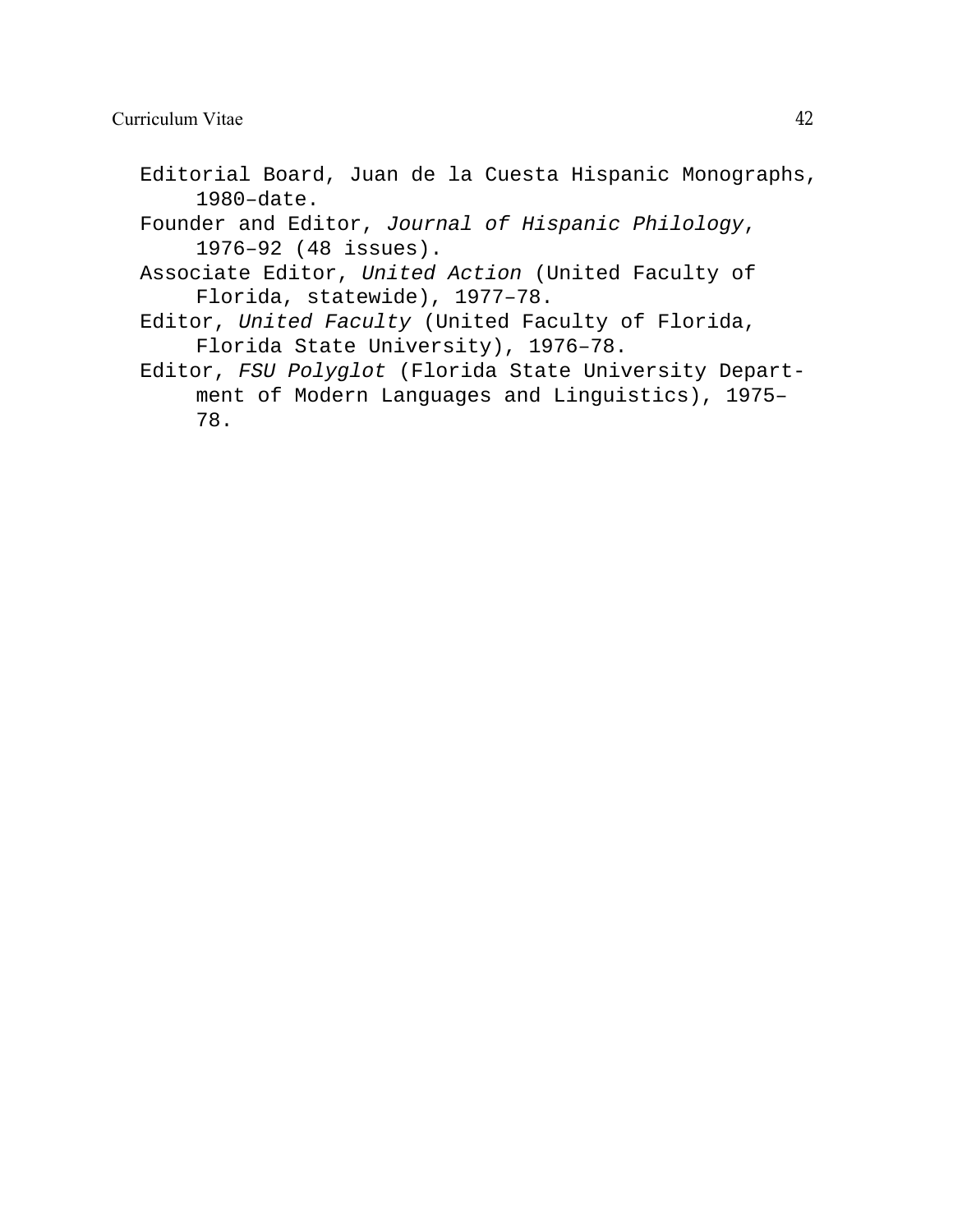Editorial Board, Juan de la Cuesta Hispanic Monographs, 1980–date.

Founder and Editor, *Journal of Hispanic Philology*, 1976–92 (48 issues).

Associate Editor, *United Action* (United Faculty of Florida, statewide), 1977–78.

Editor, *United Faculty* (United Faculty of Florida, Florida State University), 1976–78.

Editor, *FSU Polyglot* (Florida State University Department of Modern Languages and Linguistics), 1975–78.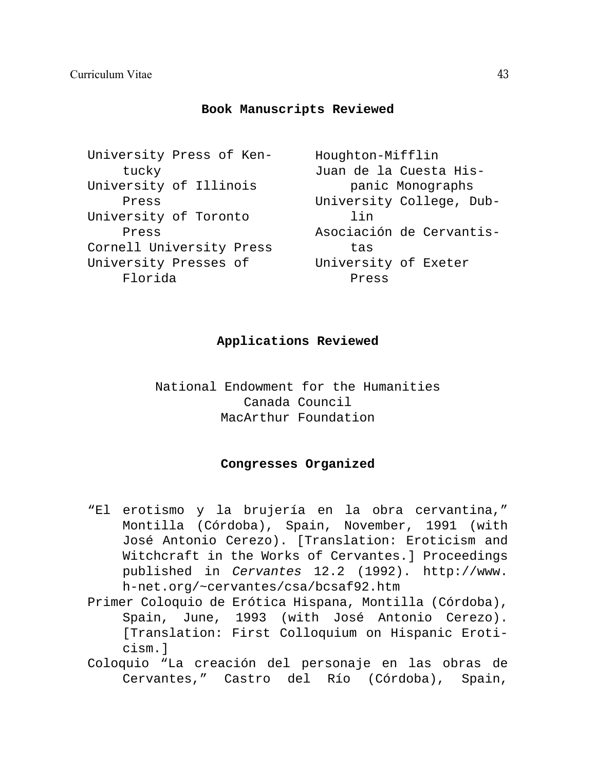## Book Manuscripts Reviewed

- University Press of Kentucky
- University of Illinois Press
- University of Toronto Press
- Cornell University Press
- University Presses of Florida
- Houghton-Mifflin
- Juan de la Cuesta Hispanic Monographs
- University College, Dublin
- Asociación de Cervantistas
- University of Exeter Press

## Applications Reviewed

National Endowment for the Humanities
Canada Council
MacArthur Foundation

## Congresses Organized

“El erotismo y la brujería en la obra cervantina,” Montilla (Córdoba), Spain, November, 1991 (with José Antonio Cerezo). [Translation: Eroticism and Witchcraft in the Works of Cervantes.] Proceedings published in *Cervantes* 12.2 (1992). http://www.h-net.org/~cervantes/csa/bcsaf92.htm

Primer Coloquio de Erótica Hispana, Montilla (Córdoba), Spain, June, 1993 (with José Antonio Cerezo). [Translation: First Colloquium on Hispanic Eroticism.]

Coloquio “La creación del personaje en las obras de Cervantes,” Castro del Río (Córdoba), Spain,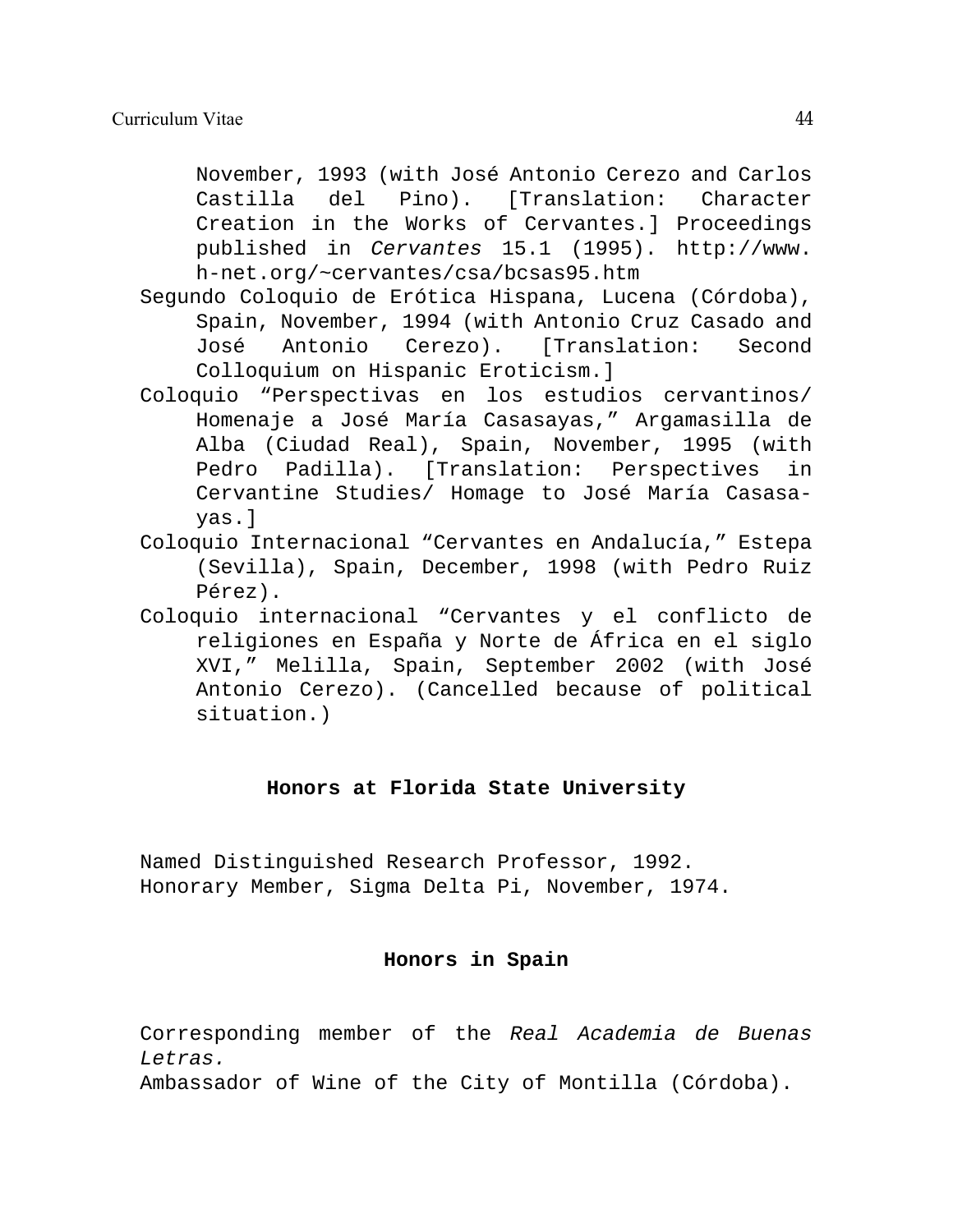November, 1993 (with José Antonio Cerezo and Carlos Castilla del Pino). [Translation: Character Creation in the Works of Cervantes.] Proceedings published in *Cervantes* 15.1 (1995). http://www.h-net.org/~cervantes/csa/bcsas95.htm

Segundo Coloquio de Erótica Hispana, Lucena (Córdoba), Spain, November, 1994 (with Antonio Cruz Casado and José Antonio Cerezo). [Translation: Second Colloquium on Hispanic Eroticism.]

Coloquio "Perspectivas en los estudios cervantinos/ Homenaje a José María Casasayas," Argamasilla de Alba (Ciudad Real), Spain, November, 1995 (with Pedro Padilla). [Translation: Perspectives in Cervantine Studies/ Homage to José María Casasayas.]

Coloquio Internacional "Cervantes en Andalucía," Estepa (Sevilla), Spain, December, 1998 (with Pedro Ruiz Pérez).

Coloquio internacional "Cervantes y el conflicto de religiones en España y Norte de África en el siglo XVI," Melilla, Spain, September 2002 (with José Antonio Cerezo). (Cancelled because of political situation.)

## Honors at Florida State University

Named Distinguished Research Professor, 1992.
Honorary Member, Sigma Delta Pi, November, 1974.

## Honors in Spain

Corresponding member of the *Real Academia de Buenas Letras.*
Ambassador of Wine of the City of Montilla (Córdoba).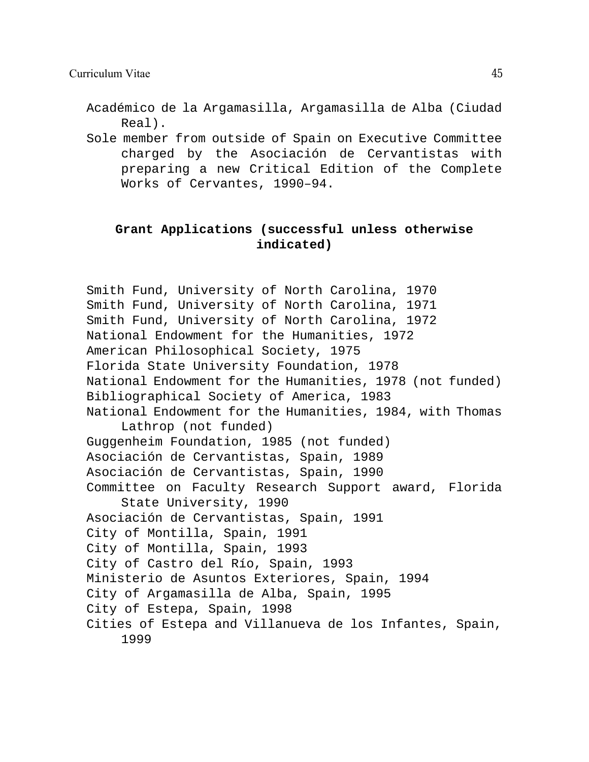Académico de la Argamasilla, Argamasilla de Alba (Ciudad Real).

Sole member from outside of Spain on Executive Committee charged by the Asociación de Cervantistas with preparing a new Critical Edition of the Complete Works of Cervantes, 1990–94.

## Grant Applications (successful unless otherwise indicated)

Smith Fund, University of North Carolina, 1970

Smith Fund, University of North Carolina, 1971

Smith Fund, University of North Carolina, 1972

National Endowment for the Humanities, 1972

American Philosophical Society, 1975

Florida State University Foundation, 1978

National Endowment for the Humanities, 1978 (not funded)

Bibliographical Society of America, 1983

National Endowment for the Humanities, 1984, with Thomas Lathrop (not funded)

Guggenheim Foundation, 1985 (not funded)

Asociación de Cervantistas, Spain, 1989

Asociación de Cervantistas, Spain, 1990

Committee on Faculty Research Support award, Florida State University, 1990

Asociación de Cervantistas, Spain, 1991

City of Montilla, Spain, 1991

City of Montilla, Spain, 1993

City of Castro del Río, Spain, 1993

Ministerio de Asuntos Exteriores, Spain, 1994

City of Argamasilla de Alba, Spain, 1995

City of Estepa, Spain, 1998

Cities of Estepa and Villanueva de los Infantes, Spain, 1999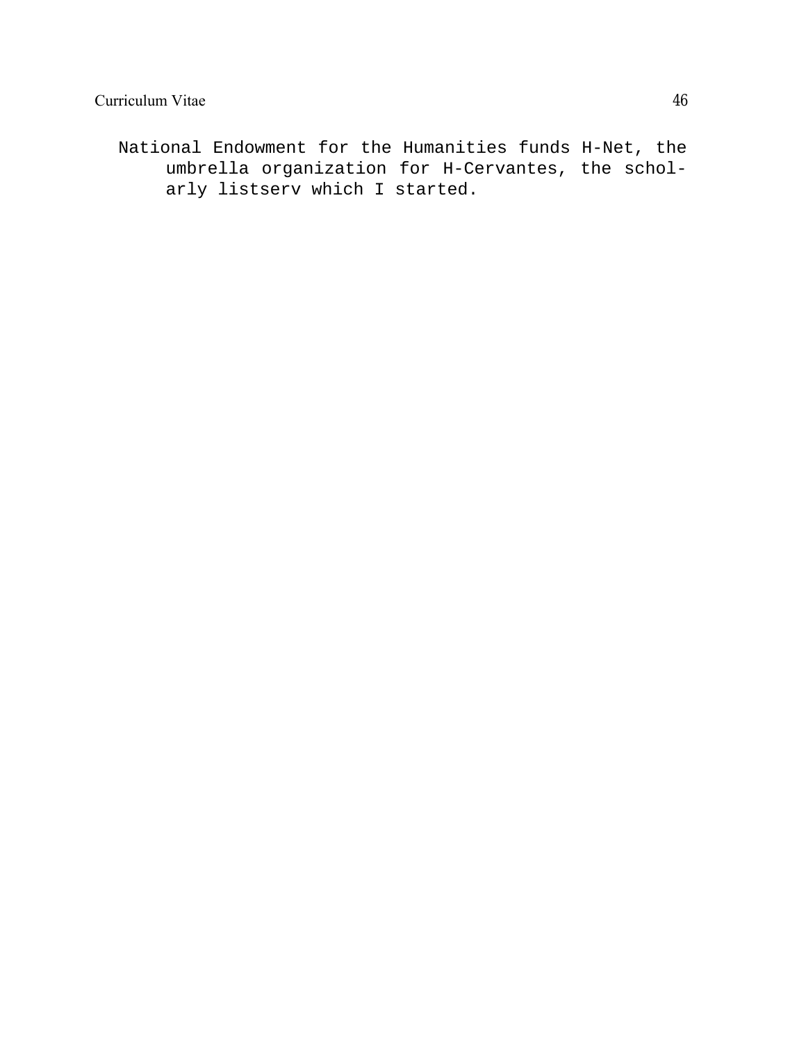National Endowment for the Humanities funds H-Net, the umbrella organization for H-Cervantes, the scholarly listserv which I started.